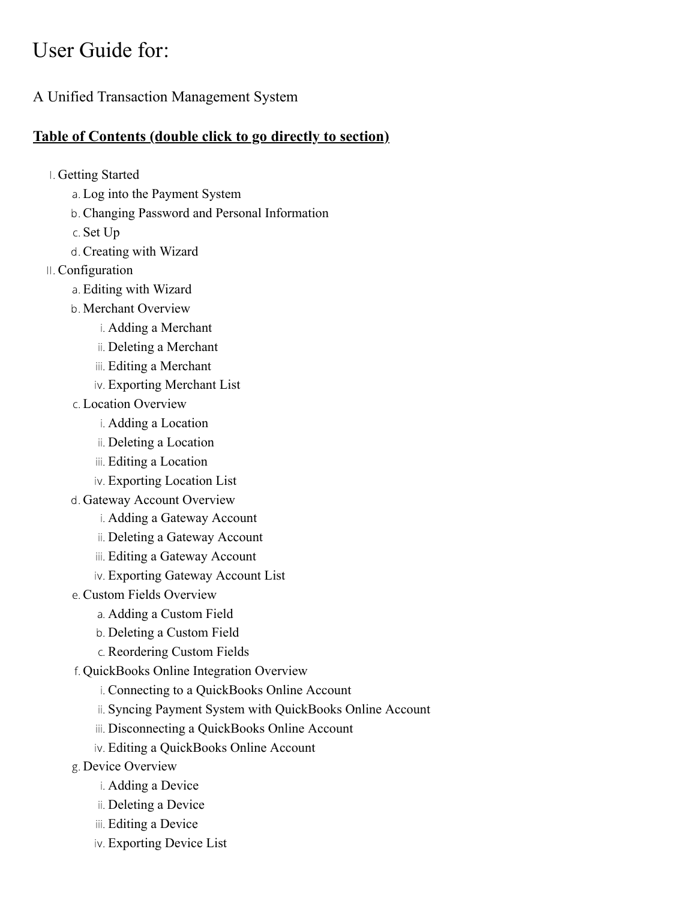# User Guide for:

## A Unified Transaction Management System

**Table of Contents (double click to go directly to section)**

I. Getting Started
   a. Log into the Payment System
   b. Changing Password and Personal Information
   c. Set Up
   d. Creating with Wizard
II. Configuration
   a. Editing with Wizard
   b. Merchant Overview
      i. Adding a Merchant
      ii. Deleting a Merchant
      iii. Editing a Merchant
      iv. Exporting Merchant List
   c. Location Overview
      i. Adding a Location
      ii. Deleting a Location
      iii. Editing a Location
      iv. Exporting Location List
   d. Gateway Account Overview
      i. Adding a Gateway Account
      ii. Deleting a Gateway Account
      iii. Editing a Gateway Account
      iv. Exporting Gateway Account List
   e. Custom Fields Overview
      a. Adding a Custom Field
      b. Deleting a Custom Field
      c. Reordering Custom Fields
   f. QuickBooks Online Integration Overview
      i. Connecting to a QuickBooks Online Account
      ii. Syncing Payment System with QuickBooks Online Account
      iii. Disconnecting a QuickBooks Online Account
      iv. Editing a QuickBooks Online Account
   g. Device Overview
      i. Adding a Device
      ii. Deleting a Device
      iii. Editing a Device
      iv. Exporting Device List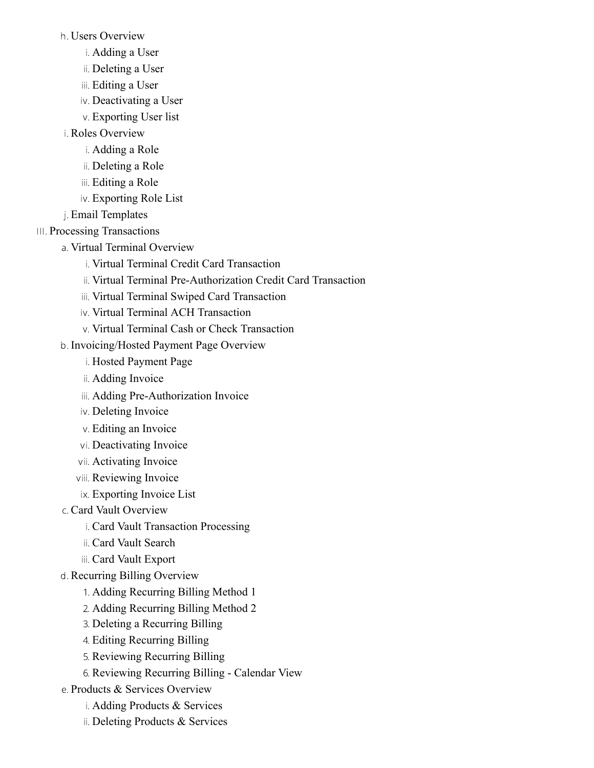- h. Users Overview
  - i. Adding a User
  - ii. Deleting a User
  - iii. Editing a User
  - iv. Deactivating a User
  - v. Exporting User list
- i. Roles Overview
  - i. Adding a Role
  - ii. Deleting a Role
  - iii. Editing a Role
  - iv. Exporting Role List
- j. Email Templates

III. Processing Transactions

- a. Virtual Terminal Overview
  - i. Virtual Terminal Credit Card Transaction
  - ii. Virtual Terminal Pre-Authorization Credit Card Transaction
  - iii. Virtual Terminal Swiped Card Transaction
  - iv. Virtual Terminal ACH Transaction
  - v. Virtual Terminal Cash or Check Transaction
- b. Invoicing/Hosted Payment Page Overview
  - i. Hosted Payment Page
  - ii. Adding Invoice
  - iii. Adding Pre-Authorization Invoice
  - iv. Deleting Invoice
  - v. Editing an Invoice
  - vi. Deactivating Invoice
  - vii. Activating Invoice
  - viii. Reviewing Invoice
  - ix. Exporting Invoice List
- c. Card Vault Overview
  - i. Card Vault Transaction Processing
  - ii. Card Vault Search
  - iii. Card Vault Export
- d. Recurring Billing Overview
  1. Adding Recurring Billing Method 1
  2. Adding Recurring Billing Method 2
  3. Deleting a Recurring Billing
  4. Editing Recurring Billing
  5. Reviewing Recurring Billing
  6. Reviewing Recurring Billing - Calendar View
- e. Products & Services Overview
  - i. Adding Products & Services
  - ii. Deleting Products & Services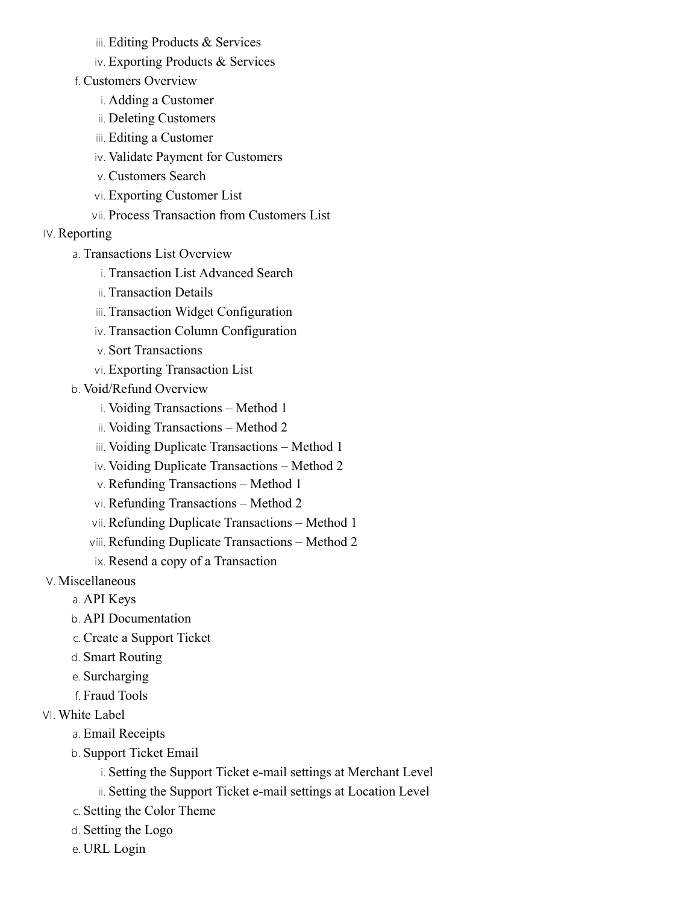iii. Editing Products & Services
        iv. Exporting Products & Services
    f. Customers Overview
        i. Adding a Customer
        ii. Deleting Customers
        iii. Editing a Customer
        iv. Validate Payment for Customers
        v. Customers Search
        vi. Exporting Customer List
        vii. Process Transaction from Customers List

IV. Reporting
    a. Transactions List Overview
        i. Transaction List Advanced Search
        ii. Transaction Details
        iii. Transaction Widget Configuration
        iv. Transaction Column Configuration
        v. Sort Transactions
        vi. Exporting Transaction List
    b. Void/Refund Overview
        i. Voiding Transactions – Method 1
        ii. Voiding Transactions – Method 2
        iii. Voiding Duplicate Transactions – Method 1
        iv. Voiding Duplicate Transactions – Method 2
        v. Refunding Transactions – Method 1
        vi. Refunding Transactions – Method 2
        vii. Refunding Duplicate Transactions – Method 1
        viii. Refunding Duplicate Transactions – Method 2
        ix. Resend a copy of a Transaction

V. Miscellaneous
    a. API Keys
    b. API Documentation
    c. Create a Support Ticket
    d. Smart Routing
    e. Surcharging
    f. Fraud Tools

VI. White Label
    a. Email Receipts
    b. Support Ticket Email
        i. Setting the Support Ticket e-mail settings at Merchant Level
        ii. Setting the Support Ticket e-mail settings at Location Level
    c. Setting the Color Theme
    d. Setting the Logo
    e. URL Login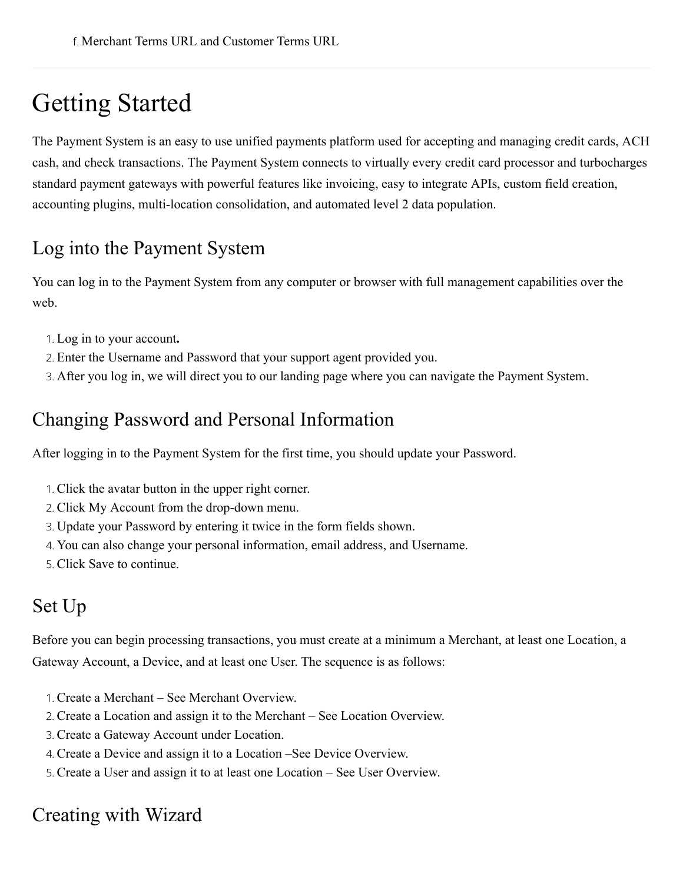f. Merchant Terms URL and Customer Terms URL

---

# Getting Started

The Payment System is an easy to use unified payments platform used for accepting and managing credit cards, ACH cash, and check transactions. The Payment System connects to virtually every credit card processor and turbocharges standard payment gateways with powerful features like invoicing, easy to integrate APIs, custom field creation, accounting plugins, multi-location consolidation, and automated level 2 data population.

## Log into the Payment System

You can log in to the Payment System from any computer or browser with full management capabilities over the web.

1. Log in to your account**.**
2. Enter the Username and Password that your support agent provided you.
3. After you log in, we will direct you to our landing page where you can navigate the Payment System.

## Changing Password and Personal Information

After logging in to the Payment System for the first time, you should update your Password.

1. Click the avatar button in the upper right corner.
2. Click My Account from the drop-down menu.
3. Update your Password by entering it twice in the form fields shown.
4. You can also change your personal information, email address, and Username.
5. Click Save to continue.

## Set Up

Before you can begin processing transactions, you must create at a minimum a Merchant, at least one Location, a Gateway Account, a Device, and at least one User. The sequence is as follows:

1. Create a Merchant – See Merchant Overview.
2. Create a Location and assign it to the Merchant – See Location Overview.
3. Create a Gateway Account under Location.
4. Create a Device and assign it to a Location –See Device Overview.
5. Create a User and assign it to at least one Location – See User Overview.

## Creating with Wizard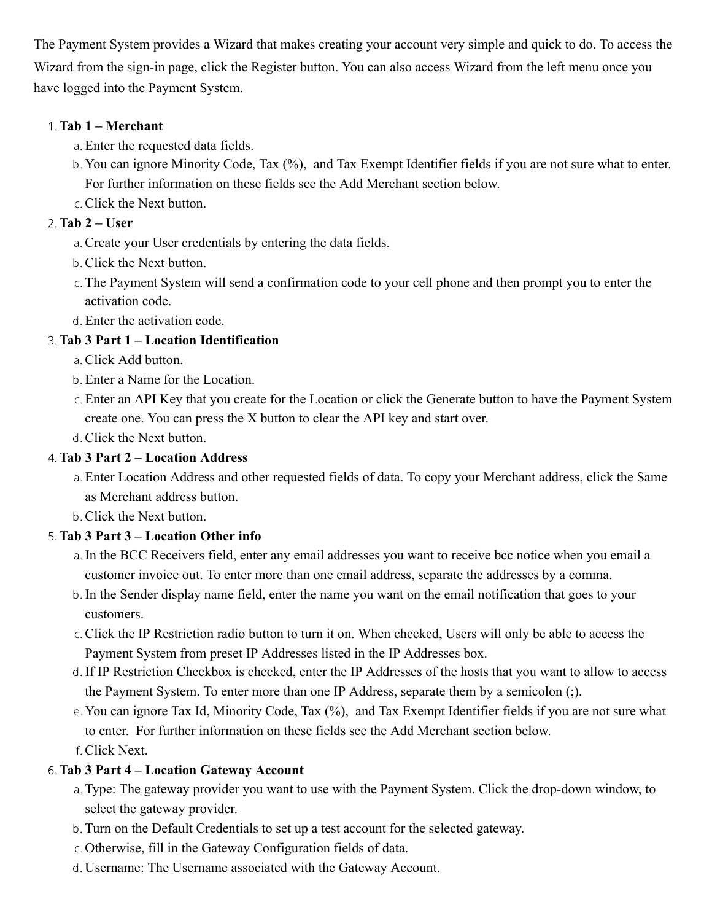The Payment System provides a Wizard that makes creating your account very simple and quick to do. To access the Wizard from the sign-in page, click the Register button. You can also access Wizard from the left menu once you have logged into the Payment System.

1. **Tab 1 – Merchant**
   a. Enter the requested data fields.
   b. You can ignore Minority Code, Tax (%), and Tax Exempt Identifier fields if you are not sure what to enter. For further information on these fields see the Add Merchant section below.
   c. Click the Next button.
2. **Tab 2 – User**
   a. Create your User credentials by entering the data fields.
   b. Click the Next button.
   c. The Payment System will send a confirmation code to your cell phone and then prompt you to enter the activation code.
   d. Enter the activation code.
3. **Tab 3 Part 1 – Location Identification**
   a. Click Add button.
   b. Enter a Name for the Location.
   c. Enter an API Key that you create for the Location or click the Generate button to have the Payment System create one. You can press the X button to clear the API key and start over.
   d. Click the Next button.
4. **Tab 3 Part 2 – Location Address**
   a. Enter Location Address and other requested fields of data. To copy your Merchant address, click the Same as Merchant address button.
   b. Click the Next button.
5. **Tab 3 Part 3 – Location Other info**
   a. In the BCC Receivers field, enter any email addresses you want to receive bcc notice when you email a customer invoice out. To enter more than one email address, separate the addresses by a comma.
   b. In the Sender display name field, enter the name you want on the email notification that goes to your customers.
   c. Click the IP Restriction radio button to turn it on. When checked, Users will only be able to access the Payment System from preset IP Addresses listed in the IP Addresses box.
   d. If IP Restriction Checkbox is checked, enter the IP Addresses of the hosts that you want to allow to access the Payment System. To enter more than one IP Address, separate them by a semicolon (;).
   e. You can ignore Tax Id, Minority Code, Tax (%), and Tax Exempt Identifier fields if you are not sure what to enter. For further information on these fields see the Add Merchant section below.
   f. Click Next.
6. **Tab 3 Part 4 – Location Gateway Account**
   a. Type: The gateway provider you want to use with the Payment System. Click the drop-down window, to select the gateway provider.
   b. Turn on the Default Credentials to set up a test account for the selected gateway.
   c. Otherwise, fill in the Gateway Configuration fields of data.
   d. Username: The Username associated with the Gateway Account.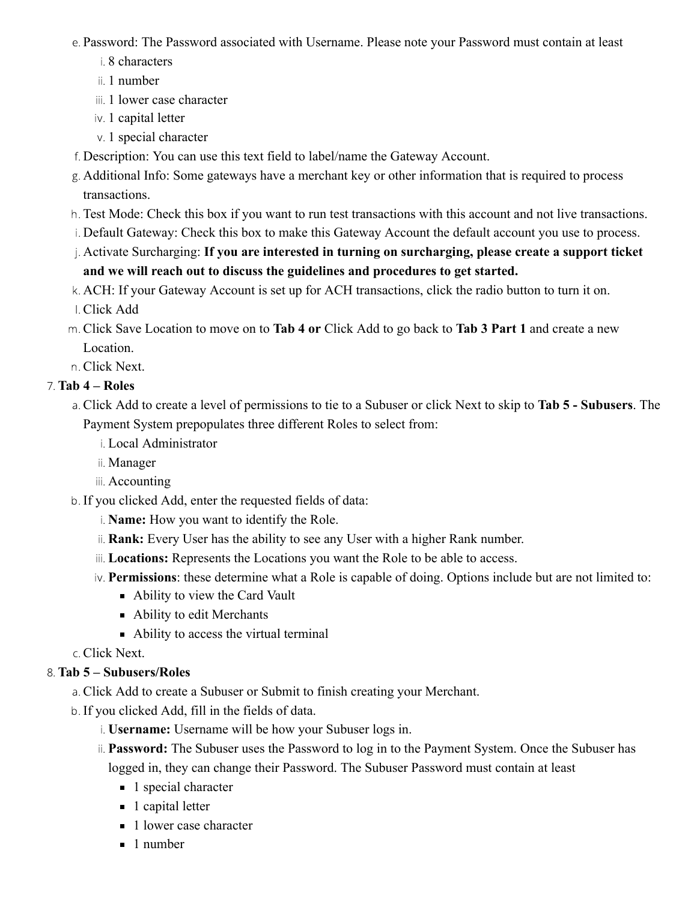e. Password: The Password associated with Username. Please note your Password must contain at least
    i. 8 characters
    ii. 1 number
    iii. 1 lower case character
    iv. 1 capital letter
    v. 1 special character

f. Description: You can use this text field to label/name the Gateway Account.

g. Additional Info: Some gateways have a merchant key or other information that is required to process transactions.

h. Test Mode: Check this box if you want to run test transactions with this account and not live transactions.

i. Default Gateway: Check this box to make this Gateway Account the default account you use to process.

j. Activate Surcharging: **If you are interested in turning on surcharging, please create a support ticket and we will reach out to discuss the guidelines and procedures to get started.**

k. ACH: If your Gateway Account is set up for ACH transactions, click the radio button to turn it on.

l. Click Add

m. Click Save Location to move on to **Tab 4 or** Click Add to go back to **Tab 3 Part 1** and create a new Location.

n. Click Next.

7. **Tab 4 – Roles**
    a. Click Add to create a level of permissions to tie to a Subuser or click Next to skip to **Tab 5 - Subusers**. The Payment System prepopulates three different Roles to select from:
        i. Local Administrator
        ii. Manager
        iii. Accounting
    b. If you clicked Add, enter the requested fields of data:
        i. **Name:** How you want to identify the Role.
        ii. **Rank:** Every User has the ability to see any User with a higher Rank number.
        iii. **Locations:** Represents the Locations you want the Role to be able to access.
        iv. **Permissions**: these determine what a Role is capable of doing. Options include but are not limited to:
            - Ability to view the Card Vault
            - Ability to edit Merchants
            - Ability to access the virtual terminal
    c. Click Next.

8. **Tab 5 – Subusers/Roles**
    a. Click Add to create a Subuser or Submit to finish creating your Merchant.
    b. If you clicked Add, fill in the fields of data.
        i. **Username:** Username will be how your Subuser logs in.
        ii. **Password:** The Subuser uses the Password to log in to the Payment System. Once the Subuser has logged in, they can change their Password. The Subuser Password must contain at least
            - 1 special character
            - 1 capital letter
            - 1 lower case character
            - 1 number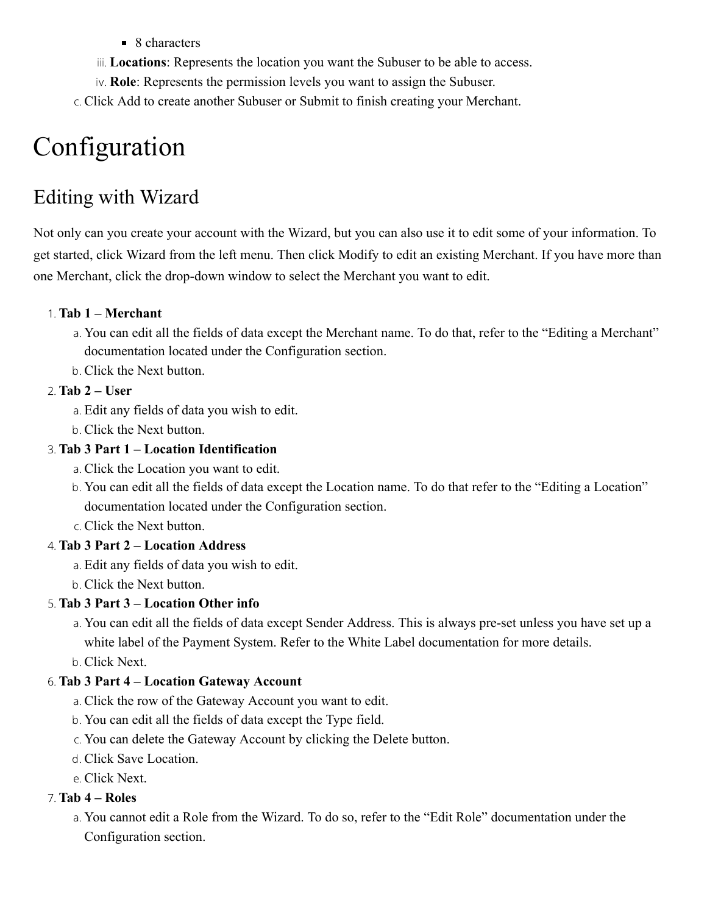- 8 characters
    3. **Locations**: Represents the location you want the Subuser to be able to access.
    4. **Role**: Represents the permission levels you want to assign the Subuser.
  3. Click Add to create another Subuser or Submit to finish creating your Merchant.

# Configuration

## Editing with Wizard

Not only can you create your account with the Wizard, but you can also use it to edit some of your information. To get started, click Wizard from the left menu. Then click Modify to edit an existing Merchant. If you have more than one Merchant, click the drop-down window to select the Merchant you want to edit.

1. **Tab 1 – Merchant**
   1. You can edit all the fields of data except the Merchant name. To do that, refer to the "Editing a Merchant" documentation located under the Configuration section.
   2. Click the Next button.
2. **Tab 2 – User**
   1. Edit any fields of data you wish to edit.
   2. Click the Next button.
3. **Tab 3 Part 1 – Location Identification**
   1. Click the Location you want to edit.
   2. You can edit all the fields of data except the Location name. To do that refer to the "Editing a Location" documentation located under the Configuration section.
   3. Click the Next button.
4. **Tab 3 Part 2 – Location Address**
   1. Edit any fields of data you wish to edit.
   2. Click the Next button.
5. **Tab 3 Part 3 – Location Other info**
   1. You can edit all the fields of data except Sender Address. This is always pre-set unless you have set up a white label of the Payment System. Refer to the White Label documentation for more details.
   2. Click Next.
6. **Tab 3 Part 4 – Location Gateway Account**
   1. Click the row of the Gateway Account you want to edit.
   2. You can edit all the fields of data except the Type field.
   3. You can delete the Gateway Account by clicking the Delete button.
   4. Click Save Location.
   5. Click Next.
7. **Tab 4 – Roles**
   1. You cannot edit a Role from the Wizard. To do so, refer to the "Edit Role" documentation under the Configuration section.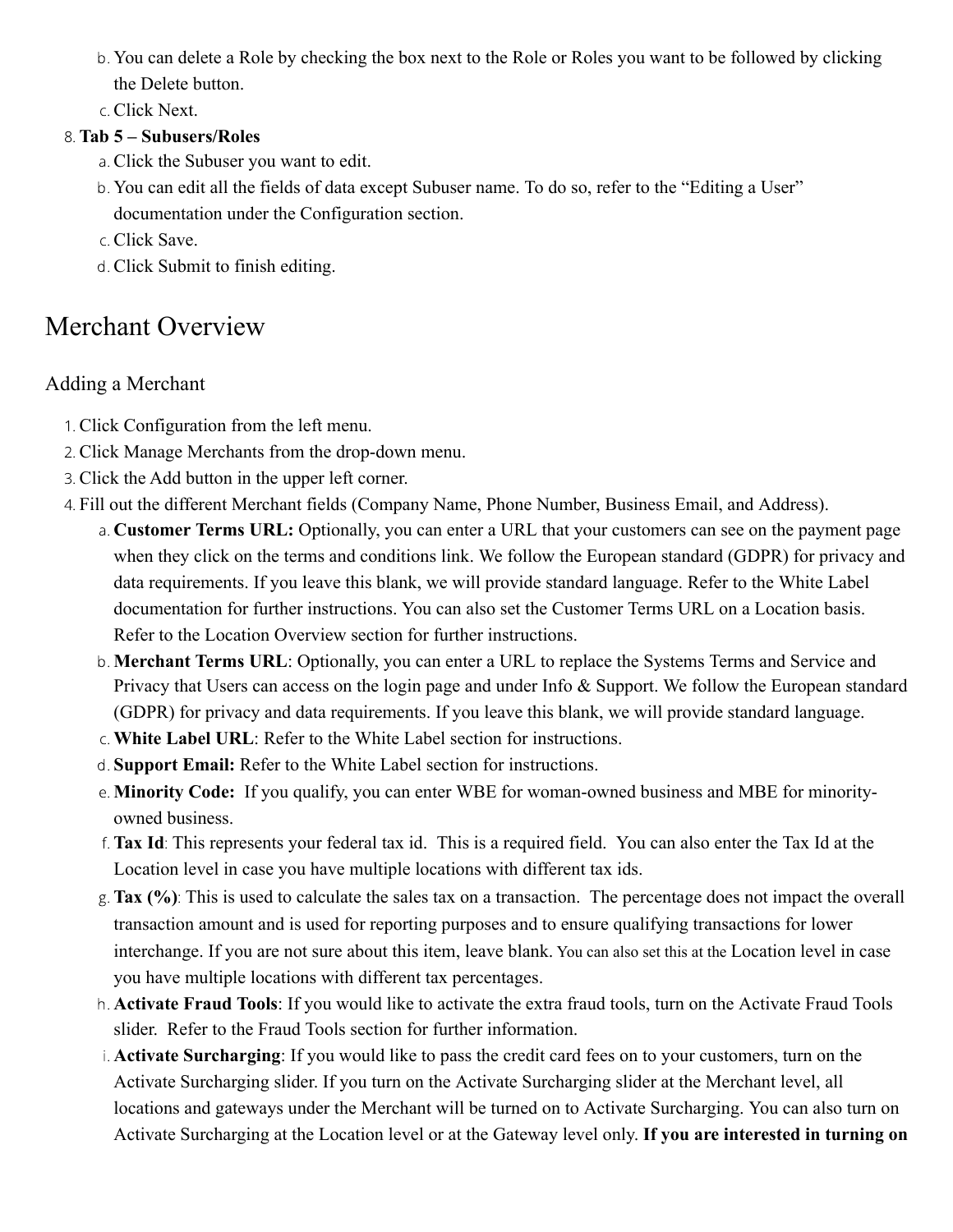b. You can delete a Role by checking the box next to the Role or Roles you want to be followed by clicking the Delete button.
c. Click Next.

8. **Tab 5 – Subusers/Roles**
   a. Click the Subuser you want to edit.
   b. You can edit all the fields of data except Subuser name. To do so, refer to the "Editing a User" documentation under the Configuration section.
   c. Click Save.
   d. Click Submit to finish editing.

# Merchant Overview

## Adding a Merchant

1. Click Configuration from the left menu.
2. Click Manage Merchants from the drop-down menu.
3. Click the Add button in the upper left corner.
4. Fill out the different Merchant fields (Company Name, Phone Number, Business Email, and Address).
   a. **Customer Terms URL:** Optionally, you can enter a URL that your customers can see on the payment page when they click on the terms and conditions link. We follow the European standard (GDPR) for privacy and data requirements. If you leave this blank, we will provide standard language. Refer to the White Label documentation for further instructions. You can also set the Customer Terms URL on a Location basis. Refer to the Location Overview section for further instructions.
   b. **Merchant Terms URL**: Optionally, you can enter a URL to replace the Systems Terms and Service and Privacy that Users can access on the login page and under Info & Support. We follow the European standard (GDPR) for privacy and data requirements. If you leave this blank, we will provide standard language.
   c. **White Label URL**: Refer to the White Label section for instructions.
   d. **Support Email:** Refer to the White Label section for instructions.
   e. **Minority Code:** If you qualify, you can enter WBE for woman-owned business and MBE for minority-owned business.
   f. **Tax Id**: This represents your federal tax id. This is a required field. You can also enter the Tax Id at the Location level in case you have multiple locations with different tax ids.
   g. **Tax (%)**: This is used to calculate the sales tax on a transaction. The percentage does not impact the overall transaction amount and is used for reporting purposes and to ensure qualifying transactions for lower interchange. If you are not sure about this item, leave blank. You can also set this at the Location level in case you have multiple locations with different tax percentages.
   h. **Activate Fraud Tools**: If you would like to activate the extra fraud tools, turn on the Activate Fraud Tools slider. Refer to the Fraud Tools section for further information.
   i. **Activate Surcharging**: If you would like to pass the credit card fees on to your customers, turn on the Activate Surcharging slider. If you turn on the Activate Surcharging slider at the Merchant level, all locations and gateways under the Merchant will be turned on to Activate Surcharging. You can also turn on Activate Surcharging at the Location level or at the Gateway level only. **If you are interested in turning on**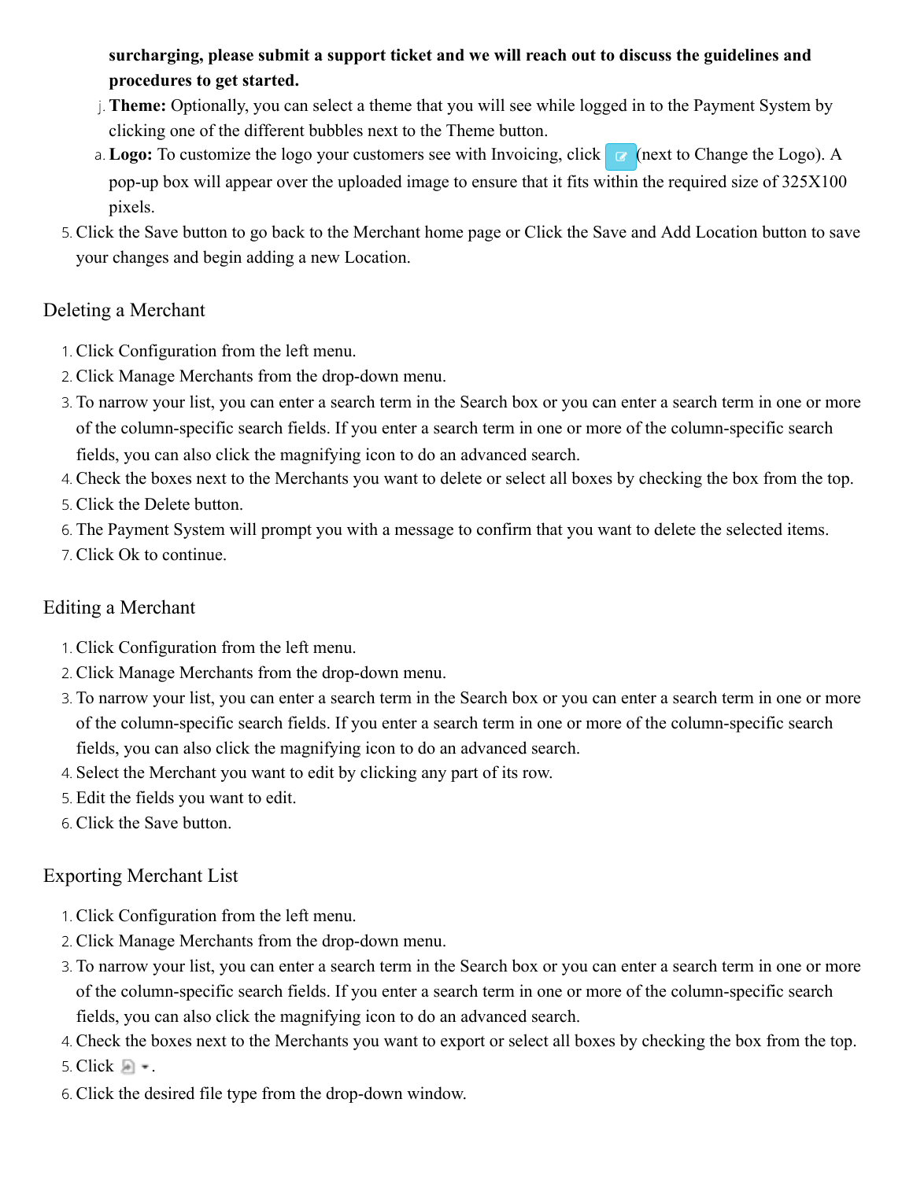**surcharging, please submit a support ticket and we will reach out to discuss the guidelines and procedures to get started.**

j. **Theme:** Optionally, you can select a theme that you will see while logged in to the Payment System by clicking one of the different bubbles next to the Theme button.

a. **Logo:** To customize the logo your customers see with Invoicing, click (next to Change the Logo). A pop-up box will appear over the uploaded image to ensure that it fits within the required size of 325X100 pixels.

5. Click the Save button to go back to the Merchant home page or Click the Save and Add Location button to save your changes and begin adding a new Location.

## Deleting a Merchant

1. Click Configuration from the left menu.
2. Click Manage Merchants from the drop-down menu.
3. To narrow your list, you can enter a search term in the Search box or you can enter a search term in one or more of the column-specific search fields. If you enter a search term in one or more of the column-specific search fields, you can also click the magnifying icon to do an advanced search.
4. Check the boxes next to the Merchants you want to delete or select all boxes by checking the box from the top.
5. Click the Delete button.
6. The Payment System will prompt you with a message to confirm that you want to delete the selected items.
7. Click Ok to continue.

## Editing a Merchant

1. Click Configuration from the left menu.
2. Click Manage Merchants from the drop-down menu.
3. To narrow your list, you can enter a search term in the Search box or you can enter a search term in one or more of the column-specific search fields. If you enter a search term in one or more of the column-specific search fields, you can also click the magnifying icon to do an advanced search.
4. Select the Merchant you want to edit by clicking any part of its row.
5. Edit the fields you want to edit.
6. Click the Save button.

## Exporting Merchant List

1. Click Configuration from the left menu.
2. Click Manage Merchants from the drop-down menu.
3. To narrow your list, you can enter a search term in the Search box or you can enter a search term in one or more of the column-specific search fields. If you enter a search term in one or more of the column-specific search fields, you can also click the magnifying icon to do an advanced search.
4. Check the boxes next to the Merchants you want to export or select all boxes by checking the box from the top.
5. Click .
6. Click the desired file type from the drop-down window.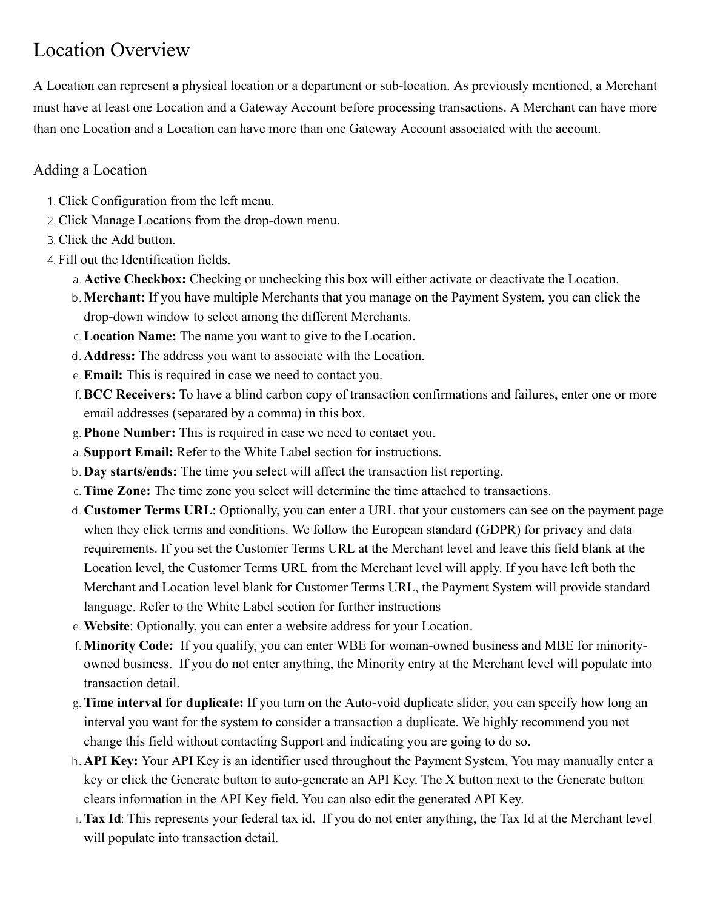# Location Overview

A Location can represent a physical location or a department or sub-location. As previously mentioned, a Merchant must have at least one Location and a Gateway Account before processing transactions. A Merchant can have more than one Location and a Location can have more than one Gateway Account associated with the account.

## Adding a Location

1. Click Configuration from the left menu.
2. Click Manage Locations from the drop-down menu.
3. Click the Add button.
4. Fill out the Identification fields.
    - a. **Active Checkbox:** Checking or unchecking this box will either activate or deactivate the Location.
    - b. **Merchant:** If you have multiple Merchants that you manage on the Payment System, you can click the drop-down window to select among the different Merchants.
    - c. **Location Name:** The name you want to give to the Location.
    - d. **Address:** The address you want to associate with the Location.
    - e. **Email:** This is required in case we need to contact you.
    - f. **BCC Receivers:** To have a blind carbon copy of transaction confirmations and failures, enter one or more email addresses (separated by a comma) in this box.
    - g. **Phone Number:** This is required in case we need to contact you.
    - a. **Support Email:** Refer to the White Label section for instructions.
    - b. **Day starts/ends:** The time you select will affect the transaction list reporting.
    - c. **Time Zone:** The time zone you select will determine the time attached to transactions.
    - d. **Customer Terms URL**: Optionally, you can enter a URL that your customers can see on the payment page when they click terms and conditions. We follow the European standard (GDPR) for privacy and data requirements. If you set the Customer Terms URL at the Merchant level and leave this field blank at the Location level, the Customer Terms URL from the Merchant level will apply. If you have left both the Merchant and Location level blank for Customer Terms URL, the Payment System will provide standard language. Refer to the White Label section for further instructions
    - e. **Website**: Optionally, you can enter a website address for your Location.
    - f. **Minority Code:** If you qualify, you can enter WBE for woman-owned business and MBE for minority-owned business. If you do not enter anything, the Minority entry at the Merchant level will populate into transaction detail.
    - g. **Time interval for duplicate:** If you turn on the Auto-void duplicate slider, you can specify how long an interval you want for the system to consider a transaction a duplicate. We highly recommend you not change this field without contacting Support and indicating you are going to do so.
    - h. **API Key:** Your API Key is an identifier used throughout the Payment System. You may manually enter a key or click the Generate button to auto-generate an API Key. The X button next to the Generate button clears information in the API Key field. You can also edit the generated API Key.
    - i. **Tax Id**: This represents your federal tax id. If you do not enter anything, the Tax Id at the Merchant level will populate into transaction detail.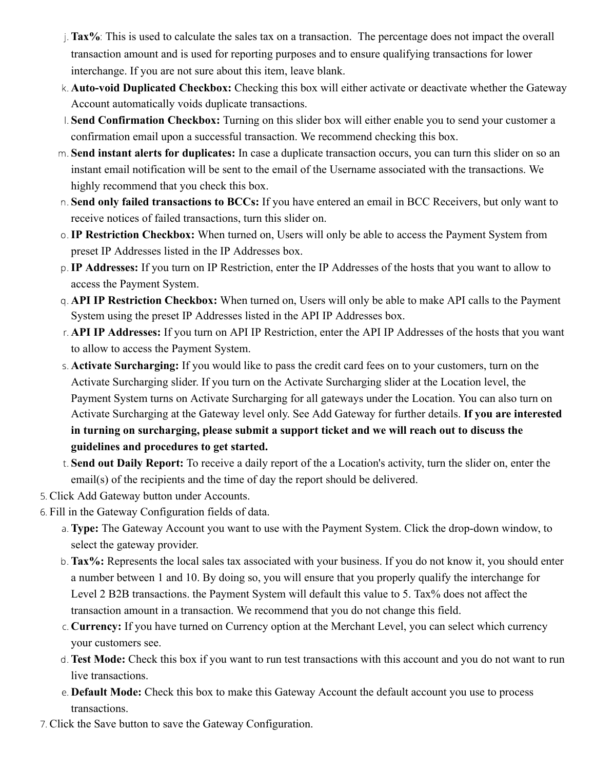j. **Tax%**: This is used to calculate the sales tax on a transaction.  The percentage does not impact the overall transaction amount and is used for reporting purposes and to ensure qualifying transactions for lower interchange. If you are not sure about this item, leave blank.
   k. **Auto-void Duplicated Checkbox:** Checking this box will either activate or deactivate whether the Gateway Account automatically voids duplicate transactions.
   l. **Send Confirmation Checkbox:** Turning on this slider box will either enable you to send your customer a confirmation email upon a successful transaction. We recommend checking this box.
   m. **Send instant alerts for duplicates:** In case a duplicate transaction occurs, you can turn this slider on so an instant email notification will be sent to the email of the Username associated with the transactions. We highly recommend that you check this box.
   n. **Send only failed transactions to BCCs:** If you have entered an email in BCC Receivers, but only want to receive notices of failed transactions, turn this slider on.
   o. **IP Restriction Checkbox:** When turned on, Users will only be able to access the Payment System from preset IP Addresses listed in the IP Addresses box.
   p. **IP Addresses:** If you turn on IP Restriction, enter the IP Addresses of the hosts that you want to allow to access the Payment System.
   q. **API IP Restriction Checkbox:** When turned on, Users will only be able to make API calls to the Payment System using the preset IP Addresses listed in the API IP Addresses box.
   r. **API IP Addresses:** If you turn on API IP Restriction, enter the API IP Addresses of the hosts that you want to allow to access the Payment System.
   s. **Activate Surcharging:** If you would like to pass the credit card fees on to your customers, turn on the Activate Surcharging slider. If you turn on the Activate Surcharging slider at the Location level, the Payment System turns on Activate Surcharging for all gateways under the Location. You can also turn on Activate Surcharging at the Gateway level only. See Add Gateway for further details. **If you are interested in turning on surcharging, please submit a support ticket and we will reach out to discuss the guidelines and procedures to get started.**
   t. **Send out Daily Report:** To receive a daily report of the a Location's activity, turn the slider on, enter the email(s) of the recipients and the time of day the report should be delivered.
5. Click Add Gateway button under Accounts.
6. Fill in the Gateway Configuration fields of data.
   a. **Type:** The Gateway Account you want to use with the Payment System. Click the drop-down window, to select the gateway provider.
   b. **Tax%:** Represents the local sales tax associated with your business. If you do not know it, you should enter a number between 1 and 10. By doing so, you will ensure that you properly qualify the interchange for Level 2 B2B transactions. the Payment System will default this value to 5. Tax% does not affect the transaction amount in a transaction. We recommend that you do not change this field.
   c. **Currency:** If you have turned on Currency option at the Merchant Level, you can select which currency your customers see.
   d. **Test Mode:** Check this box if you want to run test transactions with this account and you do not want to run live transactions.
   e. **Default Mode:** Check this box to make this Gateway Account the default account you use to process transactions.
7. Click the Save button to save the Gateway Configuration.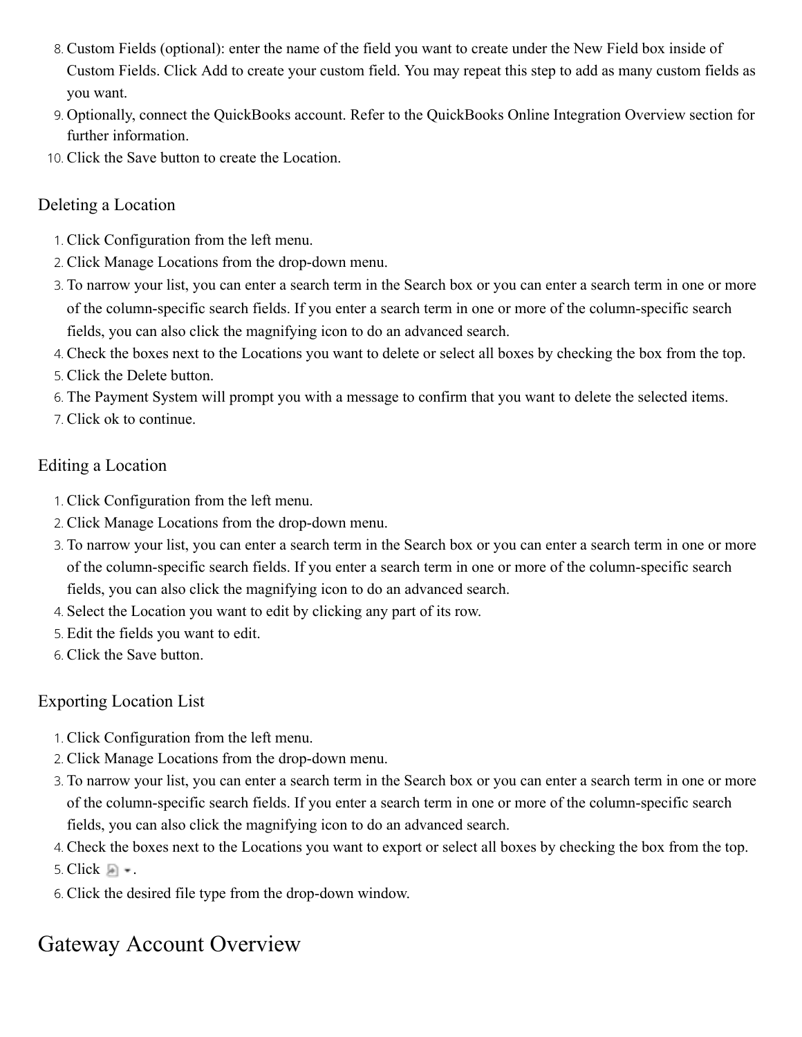8. Custom Fields (optional): enter the name of the field you want to create under the New Field box inside of Custom Fields. Click Add to create your custom field. You may repeat this step to add as many custom fields as you want.
9. Optionally, connect the QuickBooks account. Refer to the QuickBooks Online Integration Overview section for further information.
10. Click the Save button to create the Location.

### Deleting a Location

1. Click Configuration from the left menu.
2. Click Manage Locations from the drop-down menu.
3. To narrow your list, you can enter a search term in the Search box or you can enter a search term in one or more of the column-specific search fields. If you enter a search term in one or more of the column-specific search fields, you can also click the magnifying icon to do an advanced search.
4. Check the boxes next to the Locations you want to delete or select all boxes by checking the box from the top.
5. Click the Delete button.
6. The Payment System will prompt you with a message to confirm that you want to delete the selected items.
7. Click ok to continue.

### Editing a Location

1. Click Configuration from the left menu.
2. Click Manage Locations from the drop-down menu.
3. To narrow your list, you can enter a search term in the Search box or you can enter a search term in one or more of the column-specific search fields. If you enter a search term in one or more of the column-specific search fields, you can also click the magnifying icon to do an advanced search.
4. Select the Location you want to edit by clicking any part of its row.
5. Edit the fields you want to edit.
6. Click the Save button.

### Exporting Location List

1. Click Configuration from the left menu.
2. Click Manage Locations from the drop-down menu.
3. To narrow your list, you can enter a search term in the Search box or you can enter a search term in one or more of the column-specific search fields. If you enter a search term in one or more of the column-specific search fields, you can also click the magnifying icon to do an advanced search.
4. Check the boxes next to the Locations you want to export or select all boxes by checking the box from the top.
5. Click .
6. Click the desired file type from the drop-down window.

## Gateway Account Overview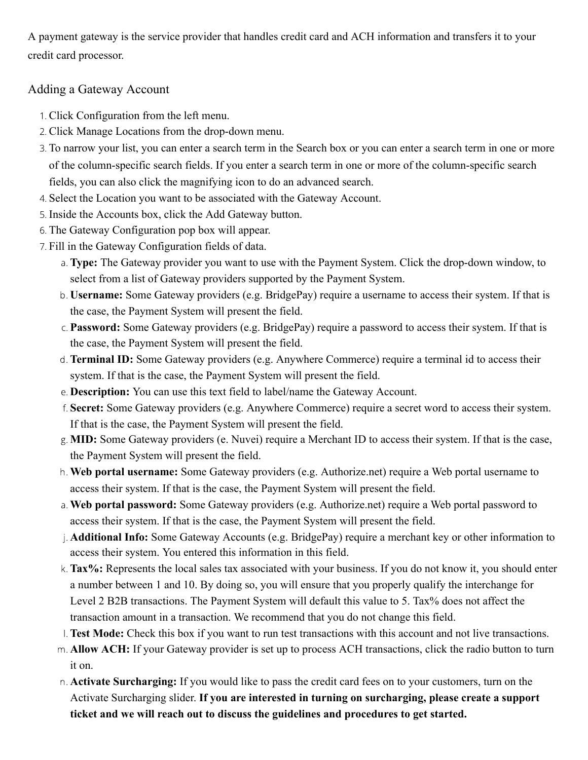A payment gateway is the service provider that handles credit card and ACH information and transfers it to your credit card processor.

## Adding a Gateway Account

1. Click Configuration from the left menu.
2. Click Manage Locations from the drop-down menu.
3. To narrow your list, you can enter a search term in the Search box or you can enter a search term in one or more of the column-specific search fields. If you enter a search term in one or more of the column-specific search fields, you can also click the magnifying icon to do an advanced search.
4. Select the Location you want to be associated with the Gateway Account.
5. Inside the Accounts box, click the Add Gateway button.
6. The Gateway Configuration pop box will appear.
7. Fill in the Gateway Configuration fields of data.
    a. **Type:** The Gateway provider you want to use with the Payment System. Click the drop-down window, to select from a list of Gateway providers supported by the Payment System.
    b. **Username:** Some Gateway providers (e.g. BridgePay) require a username to access their system. If that is the case, the Payment System will present the field.
    c. **Password:** Some Gateway providers (e.g. BridgePay) require a password to access their system. If that is the case, the Payment System will present the field.
    d. **Terminal ID:** Some Gateway providers (e.g. Anywhere Commerce) require a terminal id to access their system. If that is the case, the Payment System will present the field.
    e. **Description:** You can use this text field to label/name the Gateway Account.
    f. **Secret:** Some Gateway providers (e.g. Anywhere Commerce) require a secret word to access their system. If that is the case, the Payment System will present the field.
    g. **MID:** Some Gateway providers (e. Nuvei) require a Merchant ID to access their system. If that is the case, the Payment System will present the field.
    h. **Web portal username:** Some Gateway providers (e.g. Authorize.net) require a Web portal username to access their system. If that is the case, the Payment System will present the field.
    a. **Web portal password:** Some Gateway providers (e.g. Authorize.net) require a Web portal password to access their system. If that is the case, the Payment System will present the field.
    j. **Additional Info:** Some Gateway Accounts (e.g. BridgePay) require a merchant key or other information to access their system. You entered this information in this field.
    k. **Tax%:** Represents the local sales tax associated with your business. If you do not know it, you should enter a number between 1 and 10. By doing so, you will ensure that you properly qualify the interchange for Level 2 B2B transactions. The Payment System will default this value to 5. Tax% does not affect the transaction amount in a transaction. We recommend that you do not change this field.
    l. **Test Mode:** Check this box if you want to run test transactions with this account and not live transactions.
    m. **Allow ACH:** If your Gateway provider is set up to process ACH transactions, click the radio button to turn it on.
    n. **Activate Surcharging:** If you would like to pass the credit card fees on to your customers, turn on the Activate Surcharging slider. **If you are interested in turning on surcharging, please create a support ticket and we will reach out to discuss the guidelines and procedures to get started.**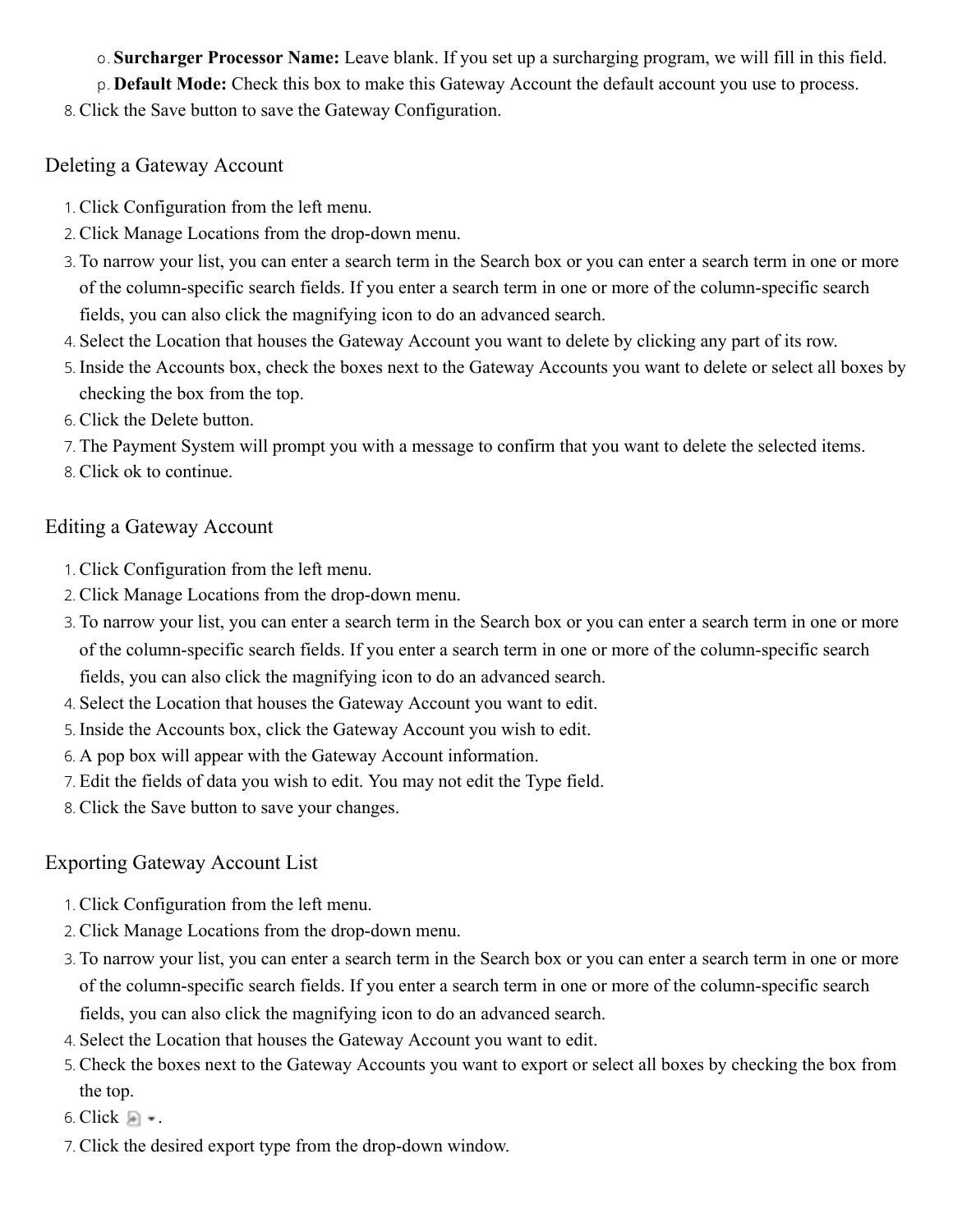o. **Surcharger Processor Name:** Leave blank. If you set up a surcharging program, we will fill in this field.
   p. **Default Mode:** Check this box to make this Gateway Account the default account you use to process.
8. Click the Save button to save the Gateway Configuration.

## Deleting a Gateway Account

1. Click Configuration from the left menu.
2. Click Manage Locations from the drop-down menu.
3. To narrow your list, you can enter a search term in the Search box or you can enter a search term in one or more of the column-specific search fields. If you enter a search term in one or more of the column-specific search fields, you can also click the magnifying icon to do an advanced search.
4. Select the Location that houses the Gateway Account you want to delete by clicking any part of its row.
5. Inside the Accounts box, check the boxes next to the Gateway Accounts you want to delete or select all boxes by checking the box from the top.
6. Click the Delete button.
7. The Payment System will prompt you with a message to confirm that you want to delete the selected items.
8. Click ok to continue.

## Editing a Gateway Account

1. Click Configuration from the left menu.
2. Click Manage Locations from the drop-down menu.
3. To narrow your list, you can enter a search term in the Search box or you can enter a search term in one or more of the column-specific search fields. If you enter a search term in one or more of the column-specific search fields, you can also click the magnifying icon to do an advanced search.
4. Select the Location that houses the Gateway Account you want to edit.
5. Inside the Accounts box, click the Gateway Account you wish to edit.
6. A pop box will appear with the Gateway Account information.
7. Edit the fields of data you wish to edit. You may not edit the Type field.
8. Click the Save button to save your changes.

## Exporting Gateway Account List

1. Click Configuration from the left menu.
2. Click Manage Locations from the drop-down menu.
3. To narrow your list, you can enter a search term in the Search box or you can enter a search term in one or more of the column-specific search fields. If you enter a search term in one or more of the column-specific search fields, you can also click the magnifying icon to do an advanced search.
4. Select the Location that houses the Gateway Account you want to edit.
5. Check the boxes next to the Gateway Accounts you want to export or select all boxes by checking the box from the top.
6. Click .
7. Click the desired export type from the drop-down window.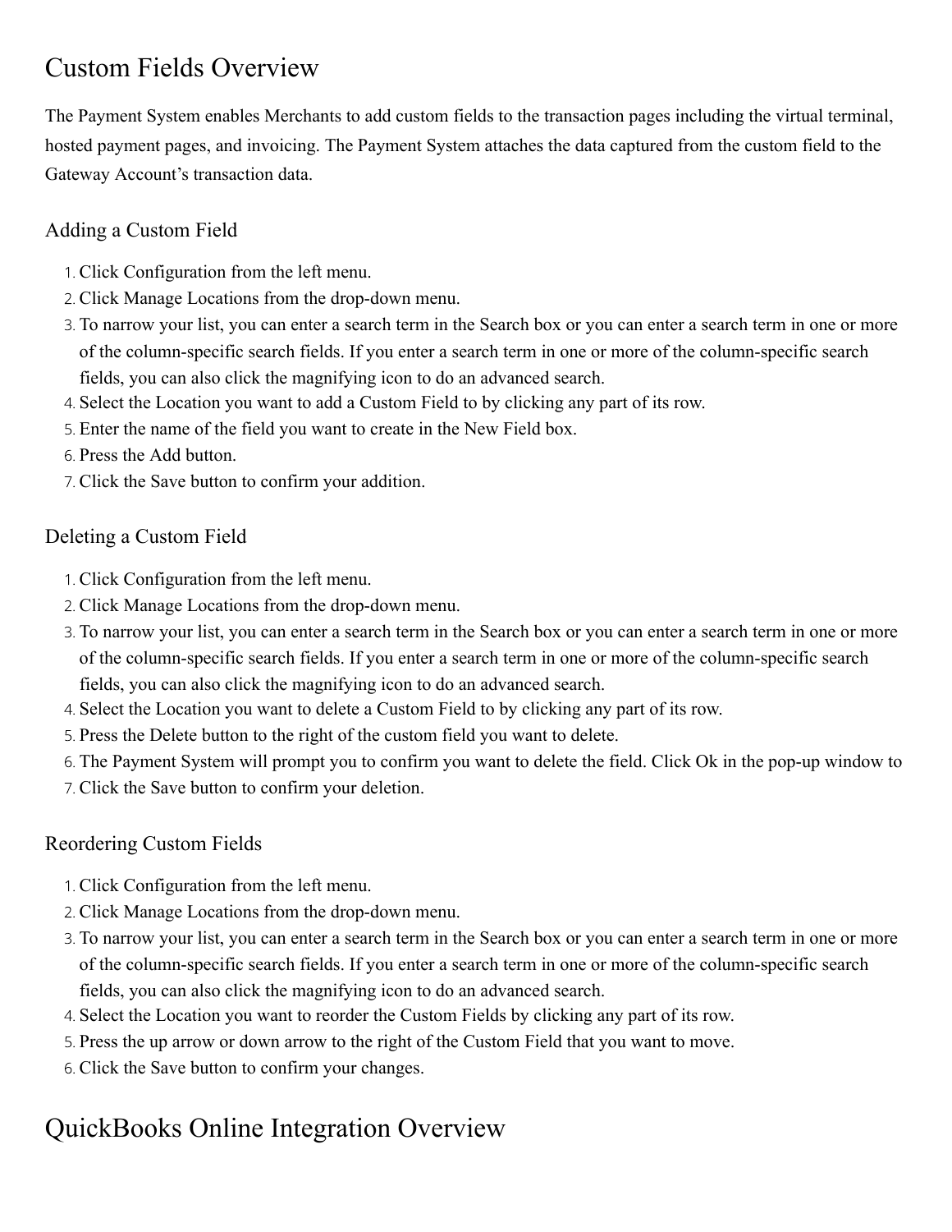# Custom Fields Overview

The Payment System enables Merchants to add custom fields to the transaction pages including the virtual terminal, hosted payment pages, and invoicing. The Payment System attaches the data captured from the custom field to the Gateway Account's transaction data.

## Adding a Custom Field

1. Click Configuration from the left menu.
2. Click Manage Locations from the drop-down menu.
3. To narrow your list, you can enter a search term in the Search box or you can enter a search term in one or more of the column-specific search fields. If you enter a search term in one or more of the column-specific search fields, you can also click the magnifying icon to do an advanced search.
4. Select the Location you want to add a Custom Field to by clicking any part of its row.
5. Enter the name of the field you want to create in the New Field box.
6. Press the Add button.
7. Click the Save button to confirm your addition.

## Deleting a Custom Field

1. Click Configuration from the left menu.
2. Click Manage Locations from the drop-down menu.
3. To narrow your list, you can enter a search term in the Search box or you can enter a search term in one or more of the column-specific search fields. If you enter a search term in one or more of the column-specific search fields, you can also click the magnifying icon to do an advanced search.
4. Select the Location you want to delete a Custom Field to by clicking any part of its row.
5. Press the Delete button to the right of the custom field you want to delete.
6. The Payment System will prompt you to confirm you want to delete the field. Click Ok in the pop-up window to
7. Click the Save button to confirm your deletion.

## Reordering Custom Fields

1. Click Configuration from the left menu.
2. Click Manage Locations from the drop-down menu.
3. To narrow your list, you can enter a search term in the Search box or you can enter a search term in one or more of the column-specific search fields. If you enter a search term in one or more of the column-specific search fields, you can also click the magnifying icon to do an advanced search.
4. Select the Location you want to reorder the Custom Fields by clicking any part of its row.
5. Press the up arrow or down arrow to the right of the Custom Field that you want to move.
6. Click the Save button to confirm your changes.

# QuickBooks Online Integration Overview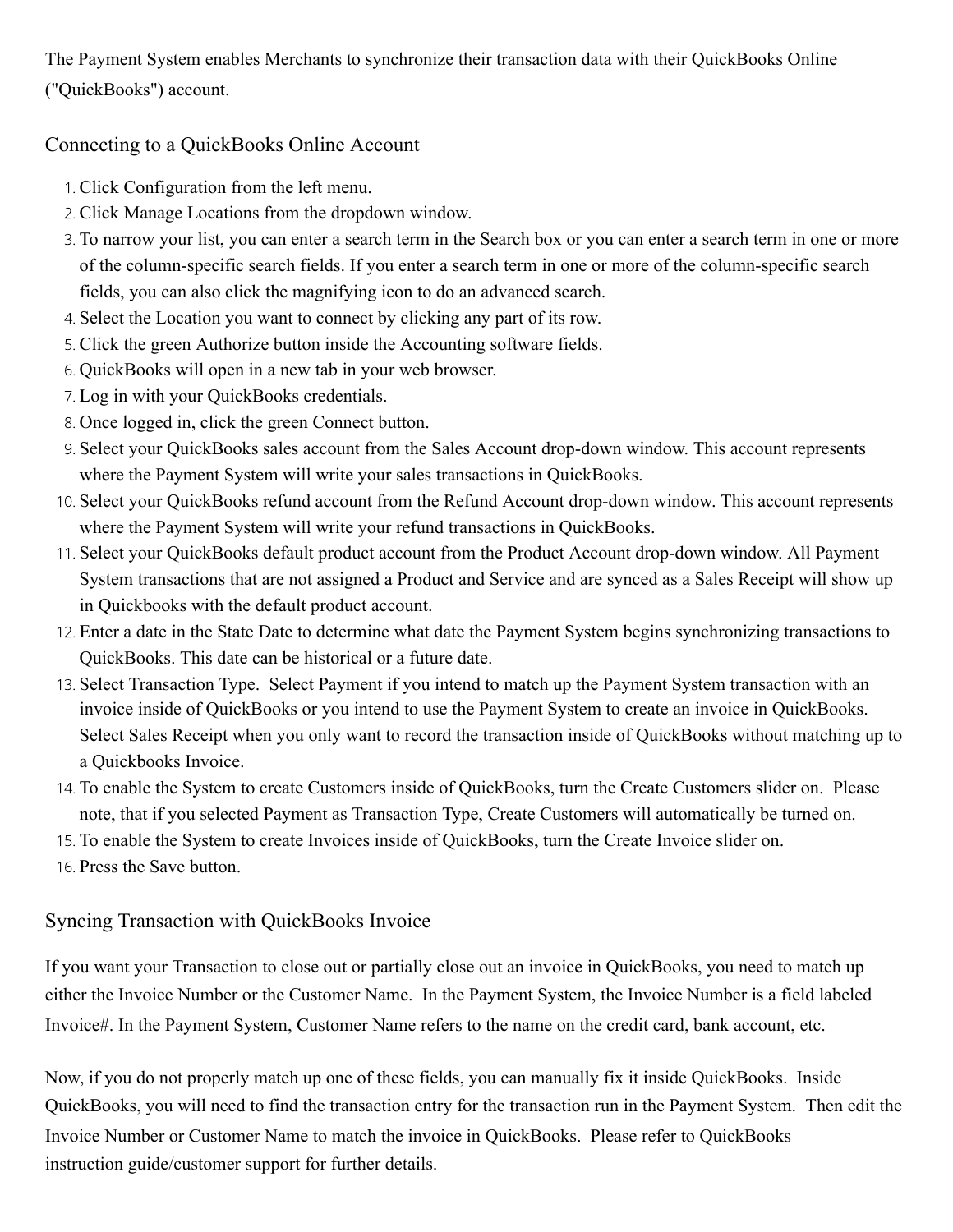The Payment System enables Merchants to synchronize their transaction data with their QuickBooks Online ("QuickBooks") account.

## Connecting to a QuickBooks Online Account

1. Click Configuration from the left menu.
2. Click Manage Locations from the dropdown window.
3. To narrow your list, you can enter a search term in the Search box or you can enter a search term in one or more of the column-specific search fields. If you enter a search term in one or more of the column-specific search fields, you can also click the magnifying icon to do an advanced search.
4. Select the Location you want to connect by clicking any part of its row.
5. Click the green Authorize button inside the Accounting software fields.
6. QuickBooks will open in a new tab in your web browser.
7. Log in with your QuickBooks credentials.
8. Once logged in, click the green Connect button.
9. Select your QuickBooks sales account from the Sales Account drop-down window. This account represents where the Payment System will write your sales transactions in QuickBooks.
10. Select your QuickBooks refund account from the Refund Account drop-down window. This account represents where the Payment System will write your refund transactions in QuickBooks.
11. Select your QuickBooks default product account from the Product Account drop-down window. All Payment System transactions that are not assigned a Product and Service and are synced as a Sales Receipt will show up in Quickbooks with the default product account.
12. Enter a date in the State Date to determine what date the Payment System begins synchronizing transactions to QuickBooks. This date can be historical or a future date.
13. Select Transaction Type. Select Payment if you intend to match up the Payment System transaction with an invoice inside of QuickBooks or you intend to use the Payment System to create an invoice in QuickBooks. Select Sales Receipt when you only want to record the transaction inside of QuickBooks without matching up to a Quickbooks Invoice.
14. To enable the System to create Customers inside of QuickBooks, turn the Create Customers slider on. Please note, that if you selected Payment as Transaction Type, Create Customers will automatically be turned on.
15. To enable the System to create Invoices inside of QuickBooks, turn the Create Invoice slider on.
16. Press the Save button.

## Syncing Transaction with QuickBooks Invoice

If you want your Transaction to close out or partially close out an invoice in QuickBooks, you need to match up either the Invoice Number or the Customer Name. In the Payment System, the Invoice Number is a field labeled Invoice#. In the Payment System, Customer Name refers to the name on the credit card, bank account, etc.

Now, if you do not properly match up one of these fields, you can manually fix it inside QuickBooks. Inside QuickBooks, you will need to find the transaction entry for the transaction run in the Payment System. Then edit the Invoice Number or Customer Name to match the invoice in QuickBooks. Please refer to QuickBooks instruction guide/customer support for further details.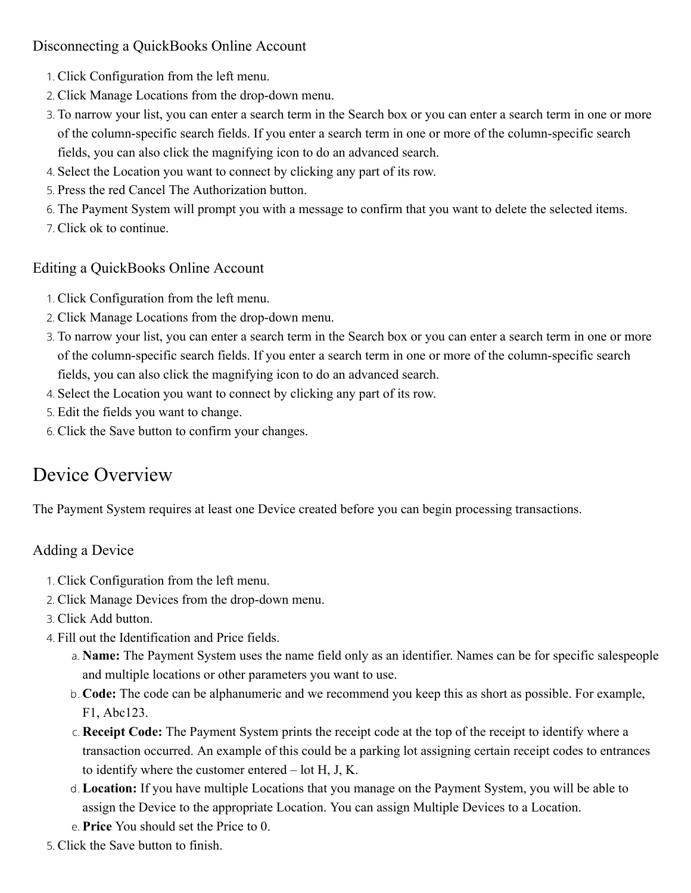### Disconnecting a QuickBooks Online Account

1. Click Configuration from the left menu.
2. Click Manage Locations from the drop-down menu.
3. To narrow your list, you can enter a search term in the Search box or you can enter a search term in one or more of the column-specific search fields. If you enter a search term in one or more of the column-specific search fields, you can also click the magnifying icon to do an advanced search.
4. Select the Location you want to connect by clicking any part of its row.
5. Press the red Cancel The Authorization button.
6. The Payment System will prompt you with a message to confirm that you want to delete the selected items.
7. Click ok to continue.

### Editing a QuickBooks Online Account

1. Click Configuration from the left menu.
2. Click Manage Locations from the drop-down menu.
3. To narrow your list, you can enter a search term in the Search box or you can enter a search term in one or more of the column-specific search fields. If you enter a search term in one or more of the column-specific search fields, you can also click the magnifying icon to do an advanced search.
4. Select the Location you want to connect by clicking any part of its row.
5. Edit the fields you want to change.
6. Click the Save button to confirm your changes.

## Device Overview

The Payment System requires at least one Device created before you can begin processing transactions.

### Adding a Device

1. Click Configuration from the left menu.
2. Click Manage Devices from the drop-down menu.
3. Click Add button.
4. Fill out the Identification and Price fields.
   a. **Name:** The Payment System uses the name field only as an identifier. Names can be for specific salespeople and multiple locations or other parameters you want to use.
   b. **Code:** The code can be alphanumeric and we recommend you keep this as short as possible. For example, F1, Abc123.
   c. **Receipt Code:** The Payment System prints the receipt code at the top of the receipt to identify where a transaction occurred. An example of this could be a parking lot assigning certain receipt codes to entrances to identify where the customer entered – lot H, J, K.
   d. **Location:** If you have multiple Locations that you manage on the Payment System, you will be able to assign the Device to the appropriate Location. You can assign Multiple Devices to a Location.
   e. **Price** You should set the Price to 0.
5. Click the Save button to finish.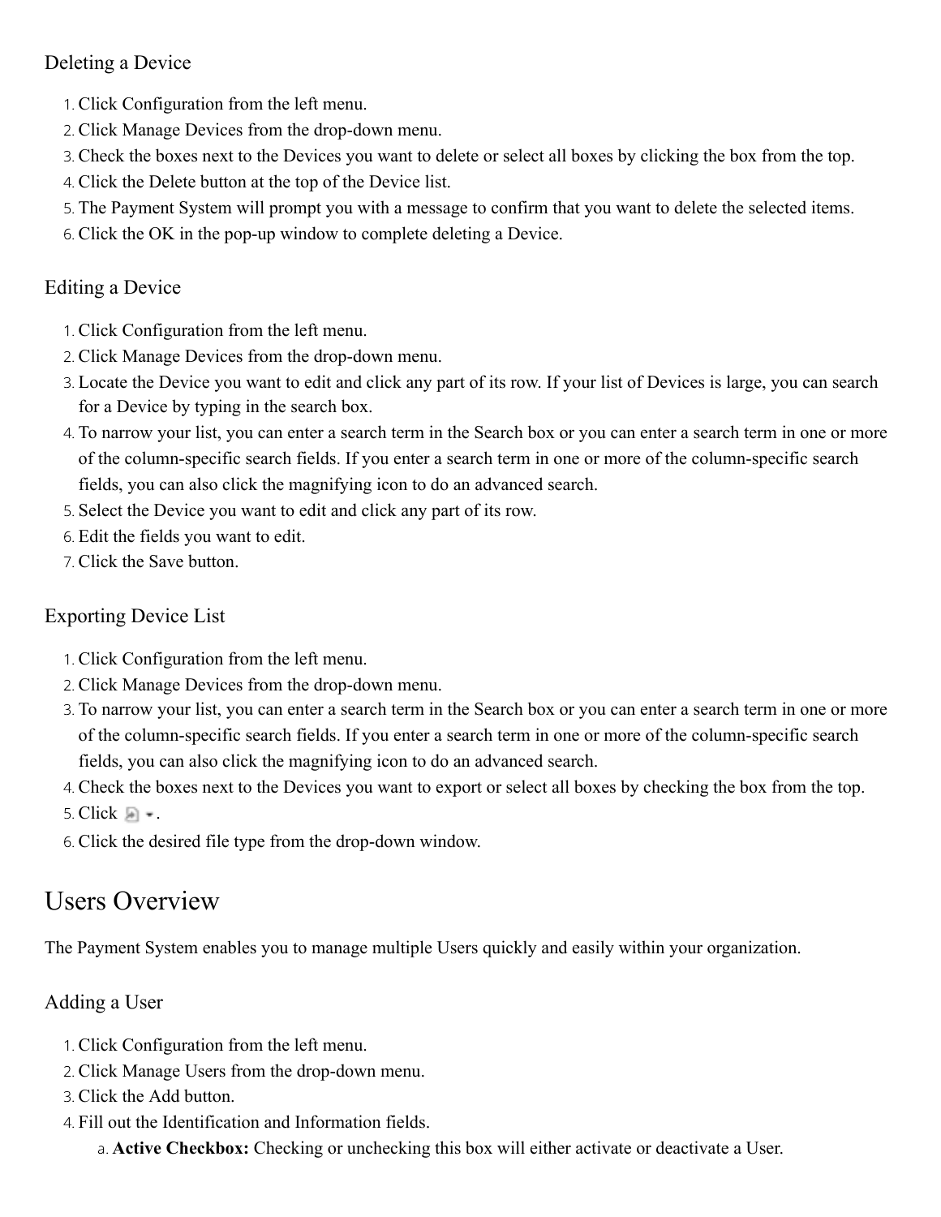### Deleting a Device

1. Click Configuration from the left menu.
2. Click Manage Devices from the drop-down menu.
3. Check the boxes next to the Devices you want to delete or select all boxes by clicking the box from the top.
4. Click the Delete button at the top of the Device list.
5. The Payment System will prompt you with a message to confirm that you want to delete the selected items.
6. Click the OK in the pop-up window to complete deleting a Device.

### Editing a Device

1. Click Configuration from the left menu.
2. Click Manage Devices from the drop-down menu.
3. Locate the Device you want to edit and click any part of its row. If your list of Devices is large, you can search for a Device by typing in the search box.
4. To narrow your list, you can enter a search term in the Search box or you can enter a search term in one or more of the column-specific search fields. If you enter a search term in one or more of the column-specific search fields, you can also click the magnifying icon to do an advanced search.
5. Select the Device you want to edit and click any part of its row.
6. Edit the fields you want to edit.
7. Click the Save button.

### Exporting Device List

1. Click Configuration from the left menu.
2. Click Manage Devices from the drop-down menu.
3. To narrow your list, you can enter a search term in the Search box or you can enter a search term in one or more of the column-specific search fields. If you enter a search term in one or more of the column-specific search fields, you can also click the magnifying icon to do an advanced search.
4. Check the boxes next to the Devices you want to export or select all boxes by checking the box from the top.
5. Click .
6. Click the desired file type from the drop-down window.

## Users Overview

The Payment System enables you to manage multiple Users quickly and easily within your organization.

### Adding a User

1. Click Configuration from the left menu.
2. Click Manage Users from the drop-down menu.
3. Click the Add button.
4. Fill out the Identification and Information fields.
   a. **Active Checkbox:** Checking or unchecking this box will either activate or deactivate a User.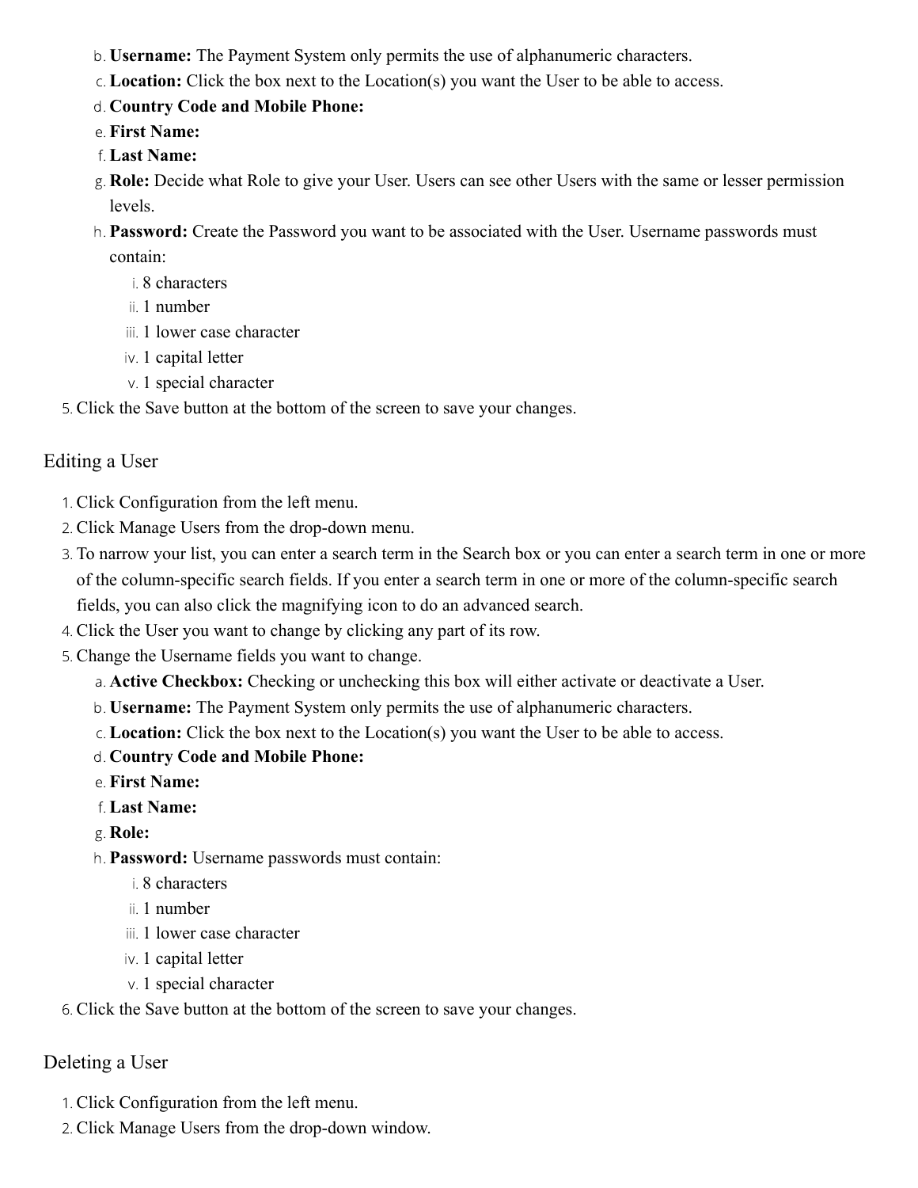b. **Username:** The Payment System only permits the use of alphanumeric characters.
   c. **Location:** Click the box next to the Location(s) you want the User to be able to access.
   d. **Country Code and Mobile Phone:**
   e. **First Name:**
   f. **Last Name:**
   g. **Role:** Decide what Role to give your User. Users can see other Users with the same or lesser permission levels.
   h. **Password:** Create the Password you want to be associated with the User. Username passwords must contain:
      i. 8 characters
      ii. 1 number
      iii. 1 lower case character
      iv. 1 capital letter
      v. 1 special character
5. Click the Save button at the bottom of the screen to save your changes.

## Editing a User

1. Click Configuration from the left menu.
2. Click Manage Users from the drop-down menu.
3. To narrow your list, you can enter a search term in the Search box or you can enter a search term in one or more of the column-specific search fields. If you enter a search term in one or more of the column-specific search fields, you can also click the magnifying icon to do an advanced search.
4. Click the User you want to change by clicking any part of its row.
5. Change the Username fields you want to change.
   a. **Active Checkbox:** Checking or unchecking this box will either activate or deactivate a User.
   b. **Username:** The Payment System only permits the use of alphanumeric characters.
   c. **Location:** Click the box next to the Location(s) you want the User to be able to access.
   d. **Country Code and Mobile Phone:**
   e. **First Name:**
   f. **Last Name:**
   g. **Role:**
   h. **Password:** Username passwords must contain:
      i. 8 characters
      ii. 1 number
      iii. 1 lower case character
      iv. 1 capital letter
      v. 1 special character
6. Click the Save button at the bottom of the screen to save your changes.

## Deleting a User

1. Click Configuration from the left menu.
2. Click Manage Users from the drop-down window.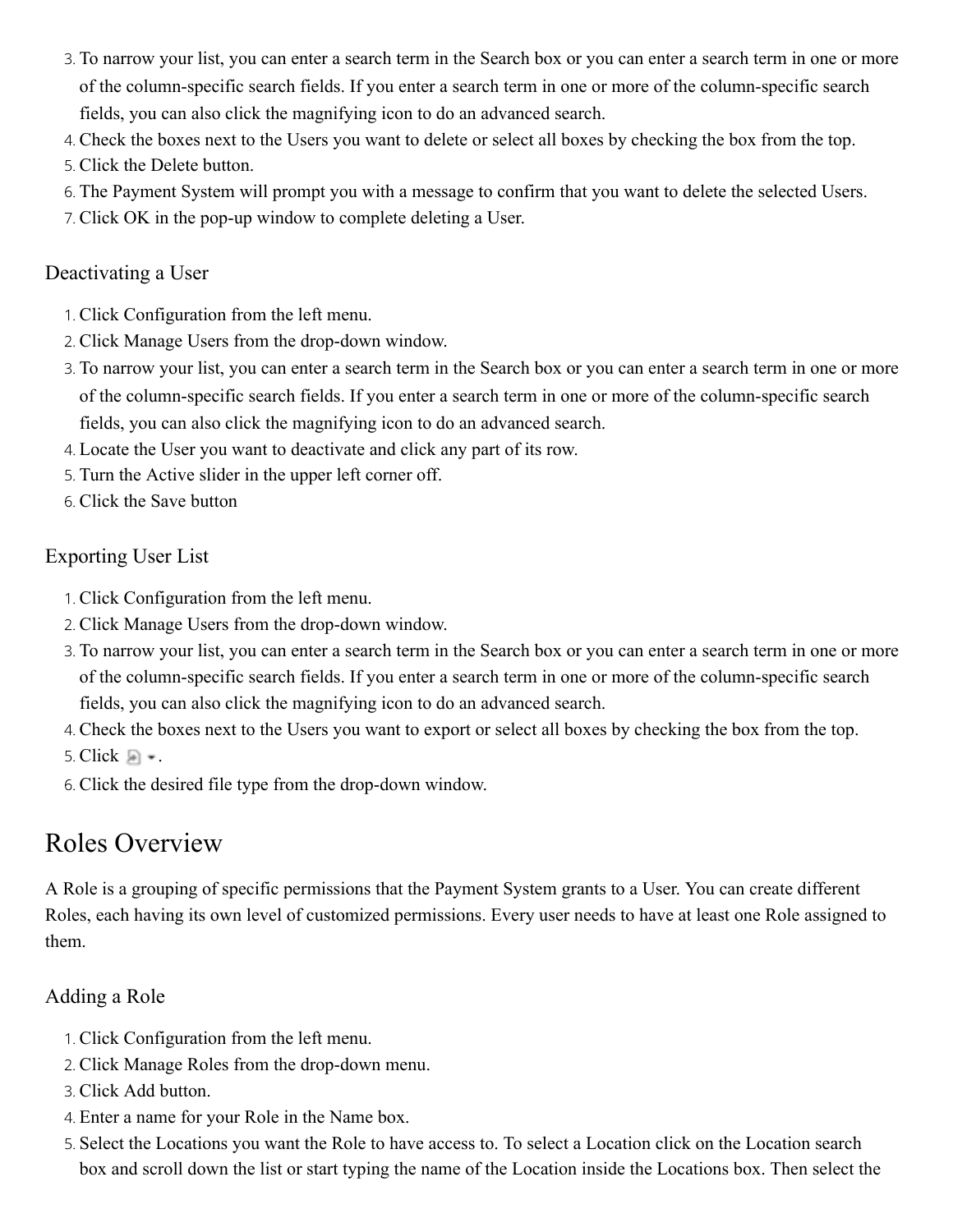3. To narrow your list, you can enter a search term in the Search box or you can enter a search term in one or more of the column-specific search fields. If you enter a search term in one or more of the column-specific search fields, you can also click the magnifying icon to do an advanced search.
4. Check the boxes next to the Users you want to delete or select all boxes by checking the box from the top.
5. Click the Delete button.
6. The Payment System will prompt you with a message to confirm that you want to delete the selected Users.
7. Click OK in the pop-up window to complete deleting a User.

### Deactivating a User

1. Click Configuration from the left menu.
2. Click Manage Users from the drop-down window.
3. To narrow your list, you can enter a search term in the Search box or you can enter a search term in one or more of the column-specific search fields. If you enter a search term in one or more of the column-specific search fields, you can also click the magnifying icon to do an advanced search.
4. Locate the User you want to deactivate and click any part of its row.
5. Turn the Active slider in the upper left corner off.
6. Click the Save button

### Exporting User List

1. Click Configuration from the left menu.
2. Click Manage Users from the drop-down window.
3. To narrow your list, you can enter a search term in the Search box or you can enter a search term in one or more of the column-specific search fields. If you enter a search term in one or more of the column-specific search fields, you can also click the magnifying icon to do an advanced search.
4. Check the boxes next to the Users you want to export or select all boxes by checking the box from the top.
5. Click .
6. Click the desired file type from the drop-down window.

## Roles Overview

A Role is a grouping of specific permissions that the Payment System grants to a User. You can create different Roles, each having its own level of customized permissions. Every user needs to have at least one Role assigned to them.

### Adding a Role

1. Click Configuration from the left menu.
2. Click Manage Roles from the drop-down menu.
3. Click Add button.
4. Enter a name for your Role in the Name box.
5. Select the Locations you want the Role to have access to. To select a Location click on the Location search box and scroll down the list or start typing the name of the Location inside the Locations box. Then select the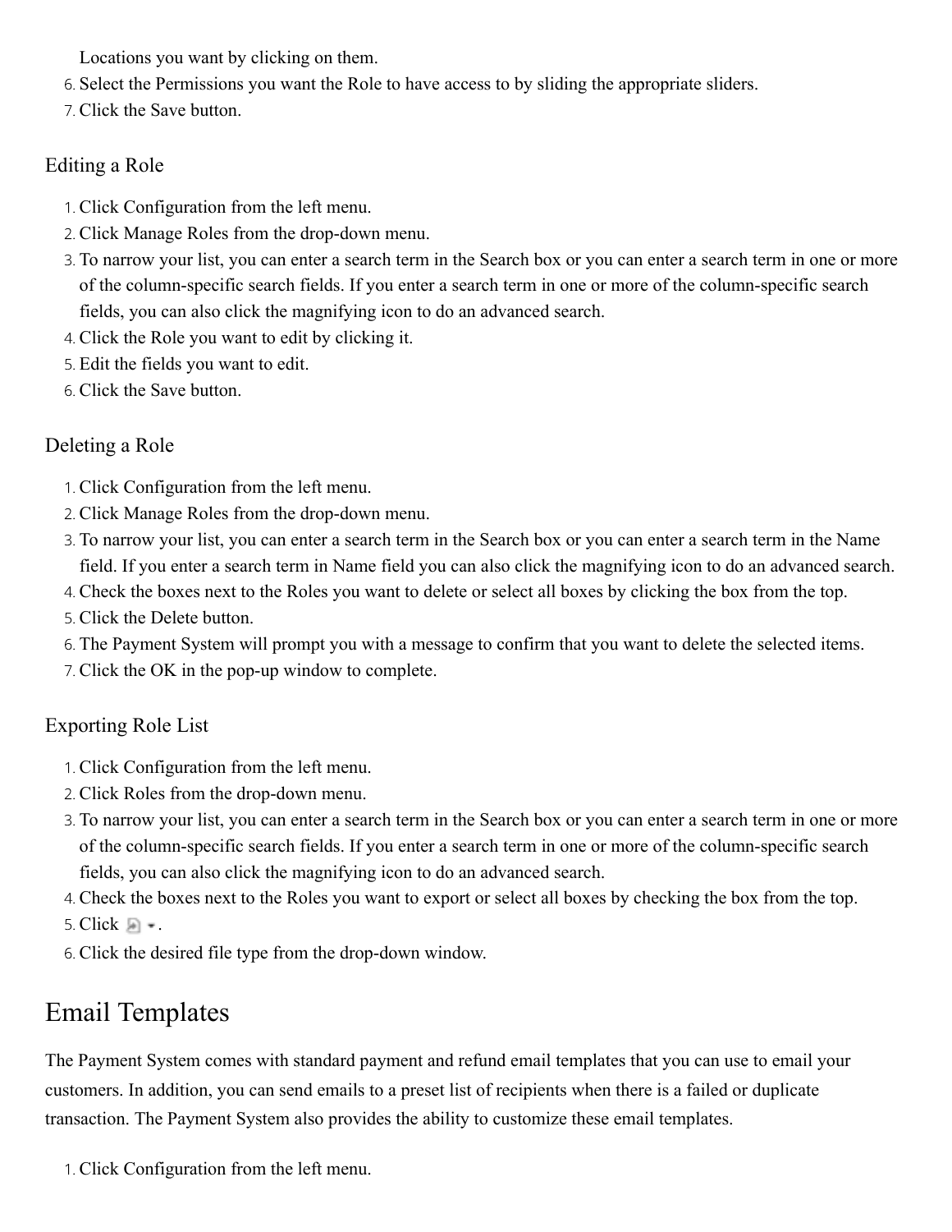Locations you want by clicking on them.
6. Select the Permissions you want the Role to have access to by sliding the appropriate sliders.
7. Click the Save button.

### Editing a Role

1. Click Configuration from the left menu.
2. Click Manage Roles from the drop-down menu.
3. To narrow your list, you can enter a search term in the Search box or you can enter a search term in one or more of the column-specific search fields. If you enter a search term in one or more of the column-specific search fields, you can also click the magnifying icon to do an advanced search.
4. Click the Role you want to edit by clicking it.
5. Edit the fields you want to edit.
6. Click the Save button.

### Deleting a Role

1. Click Configuration from the left menu.
2. Click Manage Roles from the drop-down menu.
3. To narrow your list, you can enter a search term in the Search box or you can enter a search term in the Name field. If you enter a search term in Name field you can also click the magnifying icon to do an advanced search.
4. Check the boxes next to the Roles you want to delete or select all boxes by clicking the box from the top.
5. Click the Delete button.
6. The Payment System will prompt you with a message to confirm that you want to delete the selected items.
7. Click the OK in the pop-up window to complete.

### Exporting Role List

1. Click Configuration from the left menu.
2. Click Roles from the drop-down menu.
3. To narrow your list, you can enter a search term in the Search box or you can enter a search term in one or more of the column-specific search fields. If you enter a search term in one or more of the column-specific search fields, you can also click the magnifying icon to do an advanced search.
4. Check the boxes next to the Roles you want to export or select all boxes by checking the box from the top.
5. Click .
6. Click the desired file type from the drop-down window.

## Email Templates

The Payment System comes with standard payment and refund email templates that you can use to email your customers. In addition, you can send emails to a preset list of recipients when there is a failed or duplicate transaction. The Payment System also provides the ability to customize these email templates.

1. Click Configuration from the left menu.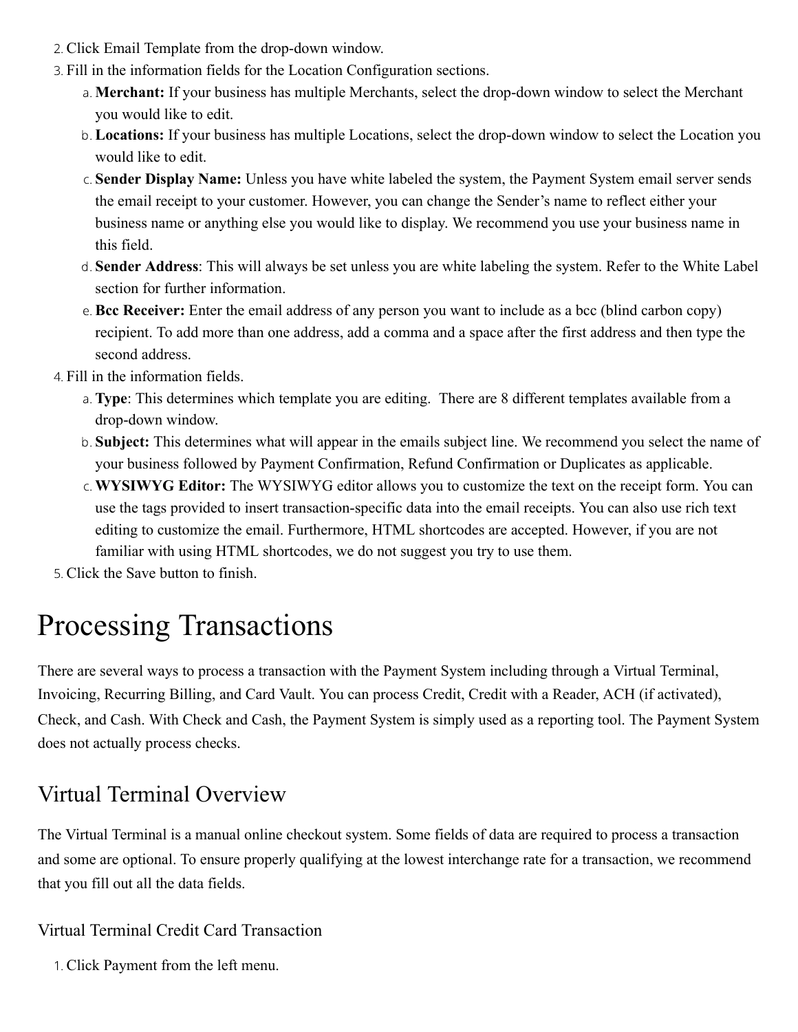2. Click Email Template from the drop-down window.
3. Fill in the information fields for the Location Configuration sections.
    a. **Merchant:** If your business has multiple Merchants, select the drop-down window to select the Merchant you would like to edit.
    b. **Locations:** If your business has multiple Locations, select the drop-down window to select the Location you would like to edit.
    c. **Sender Display Name:** Unless you have white labeled the system, the Payment System email server sends the email receipt to your customer. However, you can change the Sender's name to reflect either your business name or anything else you would like to display. We recommend you use your business name in this field.
    d. **Sender Address**: This will always be set unless you are white labeling the system. Refer to the White Label section for further information.
    e. **Bcc Receiver:** Enter the email address of any person you want to include as a bcc (blind carbon copy) recipient. To add more than one address, add a comma and a space after the first address and then type the second address.
4. Fill in the information fields.
    a. **Type**: This determines which template you are editing. There are 8 different templates available from a drop-down window.
    b. **Subject:** This determines what will appear in the emails subject line. We recommend you select the name of your business followed by Payment Confirmation, Refund Confirmation or Duplicates as applicable.
    c. **WYSIWYG Editor:** The WYSIWYG editor allows you to customize the text on the receipt form. You can use the tags provided to insert transaction-specific data into the email receipts. You can also use rich text editing to customize the email. Furthermore, HTML shortcodes are accepted. However, if you are not familiar with using HTML shortcodes, we do not suggest you try to use them.
5. Click the Save button to finish.

# Processing Transactions

There are several ways to process a transaction with the Payment System including through a Virtual Terminal, Invoicing, Recurring Billing, and Card Vault. You can process Credit, Credit with a Reader, ACH (if activated), Check, and Cash. With Check and Cash, the Payment System is simply used as a reporting tool. The Payment System does not actually process checks.

## Virtual Terminal Overview

The Virtual Terminal is a manual online checkout system. Some fields of data are required to process a transaction and some are optional. To ensure properly qualifying at the lowest interchange rate for a transaction, we recommend that you fill out all the data fields.

### Virtual Terminal Credit Card Transaction

1. Click Payment from the left menu.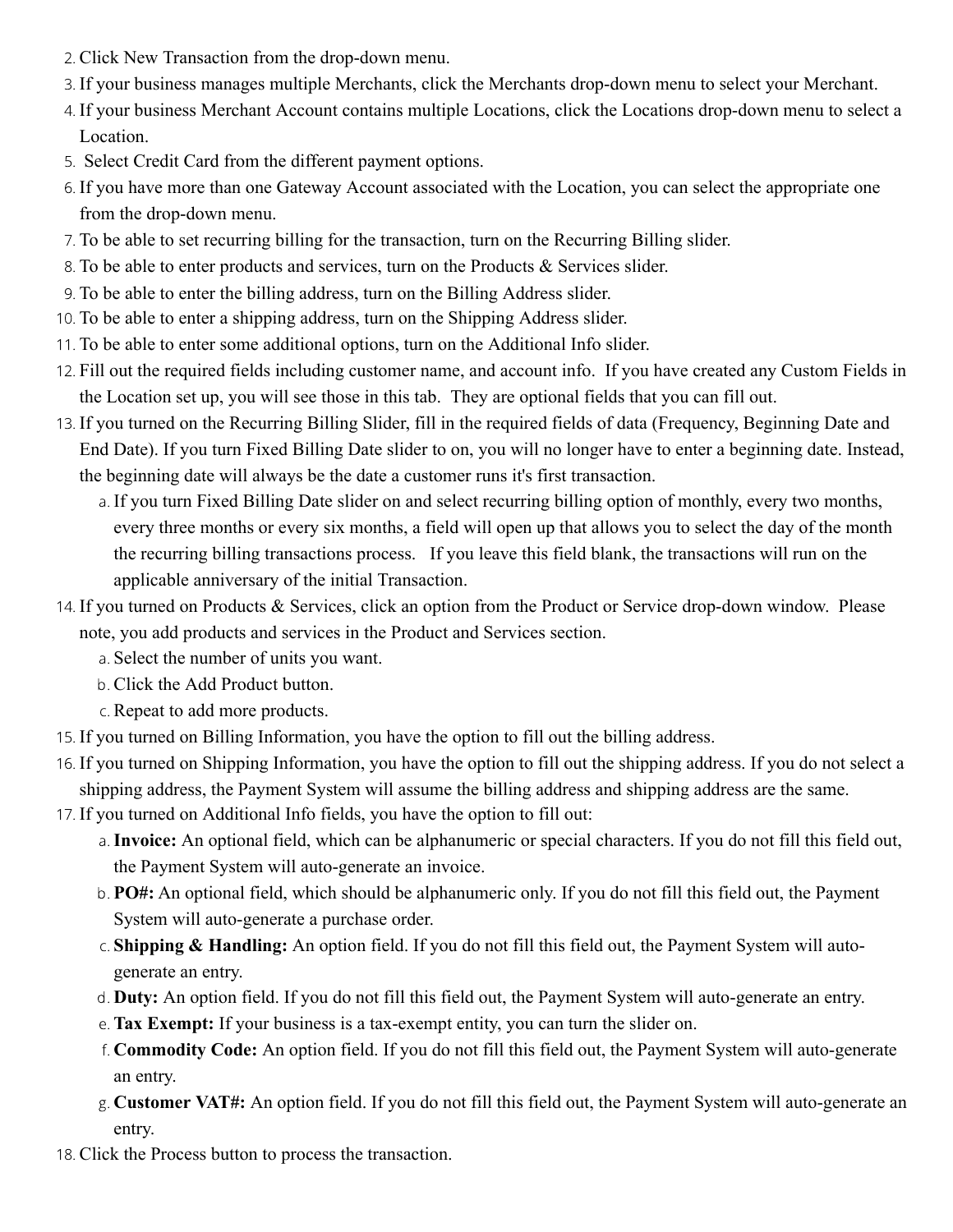2. Click New Transaction from the drop-down menu.
3. If your business manages multiple Merchants, click the Merchants drop-down menu to select your Merchant.
4. If your business Merchant Account contains multiple Locations, click the Locations drop-down menu to select a Location.
5. Select Credit Card from the different payment options.
6. If you have more than one Gateway Account associated with the Location, you can select the appropriate one from the drop-down menu.
7. To be able to set recurring billing for the transaction, turn on the Recurring Billing slider.
8. To be able to enter products and services, turn on the Products & Services slider.
9. To be able to enter the billing address, turn on the Billing Address slider.
10. To be able to enter a shipping address, turn on the Shipping Address slider.
11. To be able to enter some additional options, turn on the Additional Info slider.
12. Fill out the required fields including customer name, and account info. If you have created any Custom Fields in the Location set up, you will see those in this tab. They are optional fields that you can fill out.
13. If you turned on the Recurring Billing Slider, fill in the required fields of data (Frequency, Beginning Date and End Date). If you turn Fixed Billing Date slider to on, you will no longer have to enter a beginning date. Instead, the beginning date will always be the date a customer runs it's first transaction.
    a. If you turn Fixed Billing Date slider on and select recurring billing option of monthly, every two months, every three months or every six months, a field will open up that allows you to select the day of the month the recurring billing transactions process. If you leave this field blank, the transactions will run on the applicable anniversary of the initial Transaction.
14. If you turned on Products & Services, click an option from the Product or Service drop-down window. Please note, you add products and services in the Product and Services section.
    a. Select the number of units you want.
    b. Click the Add Product button.
    c. Repeat to add more products.
15. If you turned on Billing Information, you have the option to fill out the billing address.
16. If you turned on Shipping Information, you have the option to fill out the shipping address. If you do not select a shipping address, the Payment System will assume the billing address and shipping address are the same.
17. If you turned on Additional Info fields, you have the option to fill out:
    a. **Invoice:** An optional field, which can be alphanumeric or special characters. If you do not fill this field out, the Payment System will auto-generate an invoice.
    b. **PO#:** An optional field, which should be alphanumeric only. If you do not fill this field out, the Payment System will auto-generate a purchase order.
    c. **Shipping & Handling:** An option field. If you do not fill this field out, the Payment System will auto-generate an entry.
    d. **Duty:** An option field. If you do not fill this field out, the Payment System will auto-generate an entry.
    e. **Tax Exempt:** If your business is a tax-exempt entity, you can turn the slider on.
    f. **Commodity Code:** An option field. If you do not fill this field out, the Payment System will auto-generate an entry.
    g. **Customer VAT#:** An option field. If you do not fill this field out, the Payment System will auto-generate an entry.
18. Click the Process button to process the transaction.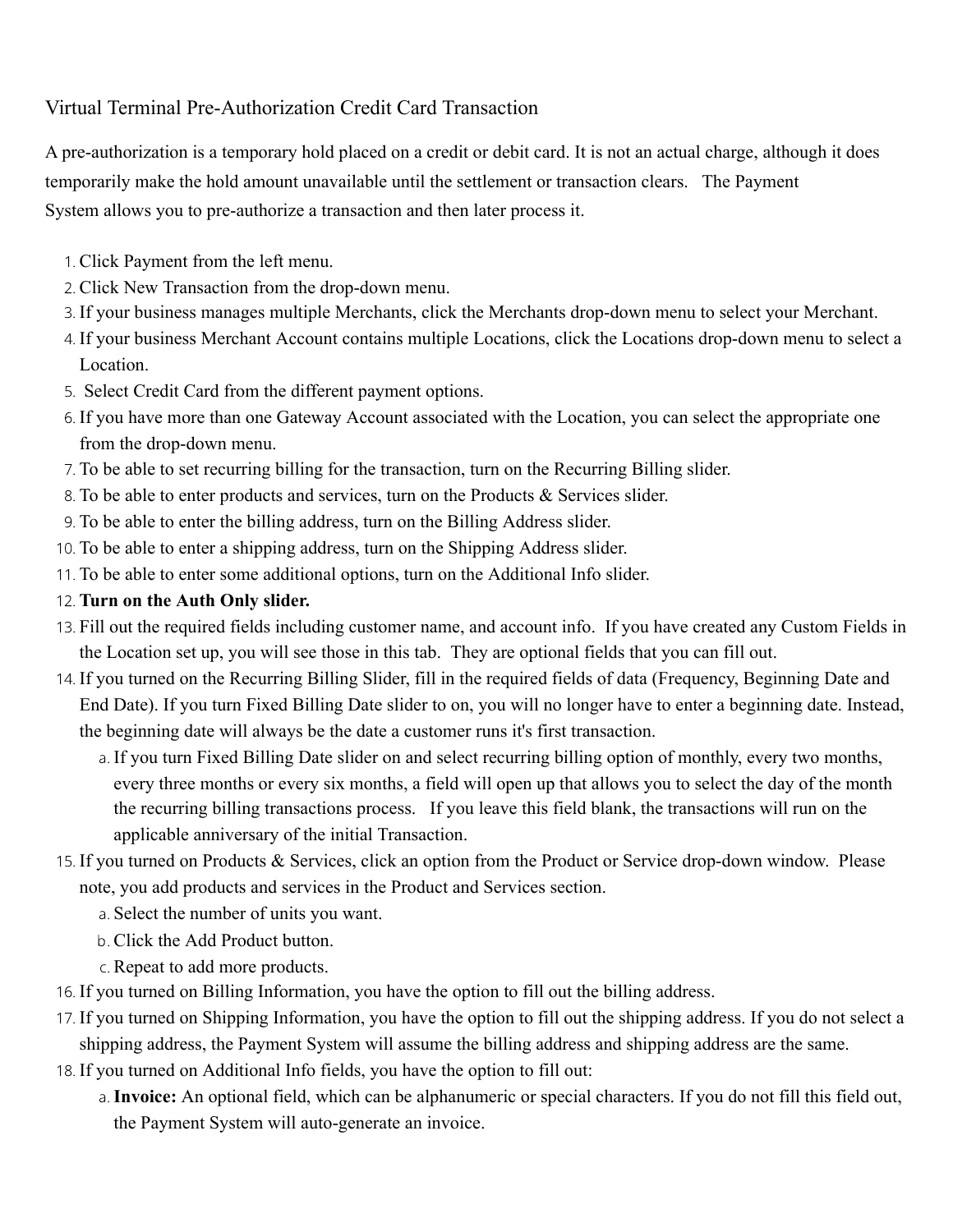## Virtual Terminal Pre-Authorization Credit Card Transaction

A pre-authorization is a temporary hold placed on a credit or debit card. It is not an actual charge, although it does temporarily make the hold amount unavailable until the settlement or transaction clears. The Payment System allows you to pre-authorize a transaction and then later process it.

1. Click Payment from the left menu.
2. Click New Transaction from the drop-down menu.
3. If your business manages multiple Merchants, click the Merchants drop-down menu to select your Merchant.
4. If your business Merchant Account contains multiple Locations, click the Locations drop-down menu to select a Location.
5. Select Credit Card from the different payment options.
6. If you have more than one Gateway Account associated with the Location, you can select the appropriate one from the drop-down menu.
7. To be able to set recurring billing for the transaction, turn on the Recurring Billing slider.
8. To be able to enter products and services, turn on the Products & Services slider.
9. To be able to enter the billing address, turn on the Billing Address slider.
10. To be able to enter a shipping address, turn on the Shipping Address slider.
11. To be able to enter some additional options, turn on the Additional Info slider.
12. **Turn on the Auth Only slider.**
13. Fill out the required fields including customer name, and account info. If you have created any Custom Fields in the Location set up, you will see those in this tab. They are optional fields that you can fill out.
14. If you turned on the Recurring Billing Slider, fill in the required fields of data (Frequency, Beginning Date and End Date). If you turn Fixed Billing Date slider to on, you will no longer have to enter a beginning date. Instead, the beginning date will always be the date a customer runs it's first transaction.
    a. If you turn Fixed Billing Date slider on and select recurring billing option of monthly, every two months, every three months or every six months, a field will open up that allows you to select the day of the month the recurring billing transactions process. If you leave this field blank, the transactions will run on the applicable anniversary of the initial Transaction.
15. If you turned on Products & Services, click an option from the Product or Service drop-down window. Please note, you add products and services in the Product and Services section.
    a. Select the number of units you want.
    b. Click the Add Product button.
    c. Repeat to add more products.
16. If you turned on Billing Information, you have the option to fill out the billing address.
17. If you turned on Shipping Information, you have the option to fill out the shipping address. If you do not select a shipping address, the Payment System will assume the billing address and shipping address are the same.
18. If you turned on Additional Info fields, you have the option to fill out:
    a. **Invoice:** An optional field, which can be alphanumeric or special characters. If you do not fill this field out, the Payment System will auto-generate an invoice.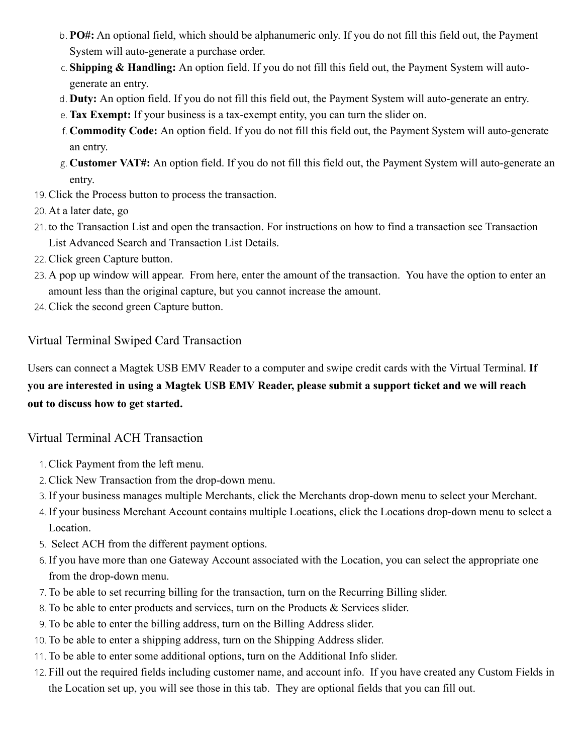b. **PO#:** An optional field, which should be alphanumeric only. If you do not fill this field out, the Payment System will auto-generate a purchase order.
   c. **Shipping & Handling:** An option field. If you do not fill this field out, the Payment System will auto-generate an entry.
   d. **Duty:** An option field. If you do not fill this field out, the Payment System will auto-generate an entry.
   e. **Tax Exempt:** If your business is a tax-exempt entity, you can turn the slider on.
   f. **Commodity Code:** An option field. If you do not fill this field out, the Payment System will auto-generate an entry.
   g. **Customer VAT#:** An option field. If you do not fill this field out, the Payment System will auto-generate an entry.
19. Click the Process button to process the transaction.
20. At a later date, go
21. to the Transaction List and open the transaction. For instructions on how to find a transaction see Transaction List Advanced Search and Transaction List Details.
22. Click green Capture button.
23. A pop up window will appear. From here, enter the amount of the transaction. You have the option to enter an amount less than the original capture, but you cannot increase the amount.
24. Click the second green Capture button.

## Virtual Terminal Swiped Card Transaction

Users can connect a Magtek USB EMV Reader to a computer and swipe credit cards with the Virtual Terminal. **If you are interested in using a Magtek USB EMV Reader, please submit a support ticket and we will reach out to discuss how to get started.**

## Virtual Terminal ACH Transaction

1. Click Payment from the left menu.
2. Click New Transaction from the drop-down menu.
3. If your business manages multiple Merchants, click the Merchants drop-down menu to select your Merchant.
4. If your business Merchant Account contains multiple Locations, click the Locations drop-down menu to select a Location.
5. Select ACH from the different payment options.
6. If you have more than one Gateway Account associated with the Location, you can select the appropriate one from the drop-down menu.
7. To be able to set recurring billing for the transaction, turn on the Recurring Billing slider.
8. To be able to enter products and services, turn on the Products & Services slider.
9. To be able to enter the billing address, turn on the Billing Address slider.
10. To be able to enter a shipping address, turn on the Shipping Address slider.
11. To be able to enter some additional options, turn on the Additional Info slider.
12. Fill out the required fields including customer name, and account info. If you have created any Custom Fields in the Location set up, you will see those in this tab. They are optional fields that you can fill out.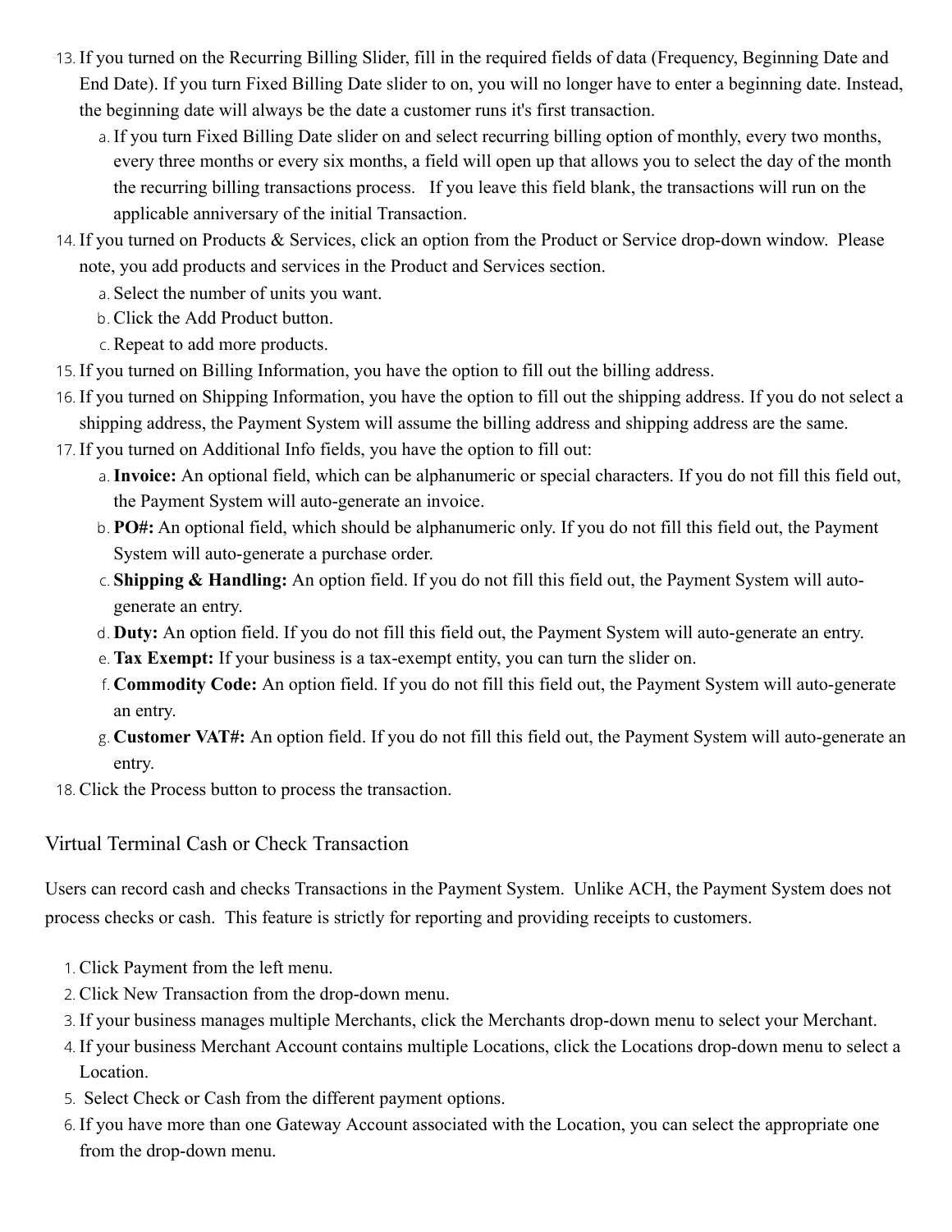13. If you turned on the Recurring Billing Slider, fill in the required fields of data (Frequency, Beginning Date and End Date). If you turn Fixed Billing Date slider to on, you will no longer have to enter a beginning date. Instead, the beginning date will always be the date a customer runs it's first transaction.
    a. If you turn Fixed Billing Date slider on and select recurring billing option of monthly, every two months, every three months or every six months, a field will open up that allows you to select the day of the month the recurring billing transactions process. If you leave this field blank, the transactions will run on the applicable anniversary of the initial Transaction.
14. If you turned on Products & Services, click an option from the Product or Service drop-down window. Please note, you add products and services in the Product and Services section.
    a. Select the number of units you want.
    b. Click the Add Product button.
    c. Repeat to add more products.
15. If you turned on Billing Information, you have the option to fill out the billing address.
16. If you turned on Shipping Information, you have the option to fill out the shipping address. If you do not select a shipping address, the Payment System will assume the billing address and shipping address are the same.
17. If you turned on Additional Info fields, you have the option to fill out:
    a. **Invoice:** An optional field, which can be alphanumeric or special characters. If you do not fill this field out, the Payment System will auto-generate an invoice.
    b. **PO#:** An optional field, which should be alphanumeric only. If you do not fill this field out, the Payment System will auto-generate a purchase order.
    c. **Shipping & Handling:** An option field. If you do not fill this field out, the Payment System will auto-generate an entry.
    d. **Duty:** An option field. If you do not fill this field out, the Payment System will auto-generate an entry.
    e. **Tax Exempt:** If your business is a tax-exempt entity, you can turn the slider on.
    f. **Commodity Code:** An option field. If you do not fill this field out, the Payment System will auto-generate an entry.
    g. **Customer VAT#:** An option field. If you do not fill this field out, the Payment System will auto-generate an entry.
18. Click the Process button to process the transaction.

## Virtual Terminal Cash or Check Transaction

Users can record cash and checks Transactions in the Payment System. Unlike ACH, the Payment System does not process checks or cash. This feature is strictly for reporting and providing receipts to customers.

1. Click Payment from the left menu.
2. Click New Transaction from the drop-down menu.
3. If your business manages multiple Merchants, click the Merchants drop-down menu to select your Merchant.
4. If your business Merchant Account contains multiple Locations, click the Locations drop-down menu to select a Location.
5. Select Check or Cash from the different payment options.
6. If you have more than one Gateway Account associated with the Location, you can select the appropriate one from the drop-down menu.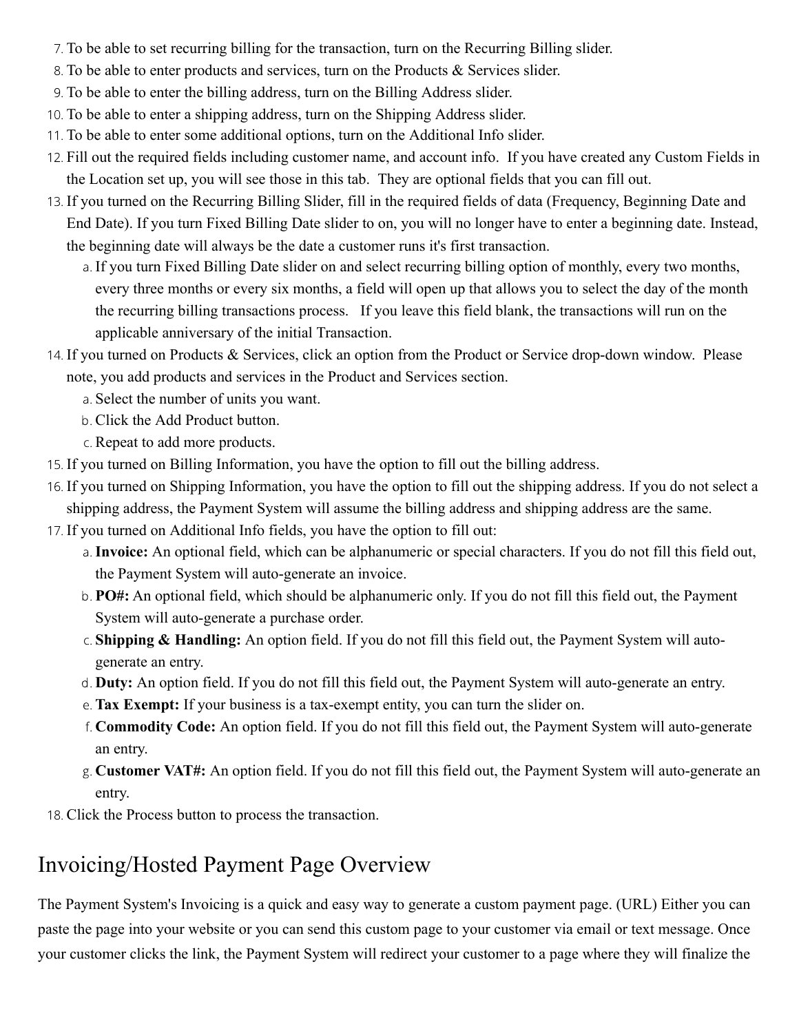7. To be able to set recurring billing for the transaction, turn on the Recurring Billing slider.
8. To be able to enter products and services, turn on the Products & Services slider.
9. To be able to enter the billing address, turn on the Billing Address slider.
10. To be able to enter a shipping address, turn on the Shipping Address slider.
11. To be able to enter some additional options, turn on the Additional Info slider.
12. Fill out the required fields including customer name, and account info. If you have created any Custom Fields in the Location set up, you will see those in this tab. They are optional fields that you can fill out.
13. If you turned on the Recurring Billing Slider, fill in the required fields of data (Frequency, Beginning Date and End Date). If you turn Fixed Billing Date slider to on, you will no longer have to enter a beginning date. Instead, the beginning date will always be the date a customer runs it's first transaction.
    a. If you turn Fixed Billing Date slider on and select recurring billing option of monthly, every two months, every three months or every six months, a field will open up that allows you to select the day of the month the recurring billing transactions process. If you leave this field blank, the transactions will run on the applicable anniversary of the initial Transaction.
14. If you turned on Products & Services, click an option from the Product or Service drop-down window. Please note, you add products and services in the Product and Services section.
    a. Select the number of units you want.
    b. Click the Add Product button.
    c. Repeat to add more products.
15. If you turned on Billing Information, you have the option to fill out the billing address.
16. If you turned on Shipping Information, you have the option to fill out the shipping address. If you do not select a shipping address, the Payment System will assume the billing address and shipping address are the same.
17. If you turned on Additional Info fields, you have the option to fill out:
    a. **Invoice:** An optional field, which can be alphanumeric or special characters. If you do not fill this field out, the Payment System will auto-generate an invoice.
    b. **PO#:** An optional field, which should be alphanumeric only. If you do not fill this field out, the Payment System will auto-generate a purchase order.
    c. **Shipping & Handling:** An option field. If you do not fill this field out, the Payment System will auto-generate an entry.
    d. **Duty:** An option field. If you do not fill this field out, the Payment System will auto-generate an entry.
    e. **Tax Exempt:** If your business is a tax-exempt entity, you can turn the slider on.
    f. **Commodity Code:** An option field. If you do not fill this field out, the Payment System will auto-generate an entry.
    g. **Customer VAT#:** An option field. If you do not fill this field out, the Payment System will auto-generate an entry.
18. Click the Process button to process the transaction.

## Invoicing/Hosted Payment Page Overview

The Payment System's Invoicing is a quick and easy way to generate a custom payment page. (URL) Either you can paste the page into your website or you can send this custom page to your customer via email or text message. Once your customer clicks the link, the Payment System will redirect your customer to a page where they will finalize the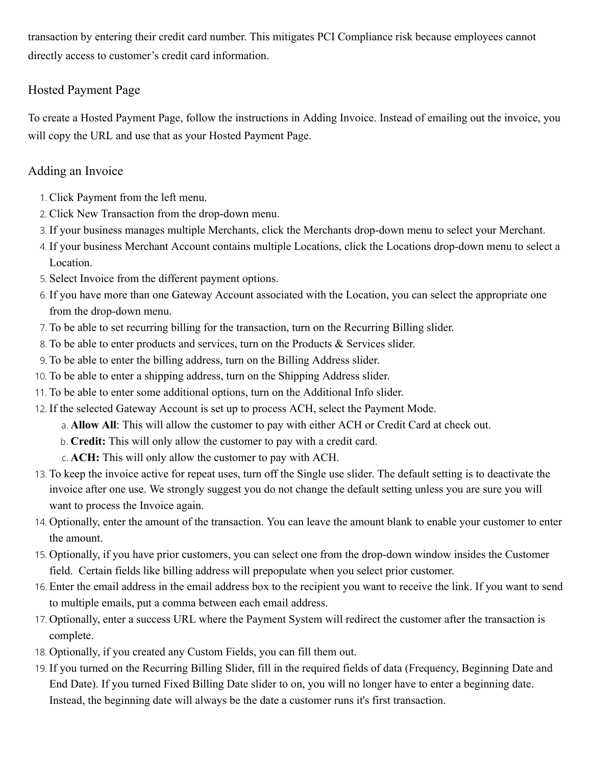transaction by entering their credit card number. This mitigates PCI Compliance risk because employees cannot directly access to customer's credit card information.

## Hosted Payment Page

To create a Hosted Payment Page, follow the instructions in Adding Invoice. Instead of emailing out the invoice, you will copy the URL and use that as your Hosted Payment Page.

## Adding an Invoice

1. Click Payment from the left menu.
2. Click New Transaction from the drop-down menu.
3. If your business manages multiple Merchants, click the Merchants drop-down menu to select your Merchant.
4. If your business Merchant Account contains multiple Locations, click the Locations drop-down menu to select a Location.
5. Select Invoice from the different payment options.
6. If you have more than one Gateway Account associated with the Location, you can select the appropriate one from the drop-down menu.
7. To be able to set recurring billing for the transaction, turn on the Recurring Billing slider.
8. To be able to enter products and services, turn on the Products & Services slider.
9. To be able to enter the billing address, turn on the Billing Address slider.
10. To be able to enter a shipping address, turn on the Shipping Address slider.
11. To be able to enter some additional options, turn on the Additional Info slider.
12. If the selected Gateway Account is set up to process ACH, select the Payment Mode.
    a. **Allow All**: This will allow the customer to pay with either ACH or Credit Card at check out.
    b. **Credit:** This will only allow the customer to pay with a credit card.
    c. **ACH:** This will only allow the customer to pay with ACH.
13. To keep the invoice active for repeat uses, turn off the Single use slider. The default setting is to deactivate the invoice after one use. We strongly suggest you do not change the default setting unless you are sure you will want to process the Invoice again.
14. Optionally, enter the amount of the transaction. You can leave the amount blank to enable your customer to enter the amount.
15. Optionally, if you have prior customers, you can select one from the drop-down window insides the Customer field. Certain fields like billing address will prepopulate when you select prior customer.
16. Enter the email address in the email address box to the recipient you want to receive the link. If you want to send to multiple emails, put a comma between each email address.
17. Optionally, enter a success URL where the Payment System will redirect the customer after the transaction is complete.
18. Optionally, if you created any Custom Fields, you can fill them out.
19. If you turned on the Recurring Billing Slider, fill in the required fields of data (Frequency, Beginning Date and End Date). If you turned Fixed Billing Date slider to on, you will no longer have to enter a beginning date. Instead, the beginning date will always be the date a customer runs it's first transaction.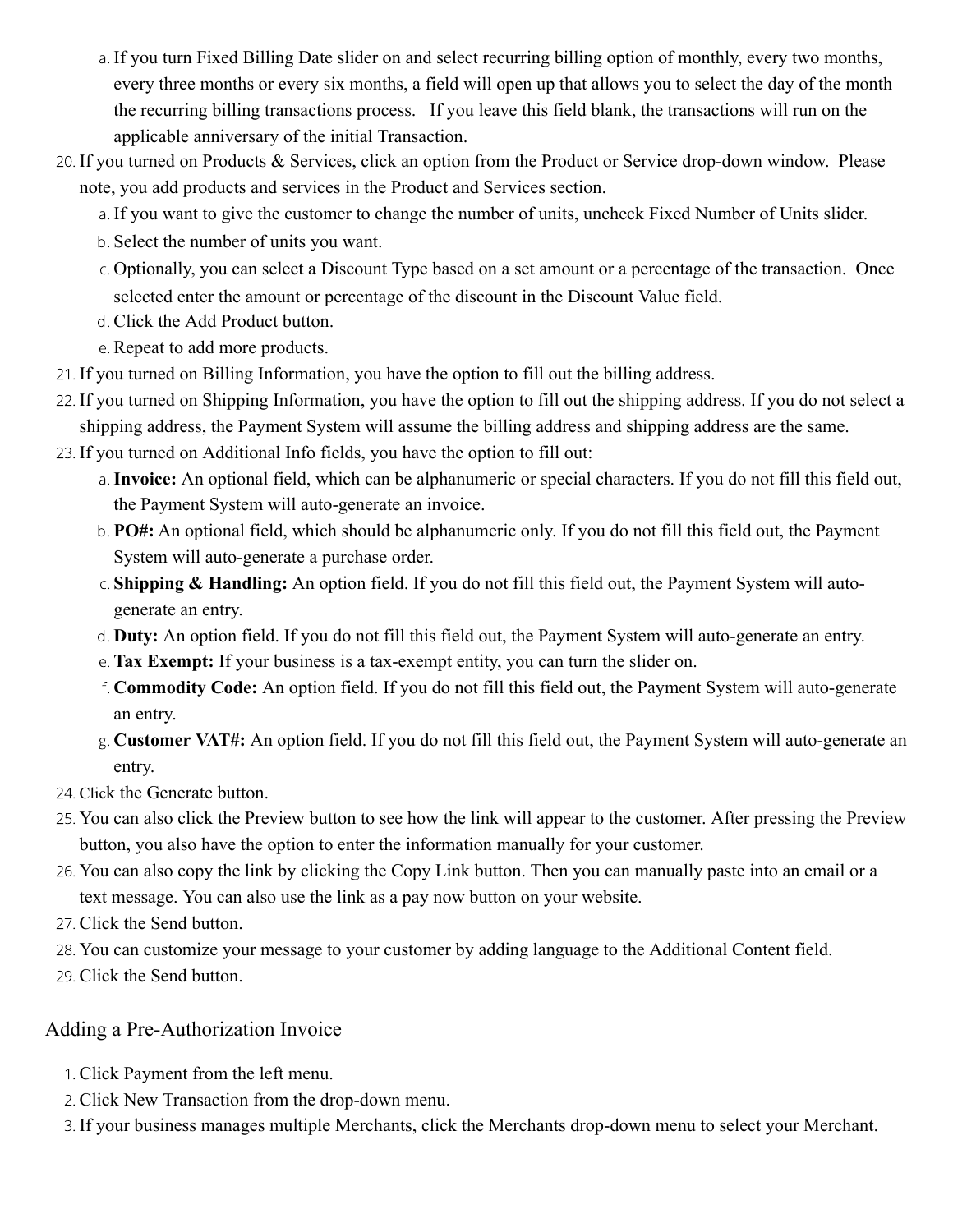a. If you turn Fixed Billing Date slider on and select recurring billing option of monthly, every two months, every three months or every six months, a field will open up that allows you to select the day of the month the recurring billing transactions process.   If you leave this field blank, the transactions will run on the applicable anniversary of the initial Transaction.

20. If you turned on Products & Services, click an option from the Product or Service drop-down window.  Please note, you add products and services in the Product and Services section.
    a. If you want to give the customer to change the number of units, uncheck Fixed Number of Units slider.
    b. Select the number of units you want.
    c. Optionally, you can select a Discount Type based on a set amount or a percentage of the transaction.  Once selected enter the amount or percentage of the discount in the Discount Value field.
    d. Click the Add Product button.
    e. Repeat to add more products.
21. If you turned on Billing Information, you have the option to fill out the billing address.
22. If you turned on Shipping Information, you have the option to fill out the shipping address. If you do not select a shipping address, the Payment System will assume the billing address and shipping address are the same.
23. If you turned on Additional Info fields, you have the option to fill out:
    a. **Invoice:** An optional field, which can be alphanumeric or special characters. If you do not fill this field out, the Payment System will auto-generate an invoice.
    b. **PO#:** An optional field, which should be alphanumeric only. If you do not fill this field out, the Payment System will auto-generate a purchase order.
    c. **Shipping & Handling:** An option field. If you do not fill this field out, the Payment System will auto-generate an entry.
    d. **Duty:** An option field. If you do not fill this field out, the Payment System will auto-generate an entry.
    e. **Tax Exempt:** If your business is a tax-exempt entity, you can turn the slider on.
    f. **Commodity Code:** An option field. If you do not fill this field out, the Payment System will auto-generate an entry.
    g. **Customer VAT#:** An option field. If you do not fill this field out, the Payment System will auto-generate an entry.
24. Click the Generate button.
25. You can also click the Preview button to see how the link will appear to the customer. After pressing the Preview button, you also have the option to enter the information manually for your customer.
26. You can also copy the link by clicking the Copy Link button. Then you can manually paste into an email or a text message. You can also use the link as a pay now button on your website.
27. Click the Send button.
28. You can customize your message to your customer by adding language to the Additional Content field.
29. Click the Send button.

## Adding a Pre-Authorization Invoice

1. Click Payment from the left menu.
2. Click New Transaction from the drop-down menu.
3. If your business manages multiple Merchants, click the Merchants drop-down menu to select your Merchant.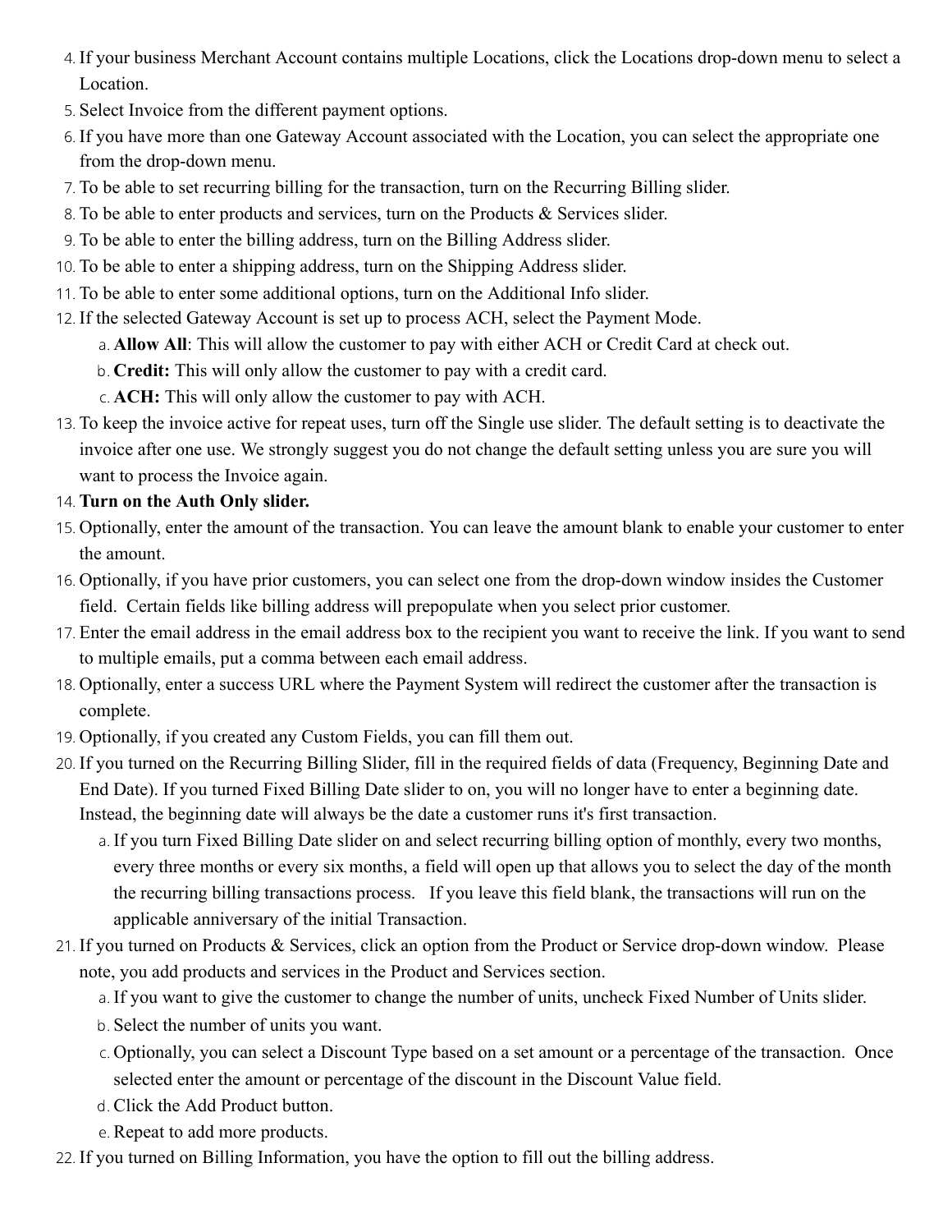4. If your business Merchant Account contains multiple Locations, click the Locations drop-down menu to select a Location.
5. Select Invoice from the different payment options.
6. If you have more than one Gateway Account associated with the Location, you can select the appropriate one from the drop-down menu.
7. To be able to set recurring billing for the transaction, turn on the Recurring Billing slider.
8. To be able to enter products and services, turn on the Products & Services slider.
9. To be able to enter the billing address, turn on the Billing Address slider.
10. To be able to enter a shipping address, turn on the Shipping Address slider.
11. To be able to enter some additional options, turn on the Additional Info slider.
12. If the selected Gateway Account is set up to process ACH, select the Payment Mode.
    a. **Allow All**: This will allow the customer to pay with either ACH or Credit Card at check out.
    b. **Credit:** This will only allow the customer to pay with a credit card.
    c. **ACH:** This will only allow the customer to pay with ACH.
13. To keep the invoice active for repeat uses, turn off the Single use slider. The default setting is to deactivate the invoice after one use. We strongly suggest you do not change the default setting unless you are sure you will want to process the Invoice again.
14. **Turn on the Auth Only slider.**
15. Optionally, enter the amount of the transaction. You can leave the amount blank to enable your customer to enter the amount.
16. Optionally, if you have prior customers, you can select one from the drop-down window insides the Customer field. Certain fields like billing address will prepopulate when you select prior customer.
17. Enter the email address in the email address box to the recipient you want to receive the link. If you want to send to multiple emails, put a comma between each email address.
18. Optionally, enter a success URL where the Payment System will redirect the customer after the transaction is complete.
19. Optionally, if you created any Custom Fields, you can fill them out.
20. If you turned on the Recurring Billing Slider, fill in the required fields of data (Frequency, Beginning Date and End Date). If you turned Fixed Billing Date slider to on, you will no longer have to enter a beginning date. Instead, the beginning date will always be the date a customer runs it's first transaction.
    a. If you turn Fixed Billing Date slider on and select recurring billing option of monthly, every two months, every three months or every six months, a field will open up that allows you to select the day of the month the recurring billing transactions process. If you leave this field blank, the transactions will run on the applicable anniversary of the initial Transaction.
21. If you turned on Products & Services, click an option from the Product or Service drop-down window. Please note, you add products and services in the Product and Services section.
    a. If you want to give the customer to change the number of units, uncheck Fixed Number of Units slider.
    b. Select the number of units you want.
    c. Optionally, you can select a Discount Type based on a set amount or a percentage of the transaction. Once selected enter the amount or percentage of the discount in the Discount Value field.
    d. Click the Add Product button.
    e. Repeat to add more products.
22. If you turned on Billing Information, you have the option to fill out the billing address.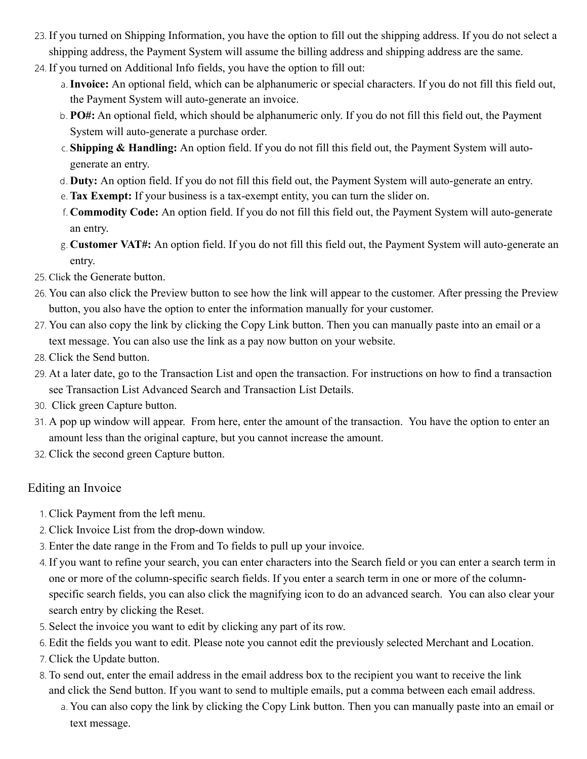23. If you turned on Shipping Information, you have the option to fill out the shipping address. If you do not select a shipping address, the Payment System will assume the billing address and shipping address are the same.
24. If you turned on Additional Info fields, you have the option to fill out:
    a. **Invoice:** An optional field, which can be alphanumeric or special characters. If you do not fill this field out, the Payment System will auto-generate an invoice.
    b. **PO#:** An optional field, which should be alphanumeric only. If you do not fill this field out, the Payment System will auto-generate a purchase order.
    c. **Shipping & Handling:** An option field. If you do not fill this field out, the Payment System will auto-generate an entry.
    d. **Duty:** An option field. If you do not fill this field out, the Payment System will auto-generate an entry.
    e. **Tax Exempt:** If your business is a tax-exempt entity, you can turn the slider on.
    f. **Commodity Code:** An option field. If you do not fill this field out, the Payment System will auto-generate an entry.
    g. **Customer VAT#:** An option field. If you do not fill this field out, the Payment System will auto-generate an entry.
25. Click the Generate button.
26. You can also click the Preview button to see how the link will appear to the customer. After pressing the Preview button, you also have the option to enter the information manually for your customer.
27. You can also copy the link by clicking the Copy Link button. Then you can manually paste into an email or a text message. You can also use the link as a pay now button on your website.
28. Click the Send button.
29. At a later date, go to the Transaction List and open the transaction. For instructions on how to find a transaction see Transaction List Advanced Search and Transaction List Details.
30. Click green Capture button.
31. A pop up window will appear. From here, enter the amount of the transaction. You have the option to enter an amount less than the original capture, but you cannot increase the amount.
32. Click the second green Capture button.

## Editing an Invoice

1. Click Payment from the left menu.
2. Click Invoice List from the drop-down window.
3. Enter the date range in the From and To fields to pull up your invoice.
4. If you want to refine your search, you can enter characters into the Search field or you can enter a search term in one or more of the column-specific search fields. If you enter a search term in one or more of the column-specific search fields, you can also click the magnifying icon to do an advanced search. You can also clear your search entry by clicking the Reset.
5. Select the invoice you want to edit by clicking any part of its row.
6. Edit the fields you want to edit. Please note you cannot edit the previously selected Merchant and Location.
7. Click the Update button.
8. To send out, enter the email address in the email address box to the recipient you want to receive the link and click the Send button. If you want to send to multiple emails, put a comma between each email address.
    a. You can also copy the link by clicking the Copy Link button. Then you can manually paste into an email or text message.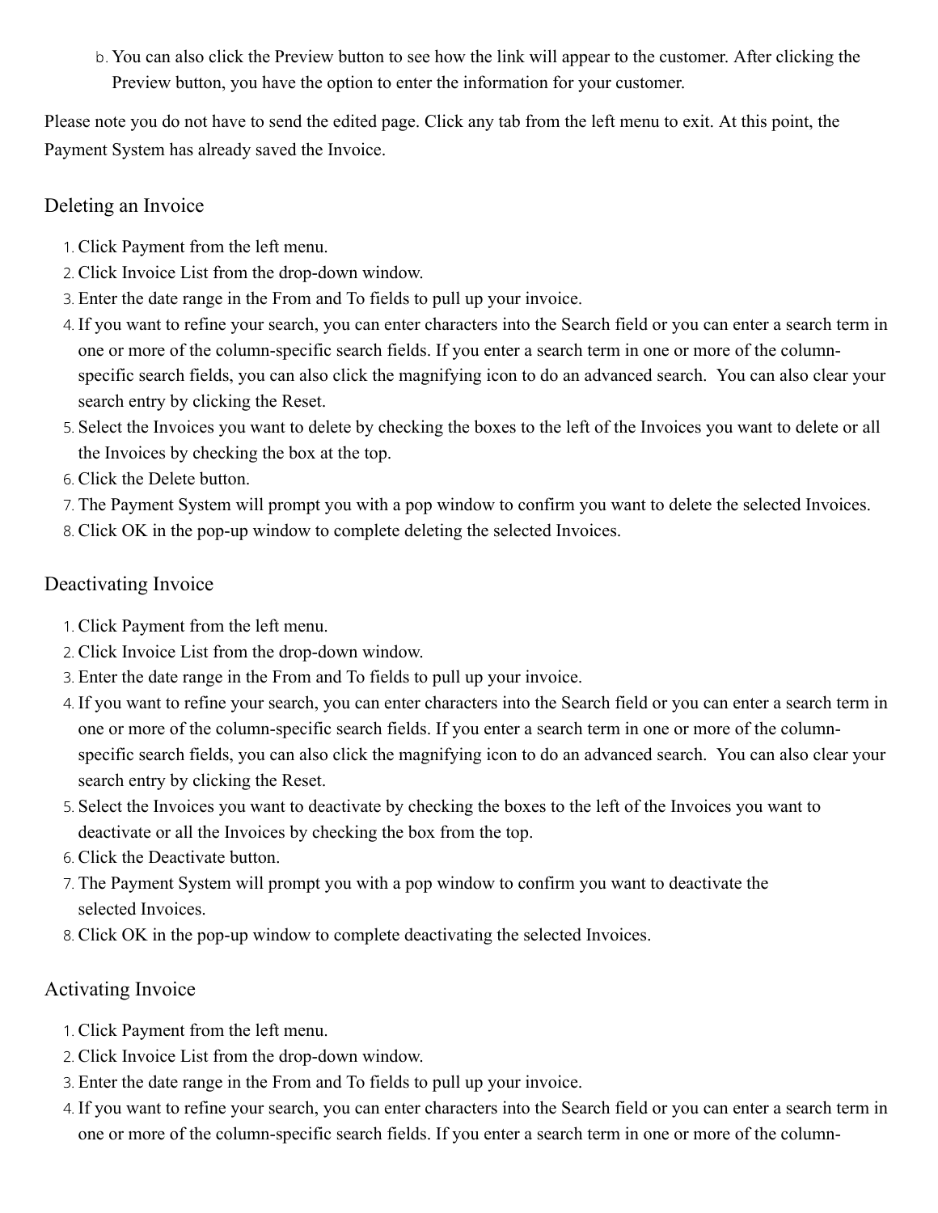b. You can also click the Preview button to see how the link will appear to the customer. After clicking the Preview button, you have the option to enter the information for your customer.

Please note you do not have to send the edited page. Click any tab from the left menu to exit. At this point, the Payment System has already saved the Invoice.

## Deleting an Invoice

1. Click Payment from the left menu.
2. Click Invoice List from the drop-down window.
3. Enter the date range in the From and To fields to pull up your invoice.
4. If you want to refine your search, you can enter characters into the Search field or you can enter a search term in one or more of the column-specific search fields. If you enter a search term in one or more of the column-specific search fields, you can also click the magnifying icon to do an advanced search.  You can also clear your search entry by clicking the Reset.
5. Select the Invoices you want to delete by checking the boxes to the left of the Invoices you want to delete or all the Invoices by checking the box at the top.
6. Click the Delete button.
7. The Payment System will prompt you with a pop window to confirm you want to delete the selected Invoices.
8. Click OK in the pop-up window to complete deleting the selected Invoices.

## Deactivating Invoice

1. Click Payment from the left menu.
2. Click Invoice List from the drop-down window.
3. Enter the date range in the From and To fields to pull up your invoice.
4. If you want to refine your search, you can enter characters into the Search field or you can enter a search term in one or more of the column-specific search fields. If you enter a search term in one or more of the column-specific search fields, you can also click the magnifying icon to do an advanced search.  You can also clear your search entry by clicking the Reset.
5. Select the Invoices you want to deactivate by checking the boxes to the left of the Invoices you want to deactivate or all the Invoices by checking the box from the top.
6. Click the Deactivate button.
7. The Payment System will prompt you with a pop window to confirm you want to deactivate the selected Invoices.
8. Click OK in the pop-up window to complete deactivating the selected Invoices.

## Activating Invoice

1. Click Payment from the left menu.
2. Click Invoice List from the drop-down window.
3. Enter the date range in the From and To fields to pull up your invoice.
4. If you want to refine your search, you can enter characters into the Search field or you can enter a search term in one or more of the column-specific search fields. If you enter a search term in one or more of the column-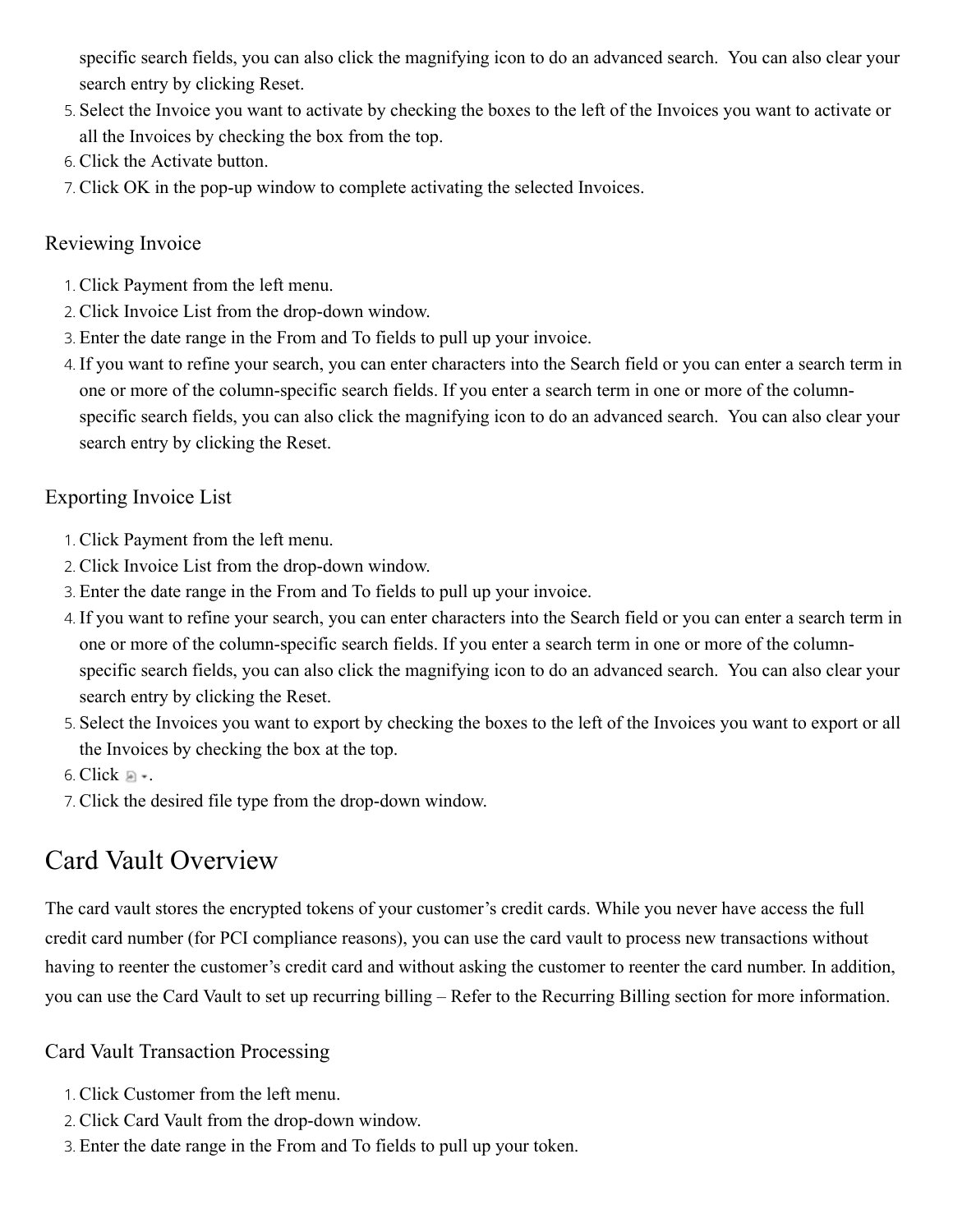specific search fields, you can also click the magnifying icon to do an advanced search.  You can also clear your search entry by clicking Reset.

5. Select the Invoice you want to activate by checking the boxes to the left of the Invoices you want to activate or all the Invoices by checking the box from the top.
6. Click the Activate button.
7. Click OK in the pop-up window to complete activating the selected Invoices.

### Reviewing Invoice

1. Click Payment from the left menu.
2. Click Invoice List from the drop-down window.
3. Enter the date range in the From and To fields to pull up your invoice.
4. If you want to refine your search, you can enter characters into the Search field or you can enter a search term in one or more of the column-specific search fields. If you enter a search term in one or more of the column-specific search fields, you can also click the magnifying icon to do an advanced search.  You can also clear your search entry by clicking the Reset.

### Exporting Invoice List

1. Click Payment from the left menu.
2. Click Invoice List from the drop-down window.
3. Enter the date range in the From and To fields to pull up your invoice.
4. If you want to refine your search, you can enter characters into the Search field or you can enter a search term in one or more of the column-specific search fields. If you enter a search term in one or more of the column-specific search fields, you can also click the magnifying icon to do an advanced search.  You can also clear your search entry by clicking the Reset.
5. Select the Invoices you want to export by checking the boxes to the left of the Invoices you want to export or all the Invoices by checking the box at the top.
6. Click .
7. Click the desired file type from the drop-down window.

## Card Vault Overview

The card vault stores the encrypted tokens of your customer's credit cards. While you never have access the full credit card number (for PCI compliance reasons), you can use the card vault to process new transactions without having to reenter the customer's credit card and without asking the customer to reenter the card number. In addition, you can use the Card Vault to set up recurring billing – Refer to the Recurring Billing section for more information.

### Card Vault Transaction Processing

1. Click Customer from the left menu.
2. Click Card Vault from the drop-down window.
3. Enter the date range in the From and To fields to pull up your token.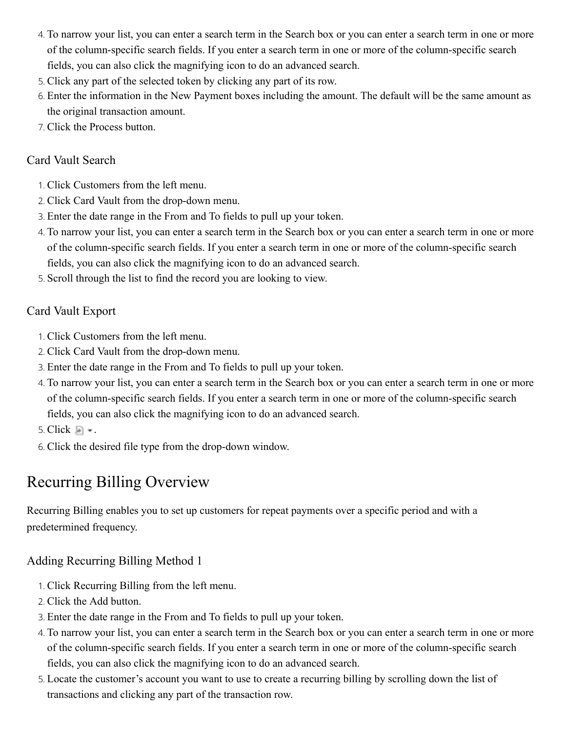4. To narrow your list, you can enter a search term in the Search box or you can enter a search term in one or more of the column-specific search fields. If you enter a search term in one or more of the column-specific search fields, you can also click the magnifying icon to do an advanced search.
5. Click any part of the selected token by clicking any part of its row.
6. Enter the information in the New Payment boxes including the amount. The default will be the same amount as the original transaction amount.
7. Click the Process button.

### Card Vault Search

1. Click Customers from the left menu.
2. Click Card Vault from the drop-down menu.
3. Enter the date range in the From and To fields to pull up your token.
4. To narrow your list, you can enter a search term in the Search box or you can enter a search term in one or more of the column-specific search fields. If you enter a search term in one or more of the column-specific search fields, you can also click the magnifying icon to do an advanced search.
5. Scroll through the list to find the record you are looking to view.

### Card Vault Export

1. Click Customers from the left menu.
2. Click Card Vault from the drop-down menu.
3. Enter the date range in the From and To fields to pull up your token.
4. To narrow your list, you can enter a search term in the Search box or you can enter a search term in one or more of the column-specific search fields. If you enter a search term in one or more of the column-specific search fields, you can also click the magnifying icon to do an advanced search.
5. Click .
6. Click the desired file type from the drop-down window.

## Recurring Billing Overview

Recurring Billing enables you to set up customers for repeat payments over a specific period and with a predetermined frequency.

### Adding Recurring Billing Method 1

1. Click Recurring Billing from the left menu.
2. Click the Add button.
3. Enter the date range in the From and To fields to pull up your token.
4. To narrow your list, you can enter a search term in the Search box or you can enter a search term in one or more of the column-specific search fields. If you enter a search term in one or more of the column-specific search fields, you can also click the magnifying icon to do an advanced search.
5. Locate the customer's account you want to use to create a recurring billing by scrolling down the list of transactions and clicking any part of the transaction row.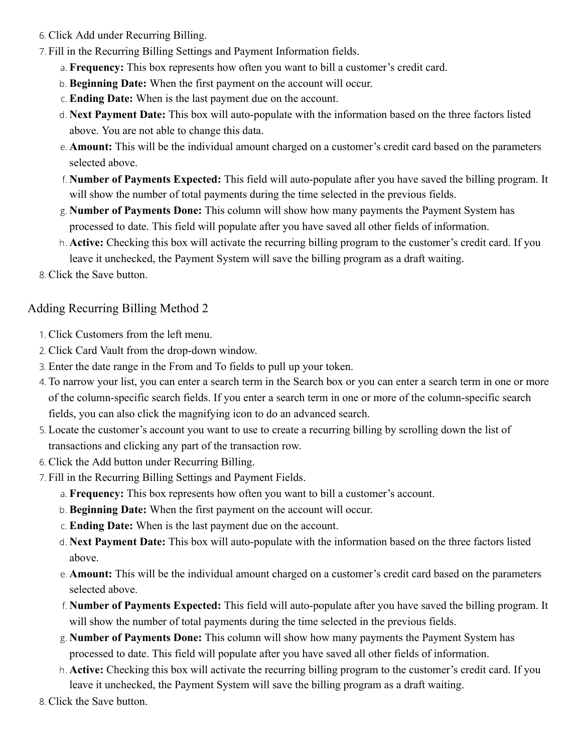6. Click Add under Recurring Billing.
7. Fill in the Recurring Billing Settings and Payment Information fields.
   a. **Frequency:** This box represents how often you want to bill a customer's credit card.
   b. **Beginning Date:** When the first payment on the account will occur.
   c. **Ending Date:** When is the last payment due on the account.
   d. **Next Payment Date:** This box will auto-populate with the information based on the three factors listed above. You are not able to change this data.
   e. **Amount:** This will be the individual amount charged on a customer's credit card based on the parameters selected above.
   f. **Number of Payments Expected:** This field will auto-populate after you have saved the billing program. It will show the number of total payments during the time selected in the previous fields.
   g. **Number of Payments Done:** This column will show how many payments the Payment System has processed to date. This field will populate after you have saved all other fields of information.
   h. **Active:** Checking this box will activate the recurring billing program to the customer's credit card. If you leave it unchecked, the Payment System will save the billing program as a draft waiting.
8. Click the Save button.

## Adding Recurring Billing Method 2

1. Click Customers from the left menu.
2. Click Card Vault from the drop-down window.
3. Enter the date range in the From and To fields to pull up your token.
4. To narrow your list, you can enter a search term in the Search box or you can enter a search term in one or more of the column-specific search fields. If you enter a search term in one or more of the column-specific search fields, you can also click the magnifying icon to do an advanced search.
5. Locate the customer's account you want to use to create a recurring billing by scrolling down the list of transactions and clicking any part of the transaction row.
6. Click the Add button under Recurring Billing.
7. Fill in the Recurring Billing Settings and Payment Fields.
   a. **Frequency:** This box represents how often you want to bill a customer's account.
   b. **Beginning Date:** When the first payment on the account will occur.
   c. **Ending Date:** When is the last payment due on the account.
   d. **Next Payment Date:** This box will auto-populate with the information based on the three factors listed above.
   e. **Amount:** This will be the individual amount charged on a customer's credit card based on the parameters selected above.
   f. **Number of Payments Expected:** This field will auto-populate after you have saved the billing program. It will show the number of total payments during the time selected in the previous fields.
   g. **Number of Payments Done:** This column will show how many payments the Payment System has processed to date. This field will populate after you have saved all other fields of information.
   h. **Active:** Checking this box will activate the recurring billing program to the customer's credit card. If you leave it unchecked, the Payment System will save the billing program as a draft waiting.
8. Click the Save button.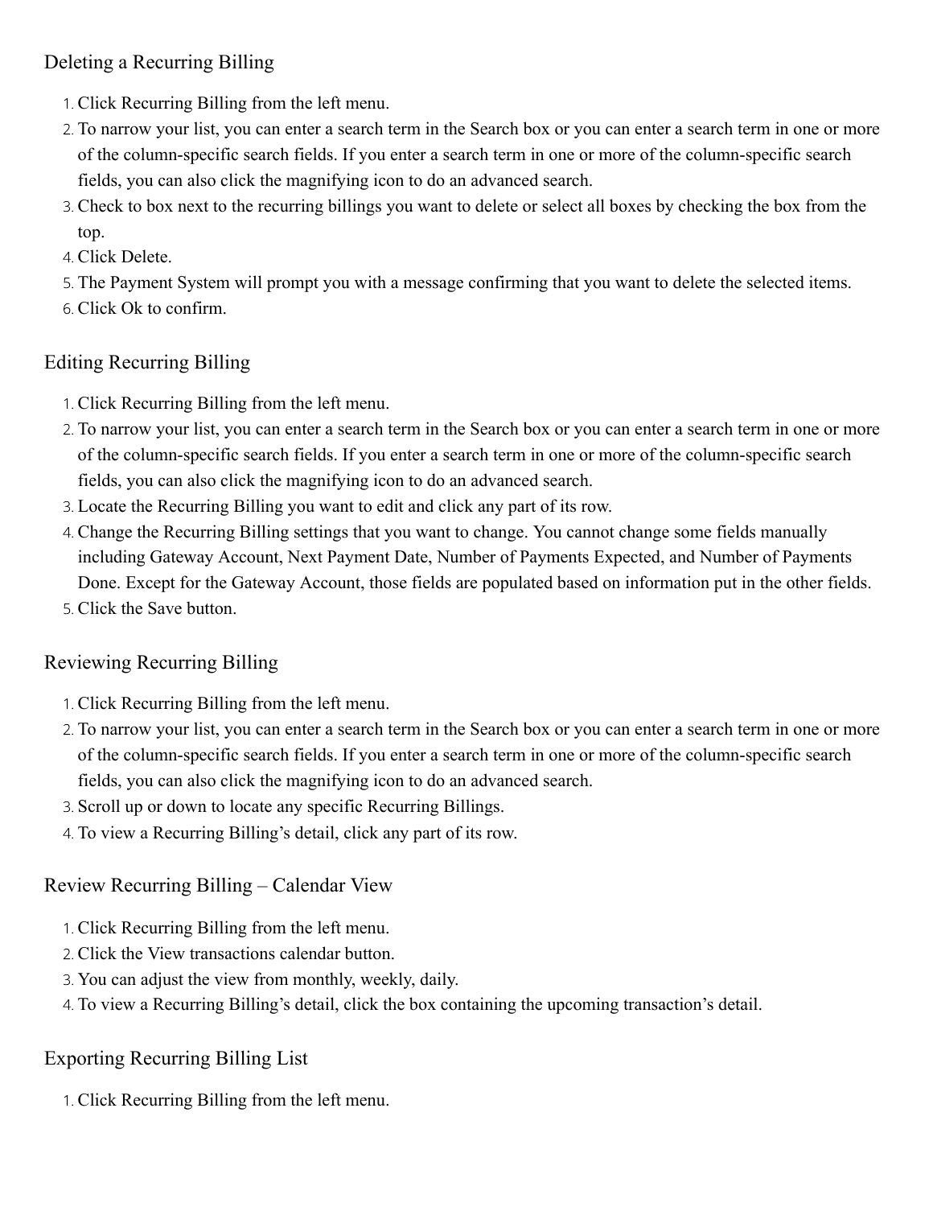## Deleting a Recurring Billing

1. Click Recurring Billing from the left menu.
2. To narrow your list, you can enter a search term in the Search box or you can enter a search term in one or more of the column-specific search fields. If you enter a search term in one or more of the column-specific search fields, you can also click the magnifying icon to do an advanced search.
3. Check to box next to the recurring billings you want to delete or select all boxes by checking the box from the top.
4. Click Delete.
5. The Payment System will prompt you with a message confirming that you want to delete the selected items.
6. Click Ok to confirm.

## Editing Recurring Billing

1. Click Recurring Billing from the left menu.
2. To narrow your list, you can enter a search term in the Search box or you can enter a search term in one or more of the column-specific search fields. If you enter a search term in one or more of the column-specific search fields, you can also click the magnifying icon to do an advanced search.
3. Locate the Recurring Billing you want to edit and click any part of its row.
4. Change the Recurring Billing settings that you want to change. You cannot change some fields manually including Gateway Account, Next Payment Date, Number of Payments Expected, and Number of Payments Done. Except for the Gateway Account, those fields are populated based on information put in the other fields.
5. Click the Save button.

## Reviewing Recurring Billing

1. Click Recurring Billing from the left menu.
2. To narrow your list, you can enter a search term in the Search box or you can enter a search term in one or more of the column-specific search fields. If you enter a search term in one or more of the column-specific search fields, you can also click the magnifying icon to do an advanced search.
3. Scroll up or down to locate any specific Recurring Billings.
4. To view a Recurring Billing's detail, click any part of its row.

## Review Recurring Billing – Calendar View

1. Click Recurring Billing from the left menu.
2. Click the View transactions calendar button.
3. You can adjust the view from monthly, weekly, daily.
4. To view a Recurring Billing's detail, click the box containing the upcoming transaction's detail.

## Exporting Recurring Billing List

1. Click Recurring Billing from the left menu.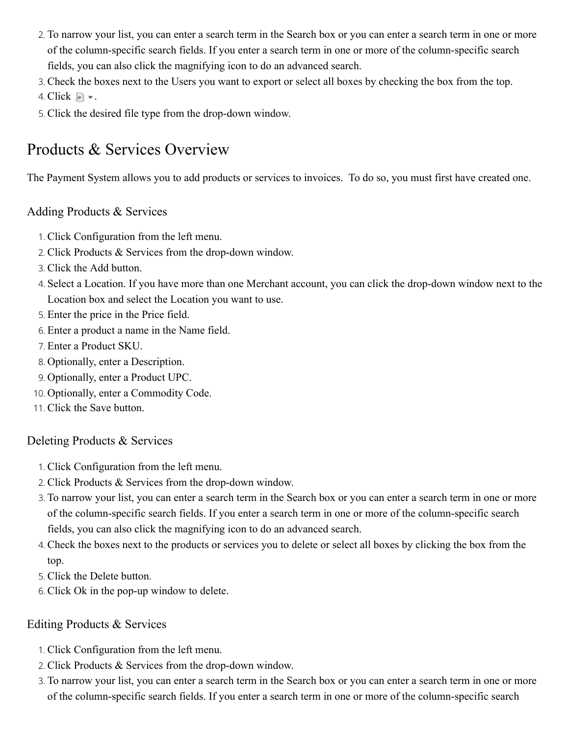2. To narrow your list, you can enter a search term in the Search box or you can enter a search term in one or more of the column-specific search fields. If you enter a search term in one or more of the column-specific search fields, you can also click the magnifying icon to do an advanced search.
3. Check the boxes next to the Users you want to export or select all boxes by checking the box from the top.
4. Click .
5. Click the desired file type from the drop-down window.

# Products & Services Overview

The Payment System allows you to add products or services to invoices.  To do so, you must first have created one.

## Adding Products & Services

1. Click Configuration from the left menu.
2. Click Products & Services from the drop-down window.
3. Click the Add button.
4. Select a Location. If you have more than one Merchant account, you can click the drop-down window next to the Location box and select the Location you want to use.
5. Enter the price in the Price field.
6. Enter a product a name in the Name field.
7. Enter a Product SKU.
8. Optionally, enter a Description.
9. Optionally, enter a Product UPC.
10. Optionally, enter a Commodity Code.
11. Click the Save button.

## Deleting Products & Services

1. Click Configuration from the left menu.
2. Click Products & Services from the drop-down window.
3. To narrow your list, you can enter a search term in the Search box or you can enter a search term in one or more of the column-specific search fields. If you enter a search term in one or more of the column-specific search fields, you can also click the magnifying icon to do an advanced search.
4. Check the boxes next to the products or services you to delete or select all boxes by clicking the box from the top.
5. Click the Delete button.
6. Click Ok in the pop-up window to delete.

## Editing Products & Services

1. Click Configuration from the left menu.
2. Click Products & Services from the drop-down window.
3. To narrow your list, you can enter a search term in the Search box or you can enter a search term in one or more of the column-specific search fields. If you enter a search term in one or more of the column-specific search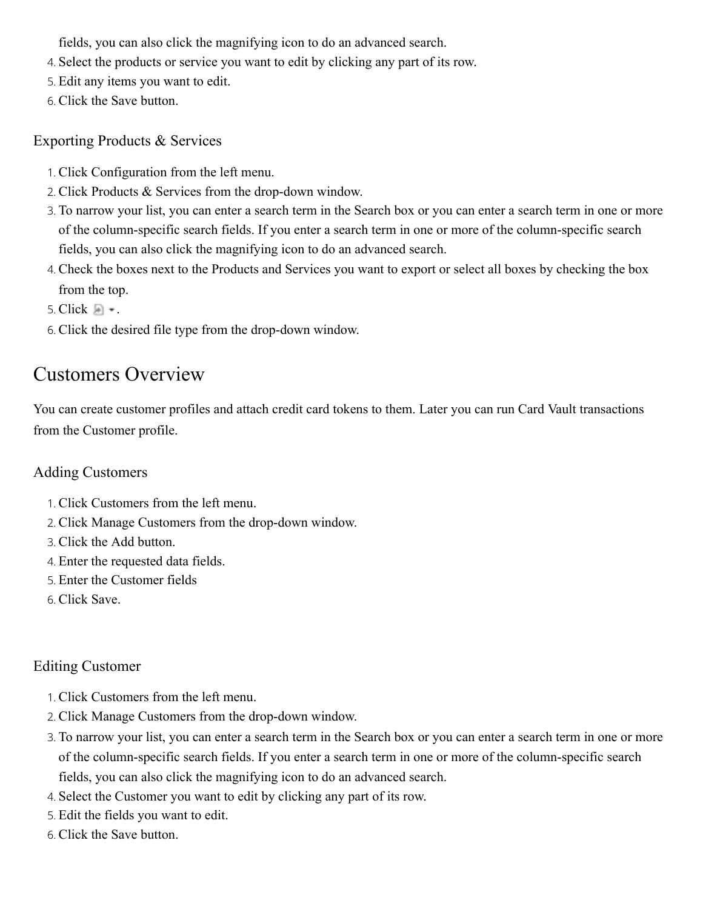fields, you can also click the magnifying icon to do an advanced search.
4. Select the products or service you want to edit by clicking any part of its row.
5. Edit any items you want to edit.
6. Click the Save button.

### Exporting Products & Services

1. Click Configuration from the left menu.
2. Click Products & Services from the drop-down window.
3. To narrow your list, you can enter a search term in the Search box or you can enter a search term in one or more of the column-specific search fields. If you enter a search term in one or more of the column-specific search fields, you can also click the magnifying icon to do an advanced search.
4. Check the boxes next to the Products and Services you want to export or select all boxes by checking the box from the top.
5. Click .
6. Click the desired file type from the drop-down window.

## Customers Overview

You can create customer profiles and attach credit card tokens to them. Later you can run Card Vault transactions from the Customer profile.

### Adding Customers

1. Click Customers from the left menu.
2. Click Manage Customers from the drop-down window.
3. Click the Add button.
4. Enter the requested data fields.
5. Enter the Customer fields
6. Click Save.

### Editing Customer

1. Click Customers from the left menu.
2. Click Manage Customers from the drop-down window.
3. To narrow your list, you can enter a search term in the Search box or you can enter a search term in one or more of the column-specific search fields. If you enter a search term in one or more of the column-specific search fields, you can also click the magnifying icon to do an advanced search.
4. Select the Customer you want to edit by clicking any part of its row.
5. Edit the fields you want to edit.
6. Click the Save button.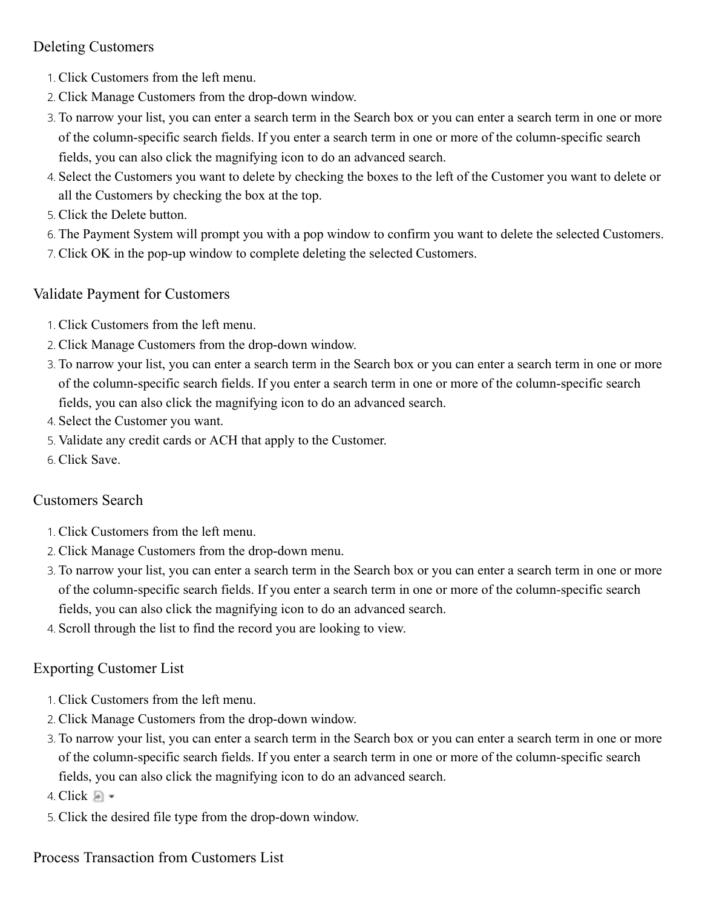## Deleting Customers

1. Click Customers from the left menu.
2. Click Manage Customers from the drop-down window.
3. To narrow your list, you can enter a search term in the Search box or you can enter a search term in one or more of the column-specific search fields. If you enter a search term in one or more of the column-specific search fields, you can also click the magnifying icon to do an advanced search.
4. Select the Customers you want to delete by checking the boxes to the left of the Customer you want to delete or all the Customers by checking the box at the top.
5. Click the Delete button.
6. The Payment System will prompt you with a pop window to confirm you want to delete the selected Customers.
7. Click OK in the pop-up window to complete deleting the selected Customers.

## Validate Payment for Customers

1. Click Customers from the left menu.
2. Click Manage Customers from the drop-down window.
3. To narrow your list, you can enter a search term in the Search box or you can enter a search term in one or more of the column-specific search fields. If you enter a search term in one or more of the column-specific search fields, you can also click the magnifying icon to do an advanced search.
4. Select the Customer you want.
5. Validate any credit cards or ACH that apply to the Customer.
6. Click Save.

## Customers Search

1. Click Customers from the left menu.
2. Click Manage Customers from the drop-down menu.
3. To narrow your list, you can enter a search term in the Search box or you can enter a search term in one or more of the column-specific search fields. If you enter a search term in one or more of the column-specific search fields, you can also click the magnifying icon to do an advanced search.
4. Scroll through the list to find the record you are looking to view.

## Exporting Customer List

1. Click Customers from the left menu.
2. Click Manage Customers from the drop-down window.
3. To narrow your list, you can enter a search term in the Search box or you can enter a search term in one or more of the column-specific search fields. If you enter a search term in one or more of the column-specific search fields, you can also click the magnifying icon to do an advanced search.
4. Click
5. Click the desired file type from the drop-down window.

## Process Transaction from Customers List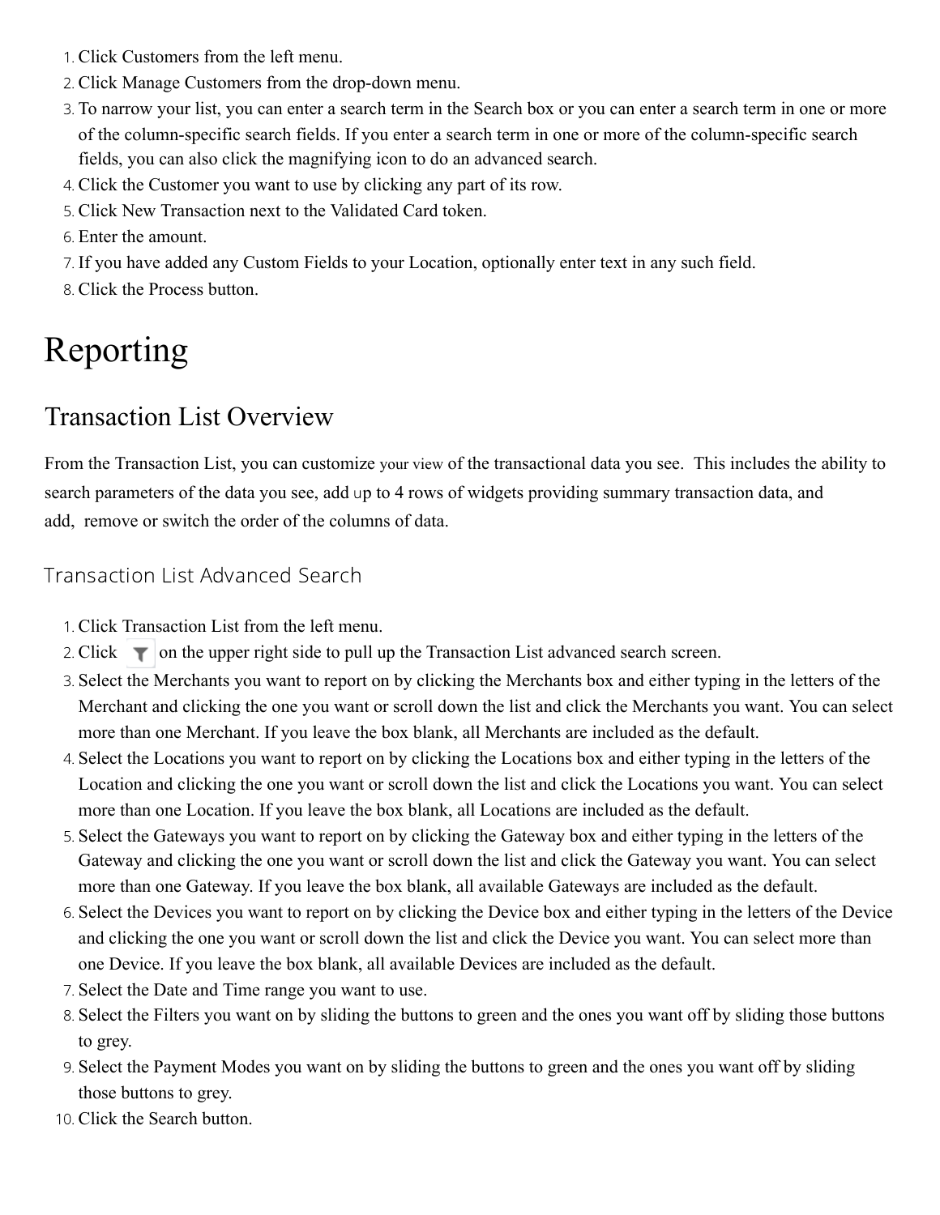1. Click Customers from the left menu.
2. Click Manage Customers from the drop-down menu.
3. To narrow your list, you can enter a search term in the Search box or you can enter a search term in one or more of the column-specific search fields. If you enter a search term in one or more of the column-specific search fields, you can also click the magnifying icon to do an advanced search.
4. Click the Customer you want to use by clicking any part of its row.
5. Click New Transaction next to the Validated Card token.
6. Enter the amount.
7. If you have added any Custom Fields to your Location, optionally enter text in any such field.
8. Click the Process button.

# Reporting

## Transaction List Overview

From the Transaction List, you can customize your view of the transactional data you see. This includes the ability to search parameters of the data you see, add up to 4 rows of widgets providing summary transaction data, and add, remove or switch the order of the columns of data.

### Transaction List Advanced Search

1. Click Transaction List from the left menu.
2. Click on the upper right side to pull up the Transaction List advanced search screen.
3. Select the Merchants you want to report on by clicking the Merchants box and either typing in the letters of the Merchant and clicking the one you want or scroll down the list and click the Merchants you want. You can select more than one Merchant. If you leave the box blank, all Merchants are included as the default.
4. Select the Locations you want to report on by clicking the Locations box and either typing in the letters of the Location and clicking the one you want or scroll down the list and click the Locations you want. You can select more than one Location. If you leave the box blank, all Locations are included as the default.
5. Select the Gateways you want to report on by clicking the Gateway box and either typing in the letters of the Gateway and clicking the one you want or scroll down the list and click the Gateway you want. You can select more than one Gateway. If you leave the box blank, all available Gateways are included as the default.
6. Select the Devices you want to report on by clicking the Device box and either typing in the letters of the Device and clicking the one you want or scroll down the list and click the Device you want. You can select more than one Device. If you leave the box blank, all available Devices are included as the default.
7. Select the Date and Time range you want to use.
8. Select the Filters you want on by sliding the buttons to green and the ones you want off by sliding those buttons to grey.
9. Select the Payment Modes you want on by sliding the buttons to green and the ones you want off by sliding those buttons to grey.
10. Click the Search button.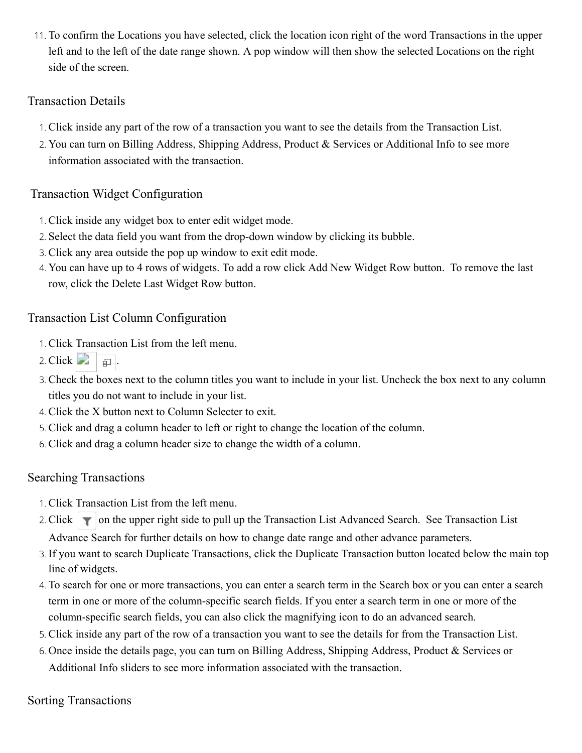11. To confirm the Locations you have selected, click the location icon right of the word Transactions in the upper left and to the left of the date range shown. A pop window will then show the selected Locations on the right side of the screen.

## Transaction Details

1. Click inside any part of the row of a transaction you want to see the details from the Transaction List.
2. You can turn on Billing Address, Shipping Address, Product & Services or Additional Info to see more information associated with the transaction.

## Transaction Widget Configuration

1. Click inside any widget box to enter edit widget mode.
2. Select the data field you want from the drop-down window by clicking its bubble.
3. Click any area outside the pop up window to exit edit mode.
4. You can have up to 4 rows of widgets. To add a row click Add New Widget Row button. To remove the last row, click the Delete Last Widget Row button.

## Transaction List Column Configuration

1. Click Transaction List from the left menu.
2. Click .
3. Check the boxes next to the column titles you want to include in your list. Uncheck the box next to any column titles you do not want to include in your list.
4. Click the X button next to Column Selecter to exit.
5. Click and drag a column header to left or right to change the location of the column.
6. Click and drag a column header size to change the width of a column.

## Searching Transactions

1. Click Transaction List from the left menu.
2. Click on the upper right side to pull up the Transaction List Advanced Search. See Transaction List Advance Search for further details on how to change date range and other advance parameters.
3. If you want to search Duplicate Transactions, click the Duplicate Transaction button located below the main top line of widgets.
4. To search for one or more transactions, you can enter a search term in the Search box or you can enter a search term in one or more of the column-specific search fields. If you enter a search term in one or more of the column-specific search fields, you can also click the magnifying icon to do an advanced search.
5. Click inside any part of the row of a transaction you want to see the details for from the Transaction List.
6. Once inside the details page, you can turn on Billing Address, Shipping Address, Product & Services or Additional Info sliders to see more information associated with the transaction.

## Sorting Transactions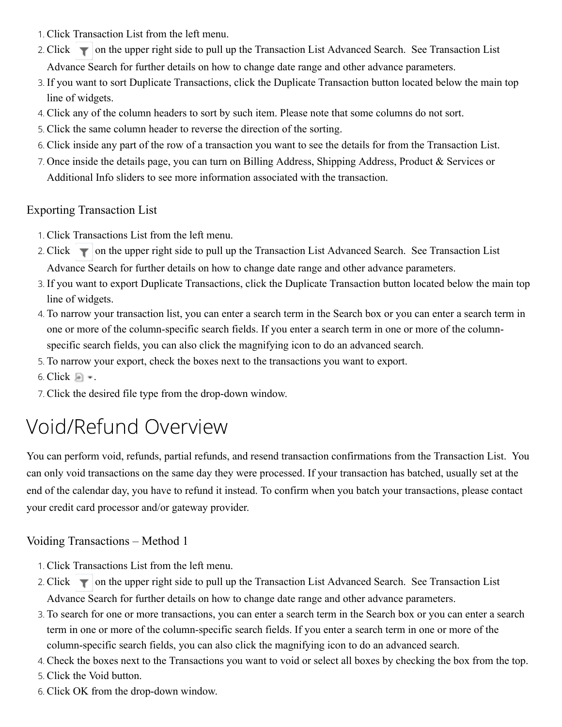1. Click Transaction List from the left menu.
2. Click on the upper right side to pull up the Transaction List Advanced Search. See Transaction List Advance Search for further details on how to change date range and other advance parameters.
3. If you want to sort Duplicate Transactions, click the Duplicate Transaction button located below the main top line of widgets.
4. Click any of the column headers to sort by such item. Please note that some columns do not sort.
5. Click the same column header to reverse the direction of the sorting.
6. Click inside any part of the row of a transaction you want to see the details for from the Transaction List.
7. Once inside the details page, you can turn on Billing Address, Shipping Address, Product & Services or Additional Info sliders to see more information associated with the transaction.

### Exporting Transaction List

1. Click Transactions List from the left menu.
2. Click on the upper right side to pull up the Transaction List Advanced Search. See Transaction List Advance Search for further details on how to change date range and other advance parameters.
3. If you want to export Duplicate Transactions, click the Duplicate Transaction button located below the main top line of widgets.
4. To narrow your transaction list, you can enter a search term in the Search box or you can enter a search term in one or more of the column-specific search fields. If you enter a search term in one or more of the column-specific search fields, you can also click the magnifying icon to do an advanced search.
5. To narrow your export, check the boxes next to the transactions you want to export.
6. Click .
7. Click the desired file type from the drop-down window.

## Void/Refund Overview

You can perform void, refunds, partial refunds, and resend transaction confirmations from the Transaction List. You can only void transactions on the same day they were processed. If your transaction has batched, usually set at the end of the calendar day, you have to refund it instead. To confirm when you batch your transactions, please contact your credit card processor and/or gateway provider.

### Voiding Transactions – Method 1

1. Click Transactions List from the left menu.
2. Click on the upper right side to pull up the Transaction List Advanced Search. See Transaction List Advance Search for further details on how to change date range and other advance parameters.
3. To search for one or more transactions, you can enter a search term in the Search box or you can enter a search term in one or more of the column-specific search fields. If you enter a search term in one or more of the column-specific search fields, you can also click the magnifying icon to do an advanced search.
4. Check the boxes next to the Transactions you want to void or select all boxes by checking the box from the top.
5. Click the Void button.
6. Click OK from the drop-down window.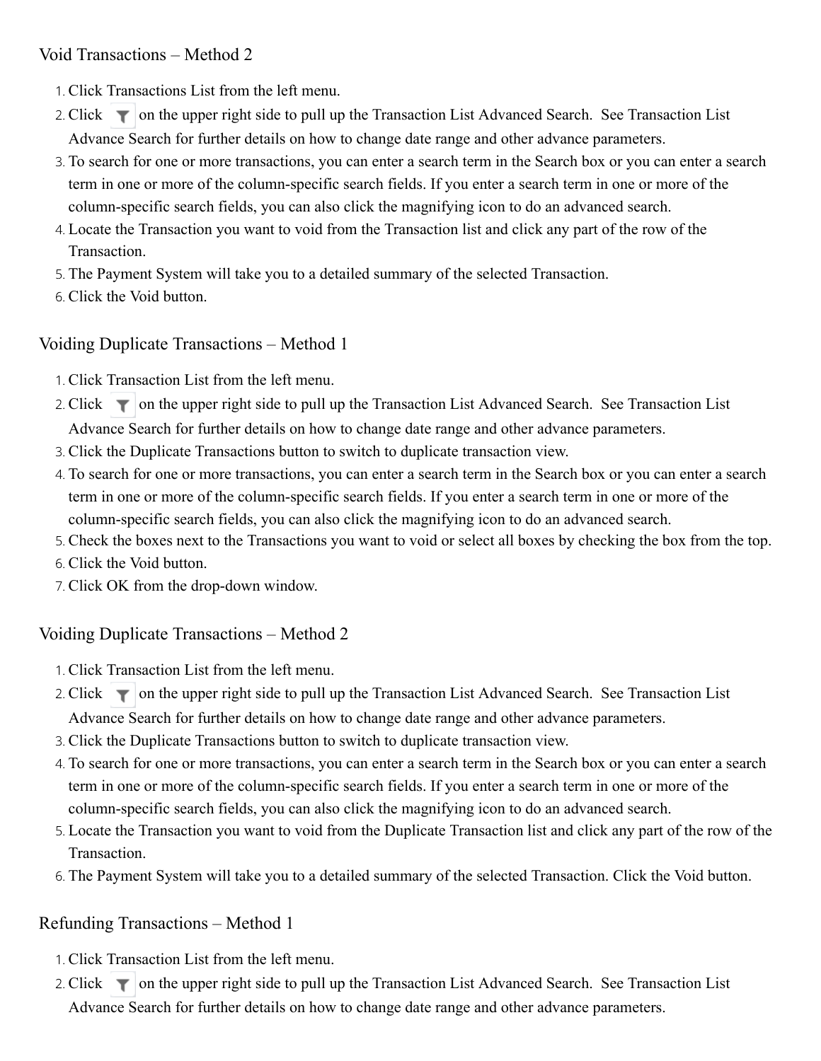## Void Transactions – Method 2

1. Click Transactions List from the left menu.
2. Click on the upper right side to pull up the Transaction List Advanced Search. See Transaction List Advance Search for further details on how to change date range and other advance parameters.
3. To search for one or more transactions, you can enter a search term in the Search box or you can enter a search term in one or more of the column-specific search fields. If you enter a search term in one or more of the column-specific search fields, you can also click the magnifying icon to do an advanced search.
4. Locate the Transaction you want to void from the Transaction list and click any part of the row of the Transaction.
5. The Payment System will take you to a detailed summary of the selected Transaction.
6. Click the Void button.

## Voiding Duplicate Transactions – Method 1

1. Click Transaction List from the left menu.
2. Click on the upper right side to pull up the Transaction List Advanced Search. See Transaction List Advance Search for further details on how to change date range and other advance parameters.
3. Click the Duplicate Transactions button to switch to duplicate transaction view.
4. To search for one or more transactions, you can enter a search term in the Search box or you can enter a search term in one or more of the column-specific search fields. If you enter a search term in one or more of the column-specific search fields, you can also click the magnifying icon to do an advanced search.
5. Check the boxes next to the Transactions you want to void or select all boxes by checking the box from the top.
6. Click the Void button.
7. Click OK from the drop-down window.

## Voiding Duplicate Transactions – Method 2

1. Click Transaction List from the left menu.
2. Click on the upper right side to pull up the Transaction List Advanced Search. See Transaction List Advance Search for further details on how to change date range and other advance parameters.
3. Click the Duplicate Transactions button to switch to duplicate transaction view.
4. To search for one or more transactions, you can enter a search term in the Search box or you can enter a search term in one or more of the column-specific search fields. If you enter a search term in one or more of the column-specific search fields, you can also click the magnifying icon to do an advanced search.
5. Locate the Transaction you want to void from the Duplicate Transaction list and click any part of the row of the Transaction.
6. The Payment System will take you to a detailed summary of the selected Transaction. Click the Void button.

## Refunding Transactions – Method 1

1. Click Transaction List from the left menu.
2. Click on the upper right side to pull up the Transaction List Advanced Search. See Transaction List Advance Search for further details on how to change date range and other advance parameters.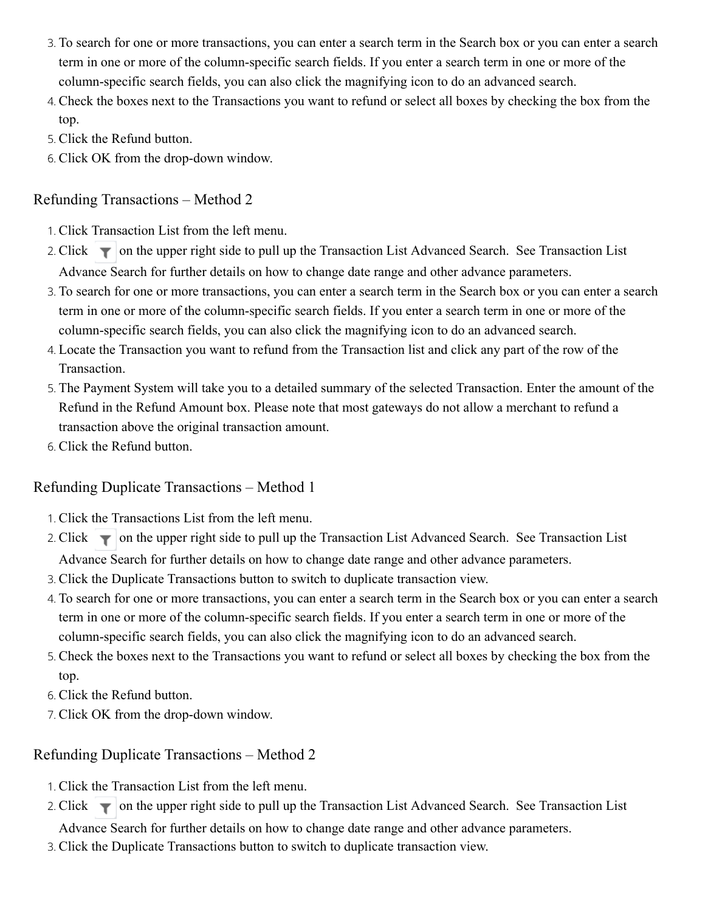3. To search for one or more transactions, you can enter a search term in the Search box or you can enter a search term in one or more of the column-specific search fields. If you enter a search term in one or more of the column-specific search fields, you can also click the magnifying icon to do an advanced search.
4. Check the boxes next to the Transactions you want to refund or select all boxes by checking the box from the top.
5. Click the Refund button.
6. Click OK from the drop-down window.

## Refunding Transactions – Method 2

1. Click Transaction List from the left menu.
2. Click on the upper right side to pull up the Transaction List Advanced Search. See Transaction List Advance Search for further details on how to change date range and other advance parameters.
3. To search for one or more transactions, you can enter a search term in the Search box or you can enter a search term in one or more of the column-specific search fields. If you enter a search term in one or more of the column-specific search fields, you can also click the magnifying icon to do an advanced search.
4. Locate the Transaction you want to refund from the Transaction list and click any part of the row of the Transaction.
5. The Payment System will take you to a detailed summary of the selected Transaction. Enter the amount of the Refund in the Refund Amount box. Please note that most gateways do not allow a merchant to refund a transaction above the original transaction amount.
6. Click the Refund button.

## Refunding Duplicate Transactions – Method 1

1. Click the Transactions List from the left menu.
2. Click on the upper right side to pull up the Transaction List Advanced Search. See Transaction List Advance Search for further details on how to change date range and other advance parameters.
3. Click the Duplicate Transactions button to switch to duplicate transaction view.
4. To search for one or more transactions, you can enter a search term in the Search box or you can enter a search term in one or more of the column-specific search fields. If you enter a search term in one or more of the column-specific search fields, you can also click the magnifying icon to do an advanced search.
5. Check the boxes next to the Transactions you want to refund or select all boxes by checking the box from the top.
6. Click the Refund button.
7. Click OK from the drop-down window.

## Refunding Duplicate Transactions – Method 2

1. Click the Transaction List from the left menu.
2. Click on the upper right side to pull up the Transaction List Advanced Search. See Transaction List Advance Search for further details on how to change date range and other advance parameters.
3. Click the Duplicate Transactions button to switch to duplicate transaction view.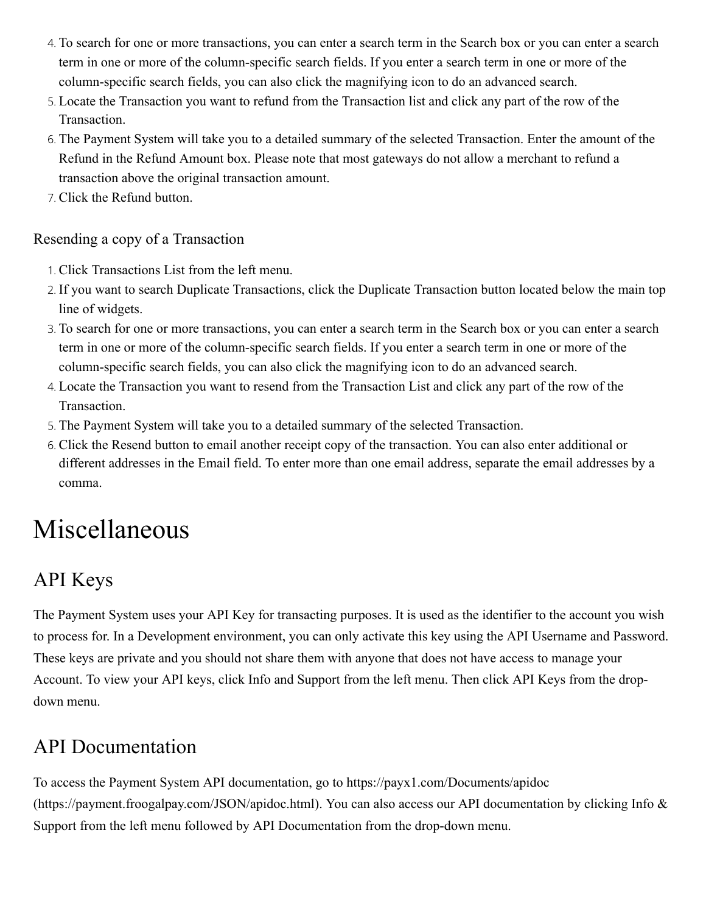4. To search for one or more transactions, you can enter a search term in the Search box or you can enter a search term in one or more of the column-specific search fields. If you enter a search term in one or more of the column-specific search fields, you can also click the magnifying icon to do an advanced search.
5. Locate the Transaction you want to refund from the Transaction list and click any part of the row of the Transaction.
6. The Payment System will take you to a detailed summary of the selected Transaction. Enter the amount of the Refund in the Refund Amount box. Please note that most gateways do not allow a merchant to refund a transaction above the original transaction amount.
7. Click the Refund button.

### Resending a copy of a Transaction

1. Click Transactions List from the left menu.
2. If you want to search Duplicate Transactions, click the Duplicate Transaction button located below the main top line of widgets.
3. To search for one or more transactions, you can enter a search term in the Search box or you can enter a search term in one or more of the column-specific search fields. If you enter a search term in one or more of the column-specific search fields, you can also click the magnifying icon to do an advanced search.
4. Locate the Transaction you want to resend from the Transaction List and click any part of the row of the Transaction.
5. The Payment System will take you to a detailed summary of the selected Transaction.
6. Click the Resend button to email another receipt copy of the transaction. You can also enter additional or different addresses in the Email field. To enter more than one email address, separate the email addresses by a comma.

# Miscellaneous

## API Keys

The Payment System uses your API Key for transacting purposes. It is used as the identifier to the account you wish to process for. In a Development environment, you can only activate this key using the API Username and Password. These keys are private and you should not share them with anyone that does not have access to manage your Account. To view your API keys, click Info and Support from the left menu. Then click API Keys from the drop-down menu.

## API Documentation

To access the Payment System API documentation, go to https://payx1.com/Documents/apidoc (https://payment.froogalpay.com/JSON/apidoc.html). You can also access our API documentation by clicking Info & Support from the left menu followed by API Documentation from the drop-down menu.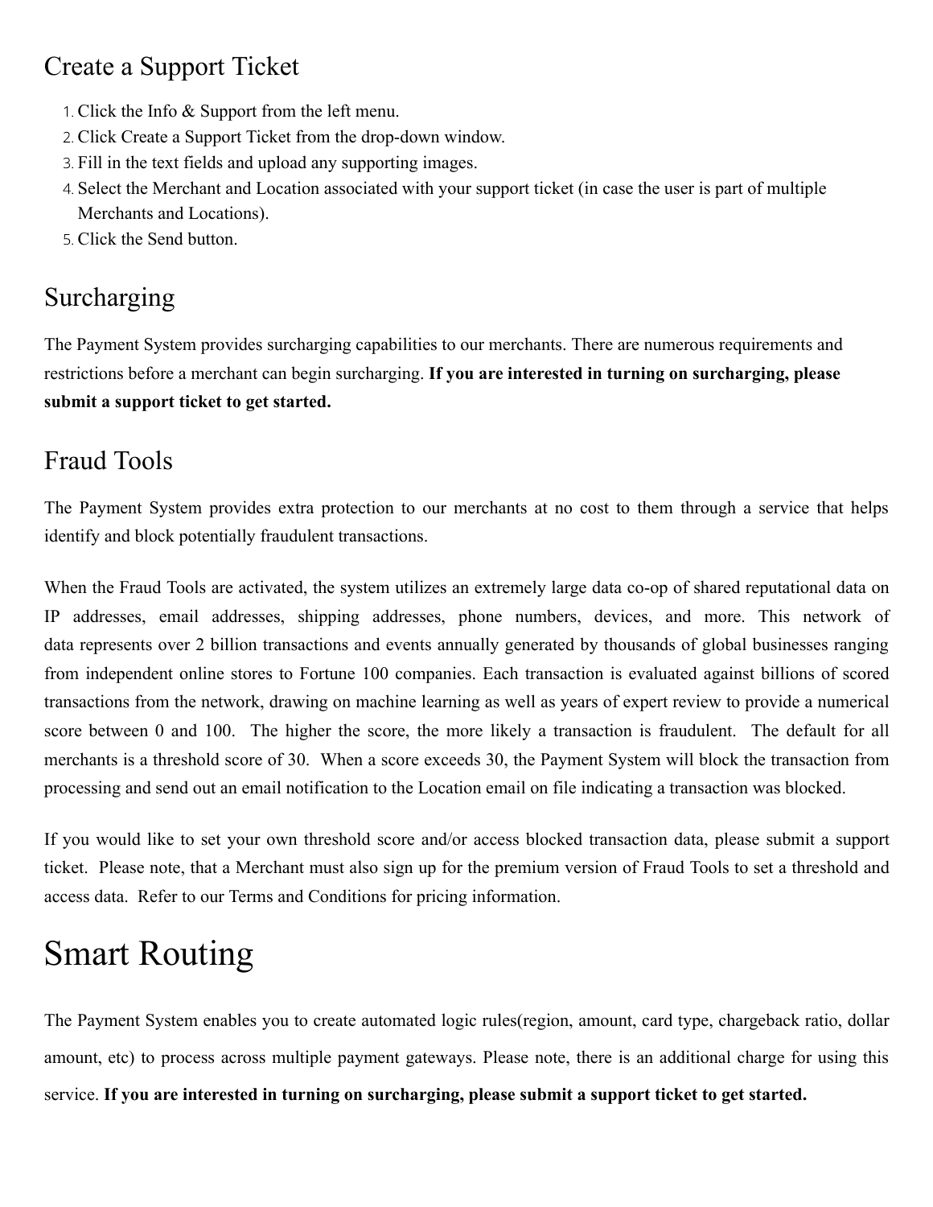## Create a Support Ticket

1. Click the Info & Support from the left menu.
2. Click Create a Support Ticket from the drop-down window.
3. Fill in the text fields and upload any supporting images.
4. Select the Merchant and Location associated with your support ticket (in case the user is part of multiple Merchants and Locations).
5. Click the Send button.

## Surcharging

The Payment System provides surcharging capabilities to our merchants. There are numerous requirements and restrictions before a merchant can begin surcharging. **If you are interested in turning on surcharging, please submit a support ticket to get started.**

## Fraud Tools

The Payment System provides extra protection to our merchants at no cost to them through a service that helps identify and block potentially fraudulent transactions.

When the Fraud Tools are activated, the system utilizes an extremely large data co-op of shared reputational data on IP addresses, email addresses, shipping addresses, phone numbers, devices, and more. This network of data represents over 2 billion transactions and events annually generated by thousands of global businesses ranging from independent online stores to Fortune 100 companies. Each transaction is evaluated against billions of scored transactions from the network, drawing on machine learning as well as years of expert review to provide a numerical score between 0 and 100. The higher the score, the more likely a transaction is fraudulent. The default for all merchants is a threshold score of 30. When a score exceeds 30, the Payment System will block the transaction from processing and send out an email notification to the Location email on file indicating a transaction was blocked.

If you would like to set your own threshold score and/or access blocked transaction data, please submit a support ticket. Please note, that a Merchant must also sign up for the premium version of Fraud Tools to set a threshold and access data. Refer to our Terms and Conditions for pricing information.

# Smart Routing

The Payment System enables you to create automated logic rules(region, amount, card type, chargeback ratio, dollar amount, etc) to process across multiple payment gateways. Please note, there is an additional charge for using this service. **If you are interested in turning on surcharging, please submit a support ticket to get started.**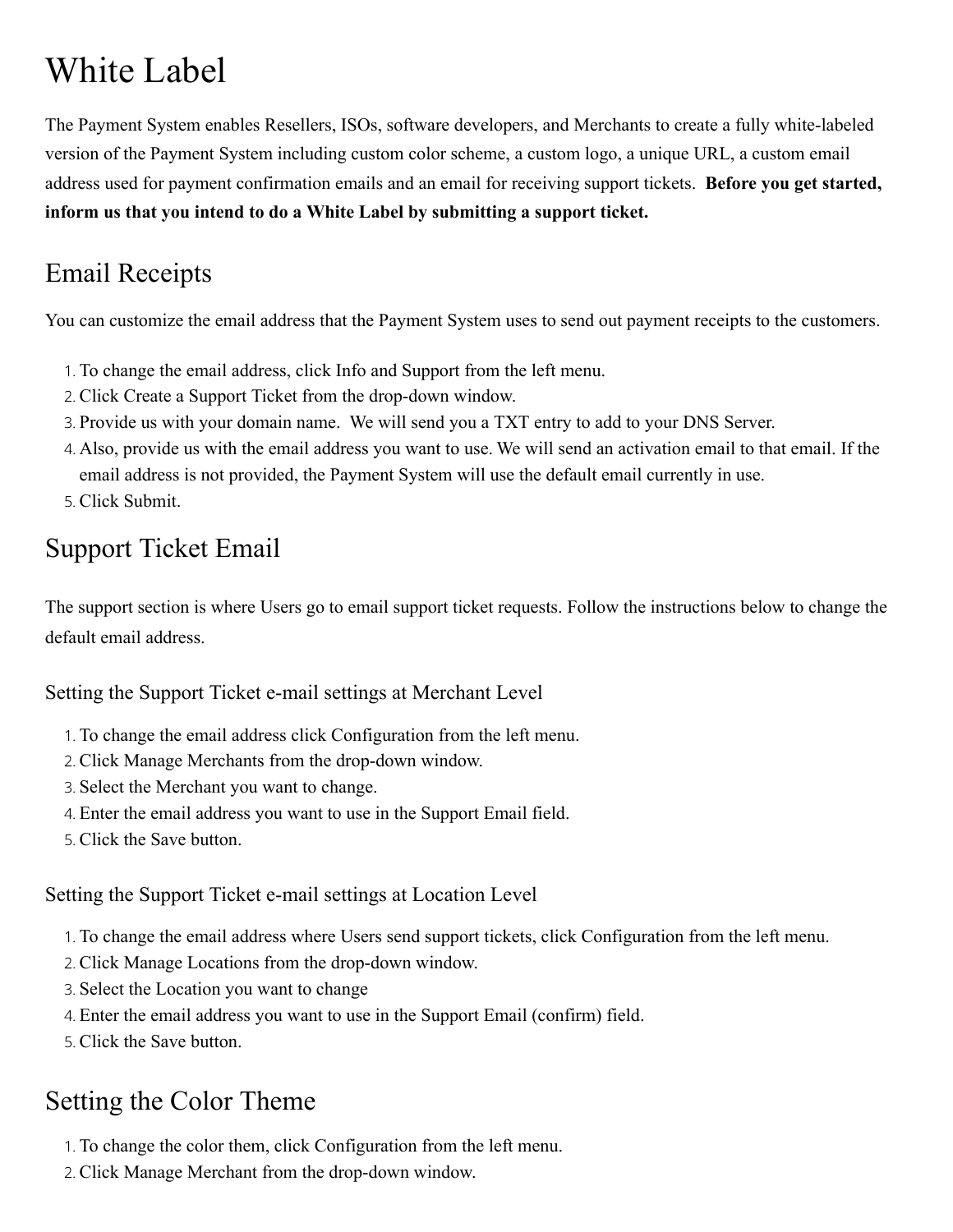# White Label

The Payment System enables Resellers, ISOs, software developers, and Merchants to create a fully white-labeled version of the Payment System including custom color scheme, a custom logo, a unique URL, a custom email address used for payment confirmation emails and an email for receiving support tickets. **Before you get started, inform us that you intend to do a White Label by submitting a support ticket.**

## Email Receipts

You can customize the email address that the Payment System uses to send out payment receipts to the customers.

1. To change the email address, click Info and Support from the left menu.
2. Click Create a Support Ticket from the drop-down window.
3. Provide us with your domain name. We will send you a TXT entry to add to your DNS Server.
4. Also, provide us with the email address you want to use. We will send an activation email to that email. If the email address is not provided, the Payment System will use the default email currently in use.
5. Click Submit.

## Support Ticket Email

The support section is where Users go to email support ticket requests. Follow the instructions below to change the default email address.

### Setting the Support Ticket e-mail settings at Merchant Level

1. To change the email address click Configuration from the left menu.
2. Click Manage Merchants from the drop-down window.
3. Select the Merchant you want to change.
4. Enter the email address you want to use in the Support Email field.
5. Click the Save button.

### Setting the Support Ticket e-mail settings at Location Level

1. To change the email address where Users send support tickets, click Configuration from the left menu.
2. Click Manage Locations from the drop-down window.
3. Select the Location you want to change
4. Enter the email address you want to use in the Support Email (confirm) field.
5. Click the Save button.

## Setting the Color Theme

1. To change the color them, click Configuration from the left menu.
2. Click Manage Merchant from the drop-down window.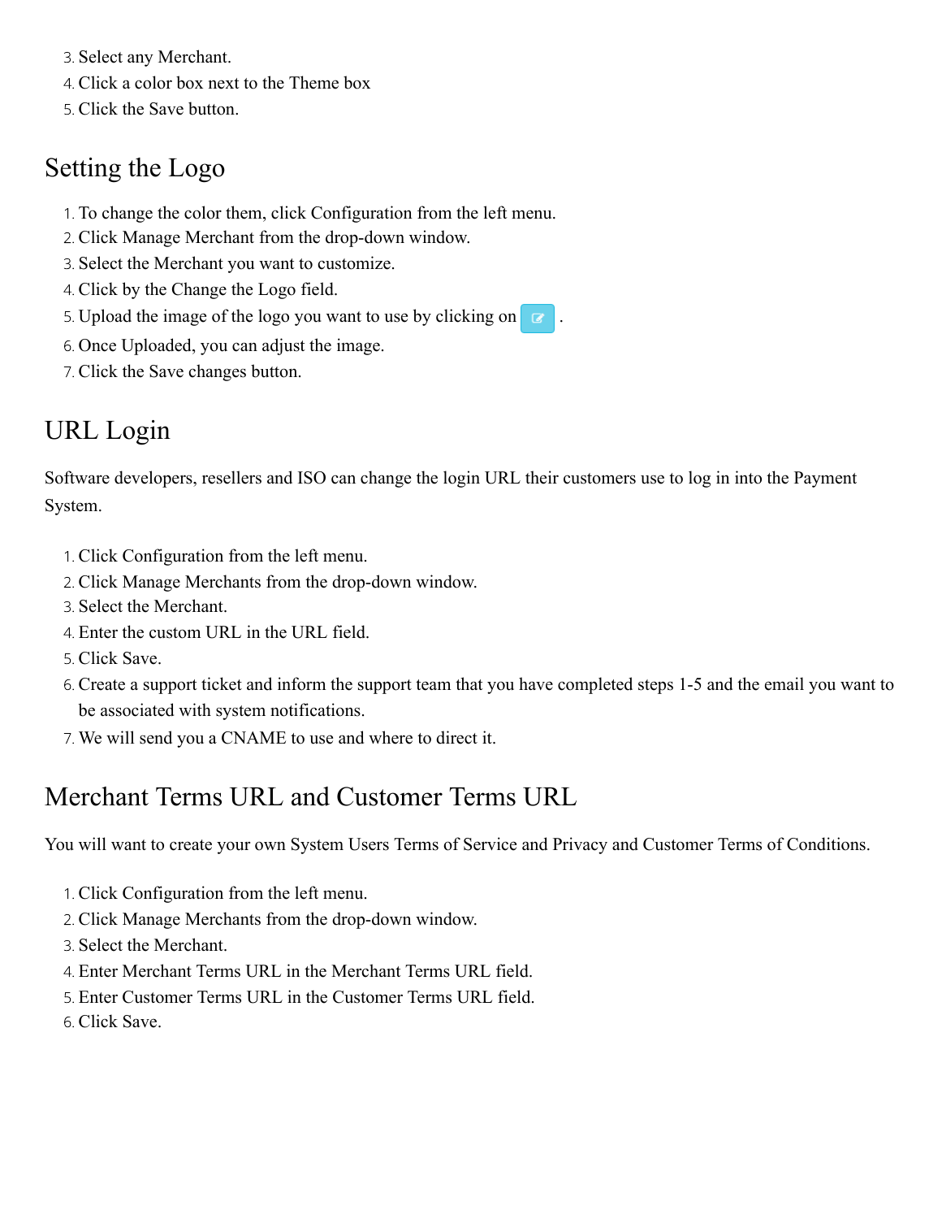3. Select any Merchant.
4. Click a color box next to the Theme box
5. Click the Save button.

## Setting the Logo

1. To change the color them, click Configuration from the left menu.
2. Click Manage Merchant from the drop-down window.
3. Select the Merchant you want to customize.
4. Click by the Change the Logo field.
5. Upload the image of the logo you want to use by clicking on .
6. Once Uploaded, you can adjust the image.
7. Click the Save changes button.

## URL Login

Software developers, resellers and ISO can change the login URL their customers use to log in into the Payment System.

1. Click Configuration from the left menu.
2. Click Manage Merchants from the drop-down window.
3. Select the Merchant.
4. Enter the custom URL in the URL field.
5. Click Save.
6. Create a support ticket and inform the support team that you have completed steps 1-5 and the email you want to be associated with system notifications.
7. We will send you a CNAME to use and where to direct it.

## Merchant Terms URL and Customer Terms URL

You will want to create your own System Users Terms of Service and Privacy and Customer Terms of Conditions.

1. Click Configuration from the left menu.
2. Click Manage Merchants from the drop-down window.
3. Select the Merchant.
4. Enter Merchant Terms URL in the Merchant Terms URL field.
5. Enter Customer Terms URL in the Customer Terms URL field.
6. Click Save.